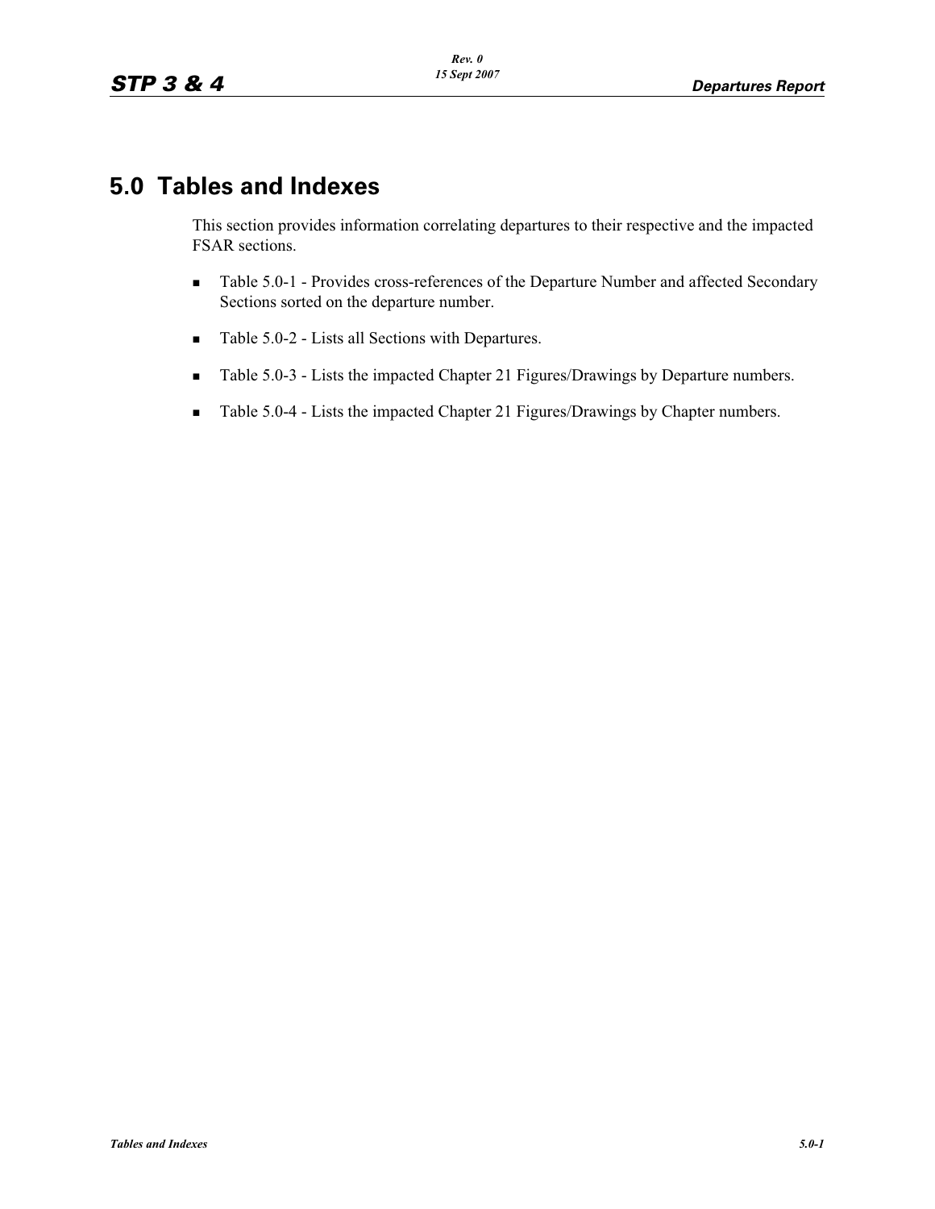# 5.0 Tables and Indexes

This section provides information correlating departures to their respective and the impacted FSAR sections.

- Table 5.0-1 - Provides cross-references of the Departure Number and affected Secondary Sections sorted on the departure number.
- Table 5.0-2 - Lists all Sections with Departures.
- Table 5.0-3 - Lists the impacted Chapter 21 Figures/Drawings by Departure numbers.
- Table 5.0-4 - Lists the impacted Chapter 21 Figures/Drawings by Chapter numbers.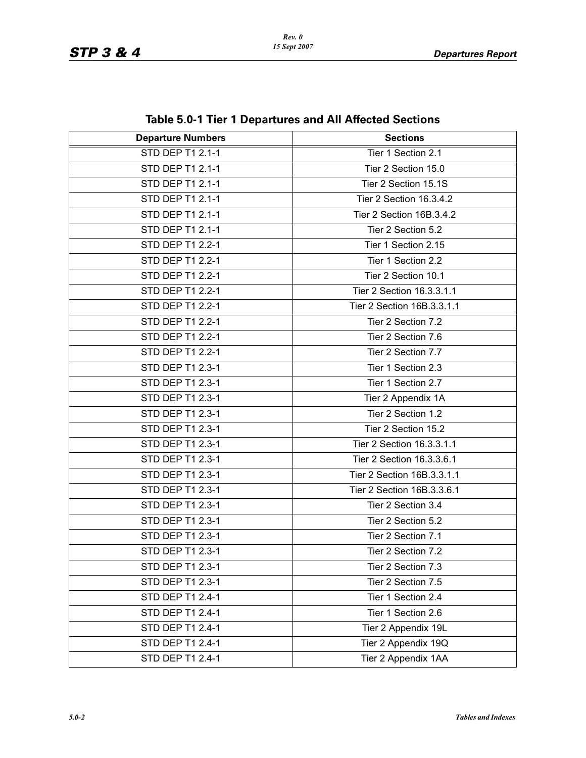## Table 5.0-1 Tier 1 Departures and All Affected Sections

| Departure Numbers | Sections |
|---|---|
| STD DEP T1 2.1-1 | Tier 1 Section 2.1 |
| STD DEP T1 2.1-1 | Tier 2 Section 15.0 |
| STD DEP T1 2.1-1 | Tier 2 Section 15.1S |
| STD DEP T1 2.1-1 | Tier 2 Section 16.3.4.2 |
| STD DEP T1 2.1-1 | Tier 2 Section 16B.3.4.2 |
| STD DEP T1 2.1-1 | Tier 2 Section 5.2 |
| STD DEP T1 2.2-1 | Tier 1 Section 2.15 |
| STD DEP T1 2.2-1 | Tier 1 Section 2.2 |
| STD DEP T1 2.2-1 | Tier 2 Section 10.1 |
| STD DEP T1 2.2-1 | Tier 2 Section 16.3.3.1.1 |
| STD DEP T1 2.2-1 | Tier 2 Section 16B.3.3.1.1 |
| STD DEP T1 2.2-1 | Tier 2 Section 7.2 |
| STD DEP T1 2.2-1 | Tier 2 Section 7.6 |
| STD DEP T1 2.2-1 | Tier 2 Section 7.7 |
| STD DEP T1 2.3-1 | Tier 1 Section 2.3 |
| STD DEP T1 2.3-1 | Tier 1 Section 2.7 |
| STD DEP T1 2.3-1 | Tier 2 Appendix 1A |
| STD DEP T1 2.3-1 | Tier 2 Section 1.2 |
| STD DEP T1 2.3-1 | Tier 2 Section 15.2 |
| STD DEP T1 2.3-1 | Tier 2 Section 16.3.3.1.1 |
| STD DEP T1 2.3-1 | Tier 2 Section 16.3.3.6.1 |
| STD DEP T1 2.3-1 | Tier 2 Section 16B.3.3.1.1 |
| STD DEP T1 2.3-1 | Tier 2 Section 16B.3.3.6.1 |
| STD DEP T1 2.3-1 | Tier 2 Section 3.4 |
| STD DEP T1 2.3-1 | Tier 2 Section 5.2 |
| STD DEP T1 2.3-1 | Tier 2 Section 7.1 |
| STD DEP T1 2.3-1 | Tier 2 Section 7.2 |
| STD DEP T1 2.3-1 | Tier 2 Section 7.3 |
| STD DEP T1 2.3-1 | Tier 2 Section 7.5 |
| STD DEP T1 2.4-1 | Tier 1 Section 2.4 |
| STD DEP T1 2.4-1 | Tier 1 Section 2.6 |
| STD DEP T1 2.4-1 | Tier 2 Appendix 19L |
| STD DEP T1 2.4-1 | Tier 2 Appendix 19Q |
| STD DEP T1 2.4-1 | Tier 2 Appendix 1AA |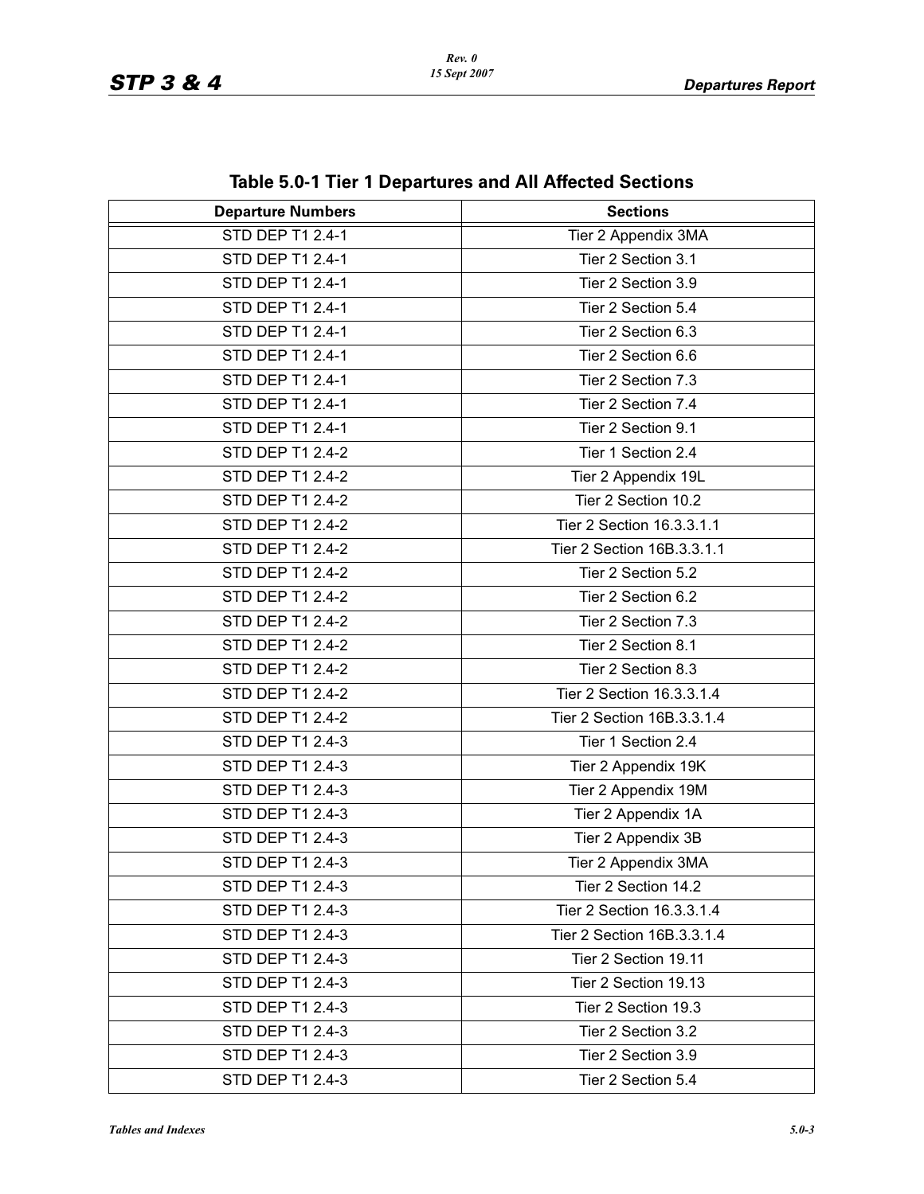**Table 5.0-1 Tier 1 Departures and All Affected Sections**

| Departure Numbers | Sections |
|---|---|
| STD DEP T1 2.4-1 | Tier 2 Appendix 3MA |
| STD DEP T1 2.4-1 | Tier 2 Section 3.1 |
| STD DEP T1 2.4-1 | Tier 2 Section 3.9 |
| STD DEP T1 2.4-1 | Tier 2 Section 5.4 |
| STD DEP T1 2.4-1 | Tier 2 Section 6.3 |
| STD DEP T1 2.4-1 | Tier 2 Section 6.6 |
| STD DEP T1 2.4-1 | Tier 2 Section 7.3 |
| STD DEP T1 2.4-1 | Tier 2 Section 7.4 |
| STD DEP T1 2.4-1 | Tier 2 Section 9.1 |
| STD DEP T1 2.4-2 | Tier 1 Section 2.4 |
| STD DEP T1 2.4-2 | Tier 2 Appendix 19L |
| STD DEP T1 2.4-2 | Tier 2 Section 10.2 |
| STD DEP T1 2.4-2 | Tier 2 Section 16.3.3.1.1 |
| STD DEP T1 2.4-2 | Tier 2 Section 16B.3.3.1.1 |
| STD DEP T1 2.4-2 | Tier 2 Section 5.2 |
| STD DEP T1 2.4-2 | Tier 2 Section 6.2 |
| STD DEP T1 2.4-2 | Tier 2 Section 7.3 |
| STD DEP T1 2.4-2 | Tier 2 Section 8.1 |
| STD DEP T1 2.4-2 | Tier 2 Section 8.3 |
| STD DEP T1 2.4-2 | Tier 2 Section 16.3.3.1.4 |
| STD DEP T1 2.4-2 | Tier 2 Section 16B.3.3.1.4 |
| STD DEP T1 2.4-3 | Tier 1 Section 2.4 |
| STD DEP T1 2.4-3 | Tier 2 Appendix 19K |
| STD DEP T1 2.4-3 | Tier 2 Appendix 19M |
| STD DEP T1 2.4-3 | Tier 2 Appendix 1A |
| STD DEP T1 2.4-3 | Tier 2 Appendix 3B |
| STD DEP T1 2.4-3 | Tier 2 Appendix 3MA |
| STD DEP T1 2.4-3 | Tier 2 Section 14.2 |
| STD DEP T1 2.4-3 | Tier 2 Section 16.3.3.1.4 |
| STD DEP T1 2.4-3 | Tier 2 Section 16B.3.3.1.4 |
| STD DEP T1 2.4-3 | Tier 2 Section 19.11 |
| STD DEP T1 2.4-3 | Tier 2 Section 19.13 |
| STD DEP T1 2.4-3 | Tier 2 Section 19.3 |
| STD DEP T1 2.4-3 | Tier 2 Section 3.2 |
| STD DEP T1 2.4-3 | Tier 2 Section 3.9 |
| STD DEP T1 2.4-3 | Tier 2 Section 5.4 |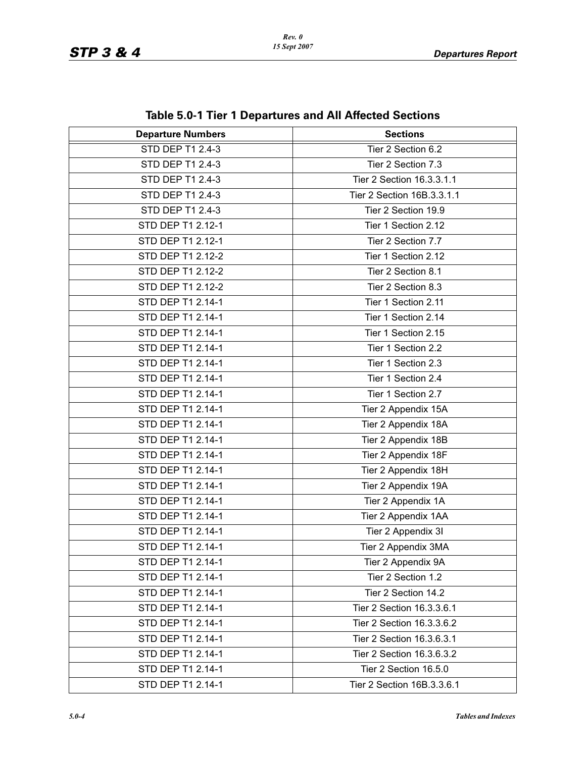## Table 5.0-1 Tier 1 Departures and All Affected Sections

| Departure Numbers | Sections |
|---|---|
| STD DEP T1 2.4-3 | Tier 2 Section 6.2 |
| STD DEP T1 2.4-3 | Tier 2 Section 7.3 |
| STD DEP T1 2.4-3 | Tier 2 Section 16.3.3.1.1 |
| STD DEP T1 2.4-3 | Tier 2 Section 16B.3.3.1.1 |
| STD DEP T1 2.4-3 | Tier 2 Section 19.9 |
| STD DEP T1 2.12-1 | Tier 1 Section 2.12 |
| STD DEP T1 2.12-1 | Tier 2 Section 7.7 |
| STD DEP T1 2.12-2 | Tier 1 Section 2.12 |
| STD DEP T1 2.12-2 | Tier 2 Section 8.1 |
| STD DEP T1 2.12-2 | Tier 2 Section 8.3 |
| STD DEP T1 2.14-1 | Tier 1 Section 2.11 |
| STD DEP T1 2.14-1 | Tier 1 Section 2.14 |
| STD DEP T1 2.14-1 | Tier 1 Section 2.15 |
| STD DEP T1 2.14-1 | Tier 1 Section 2.2 |
| STD DEP T1 2.14-1 | Tier 1 Section 2.3 |
| STD DEP T1 2.14-1 | Tier 1 Section 2.4 |
| STD DEP T1 2.14-1 | Tier 1 Section 2.7 |
| STD DEP T1 2.14-1 | Tier 2 Appendix 15A |
| STD DEP T1 2.14-1 | Tier 2 Appendix 18A |
| STD DEP T1 2.14-1 | Tier 2 Appendix 18B |
| STD DEP T1 2.14-1 | Tier 2 Appendix 18F |
| STD DEP T1 2.14-1 | Tier 2 Appendix 18H |
| STD DEP T1 2.14-1 | Tier 2 Appendix 19A |
| STD DEP T1 2.14-1 | Tier 2 Appendix 1A |
| STD DEP T1 2.14-1 | Tier 2 Appendix 1AA |
| STD DEP T1 2.14-1 | Tier 2 Appendix 3I |
| STD DEP T1 2.14-1 | Tier 2 Appendix 3MA |
| STD DEP T1 2.14-1 | Tier 2 Appendix 9A |
| STD DEP T1 2.14-1 | Tier 2 Section 1.2 |
| STD DEP T1 2.14-1 | Tier 2 Section 14.2 |
| STD DEP T1 2.14-1 | Tier 2 Section 16.3.3.6.1 |
| STD DEP T1 2.14-1 | Tier 2 Section 16.3.3.6.2 |
| STD DEP T1 2.14-1 | Tier 2 Section 16.3.6.3.1 |
| STD DEP T1 2.14-1 | Tier 2 Section 16.3.6.3.2 |
| STD DEP T1 2.14-1 | Tier 2 Section 16.5.0 |
| STD DEP T1 2.14-1 | Tier 2 Section 16B.3.3.6.1 |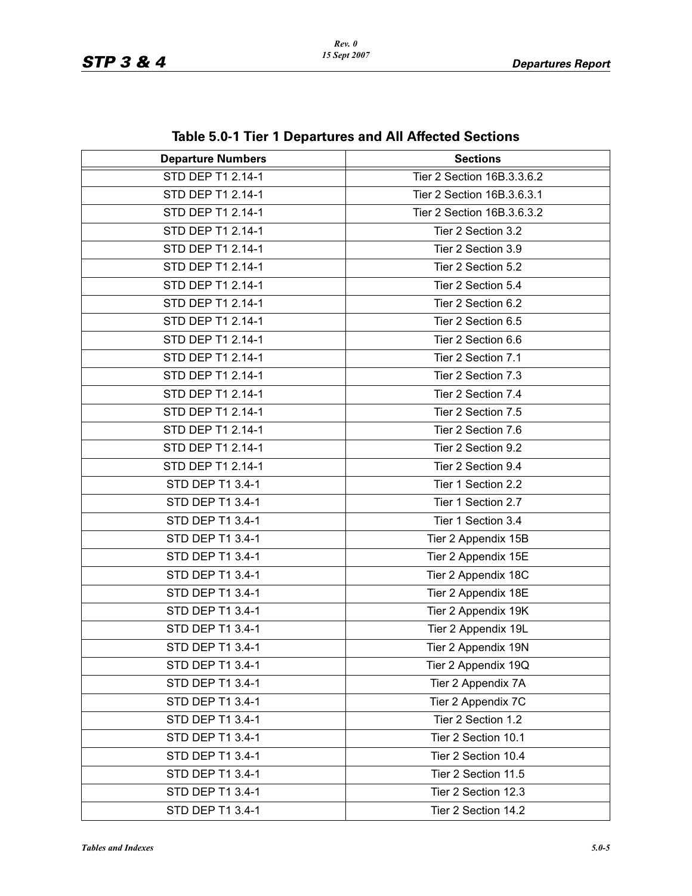## Table 5.0-1 Tier 1 Departures and All Affected Sections

| Departure Numbers | Sections |
|---|---|
| STD DEP T1 2.14-1 | Tier 2 Section 16B.3.3.6.2 |
| STD DEP T1 2.14-1 | Tier 2 Section 16B.3.6.3.1 |
| STD DEP T1 2.14-1 | Tier 2 Section 16B.3.6.3.2 |
| STD DEP T1 2.14-1 | Tier 2 Section 3.2 |
| STD DEP T1 2.14-1 | Tier 2 Section 3.9 |
| STD DEP T1 2.14-1 | Tier 2 Section 5.2 |
| STD DEP T1 2.14-1 | Tier 2 Section 5.4 |
| STD DEP T1 2.14-1 | Tier 2 Section 6.2 |
| STD DEP T1 2.14-1 | Tier 2 Section 6.5 |
| STD DEP T1 2.14-1 | Tier 2 Section 6.6 |
| STD DEP T1 2.14-1 | Tier 2 Section 7.1 |
| STD DEP T1 2.14-1 | Tier 2 Section 7.3 |
| STD DEP T1 2.14-1 | Tier 2 Section 7.4 |
| STD DEP T1 2.14-1 | Tier 2 Section 7.5 |
| STD DEP T1 2.14-1 | Tier 2 Section 7.6 |
| STD DEP T1 2.14-1 | Tier 2 Section 9.2 |
| STD DEP T1 2.14-1 | Tier 2 Section 9.4 |
| STD DEP T1 3.4-1 | Tier 1 Section 2.2 |
| STD DEP T1 3.4-1 | Tier 1 Section 2.7 |
| STD DEP T1 3.4-1 | Tier 1 Section 3.4 |
| STD DEP T1 3.4-1 | Tier 2 Appendix 15B |
| STD DEP T1 3.4-1 | Tier 2 Appendix 15E |
| STD DEP T1 3.4-1 | Tier 2 Appendix 18C |
| STD DEP T1 3.4-1 | Tier 2 Appendix 18E |
| STD DEP T1 3.4-1 | Tier 2 Appendix 19K |
| STD DEP T1 3.4-1 | Tier 2 Appendix 19L |
| STD DEP T1 3.4-1 | Tier 2 Appendix 19N |
| STD DEP T1 3.4-1 | Tier 2 Appendix 19Q |
| STD DEP T1 3.4-1 | Tier 2 Appendix 7A |
| STD DEP T1 3.4-1 | Tier 2 Appendix 7C |
| STD DEP T1 3.4-1 | Tier 2 Section 1.2 |
| STD DEP T1 3.4-1 | Tier 2 Section 10.1 |
| STD DEP T1 3.4-1 | Tier 2 Section 10.4 |
| STD DEP T1 3.4-1 | Tier 2 Section 11.5 |
| STD DEP T1 3.4-1 | Tier 2 Section 12.3 |
| STD DEP T1 3.4-1 | Tier 2 Section 14.2 |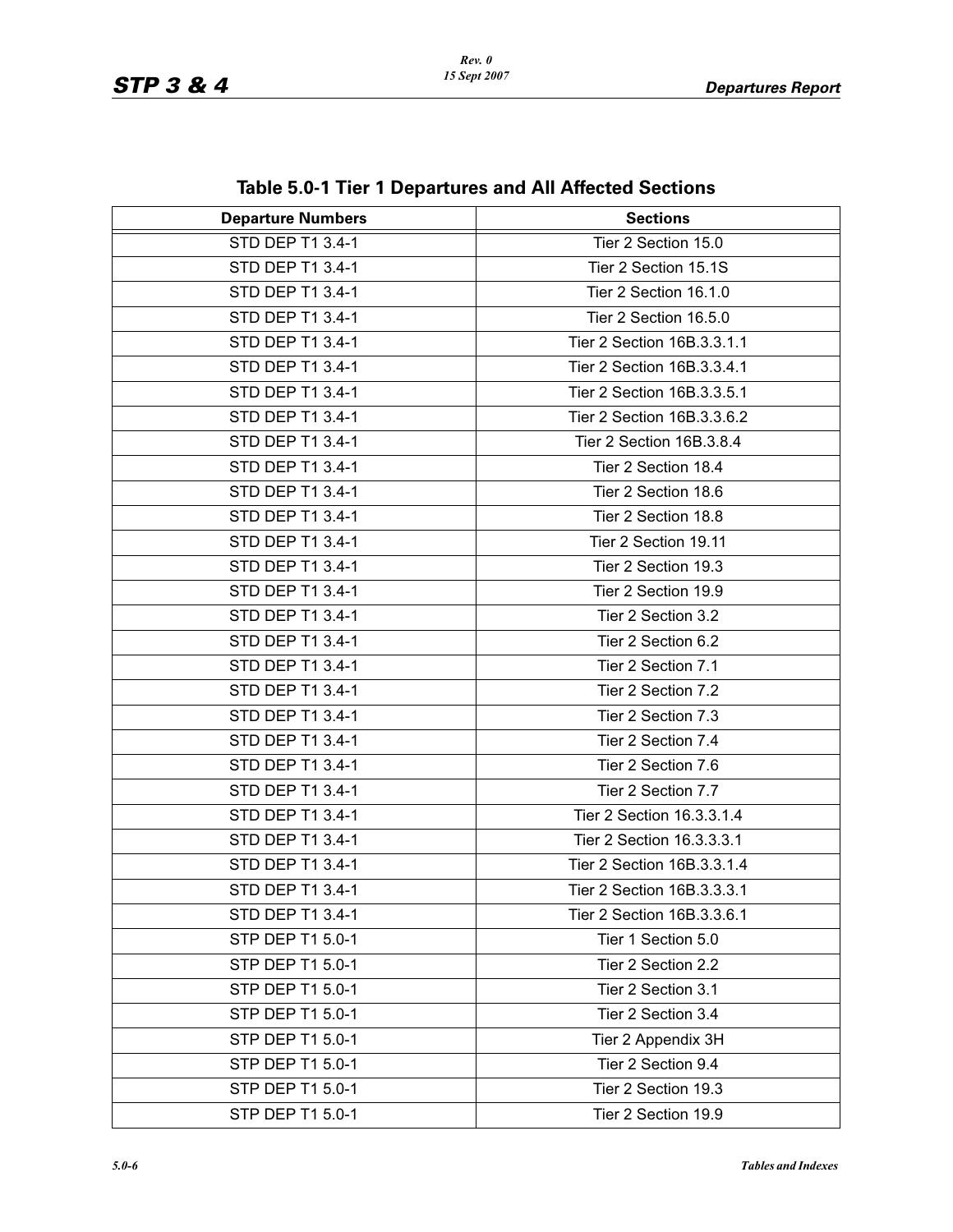## Table 5.0-1 Tier 1 Departures and All Affected Sections

| Departure Numbers | Sections |
|---|---|
| STD DEP T1 3.4-1 | Tier 2 Section 15.0 |
| STD DEP T1 3.4-1 | Tier 2 Section 15.1S |
| STD DEP T1 3.4-1 | Tier 2 Section 16.1.0 |
| STD DEP T1 3.4-1 | Tier 2 Section 16.5.0 |
| STD DEP T1 3.4-1 | Tier 2 Section 16B.3.3.1.1 |
| STD DEP T1 3.4-1 | Tier 2 Section 16B.3.3.4.1 |
| STD DEP T1 3.4-1 | Tier 2 Section 16B.3.3.5.1 |
| STD DEP T1 3.4-1 | Tier 2 Section 16B.3.3.6.2 |
| STD DEP T1 3.4-1 | Tier 2 Section 16B.3.8.4 |
| STD DEP T1 3.4-1 | Tier 2 Section 18.4 |
| STD DEP T1 3.4-1 | Tier 2 Section 18.6 |
| STD DEP T1 3.4-1 | Tier 2 Section 18.8 |
| STD DEP T1 3.4-1 | Tier 2 Section 19.11 |
| STD DEP T1 3.4-1 | Tier 2 Section 19.3 |
| STD DEP T1 3.4-1 | Tier 2 Section 19.9 |
| STD DEP T1 3.4-1 | Tier 2 Section 3.2 |
| STD DEP T1 3.4-1 | Tier 2 Section 6.2 |
| STD DEP T1 3.4-1 | Tier 2 Section 7.1 |
| STD DEP T1 3.4-1 | Tier 2 Section 7.2 |
| STD DEP T1 3.4-1 | Tier 2 Section 7.3 |
| STD DEP T1 3.4-1 | Tier 2 Section 7.4 |
| STD DEP T1 3.4-1 | Tier 2 Section 7.6 |
| STD DEP T1 3.4-1 | Tier 2 Section 7.7 |
| STD DEP T1 3.4-1 | Tier 2 Section 16.3.3.1.4 |
| STD DEP T1 3.4-1 | Tier 2 Section 16.3.3.3.1 |
| STD DEP T1 3.4-1 | Tier 2 Section 16B.3.3.1.4 |
| STD DEP T1 3.4-1 | Tier 2 Section 16B.3.3.3.1 |
| STD DEP T1 3.4-1 | Tier 2 Section 16B.3.3.6.1 |
| STP DEP T1 5.0-1 | Tier 1 Section 5.0 |
| STP DEP T1 5.0-1 | Tier 2 Section 2.2 |
| STP DEP T1 5.0-1 | Tier 2 Section 3.1 |
| STP DEP T1 5.0-1 | Tier 2 Section 3.4 |
| STP DEP T1 5.0-1 | Tier 2 Appendix 3H |
| STP DEP T1 5.0-1 | Tier 2 Section 9.4 |
| STP DEP T1 5.0-1 | Tier 2 Section 19.3 |
| STP DEP T1 5.0-1 | Tier 2 Section 19.9 |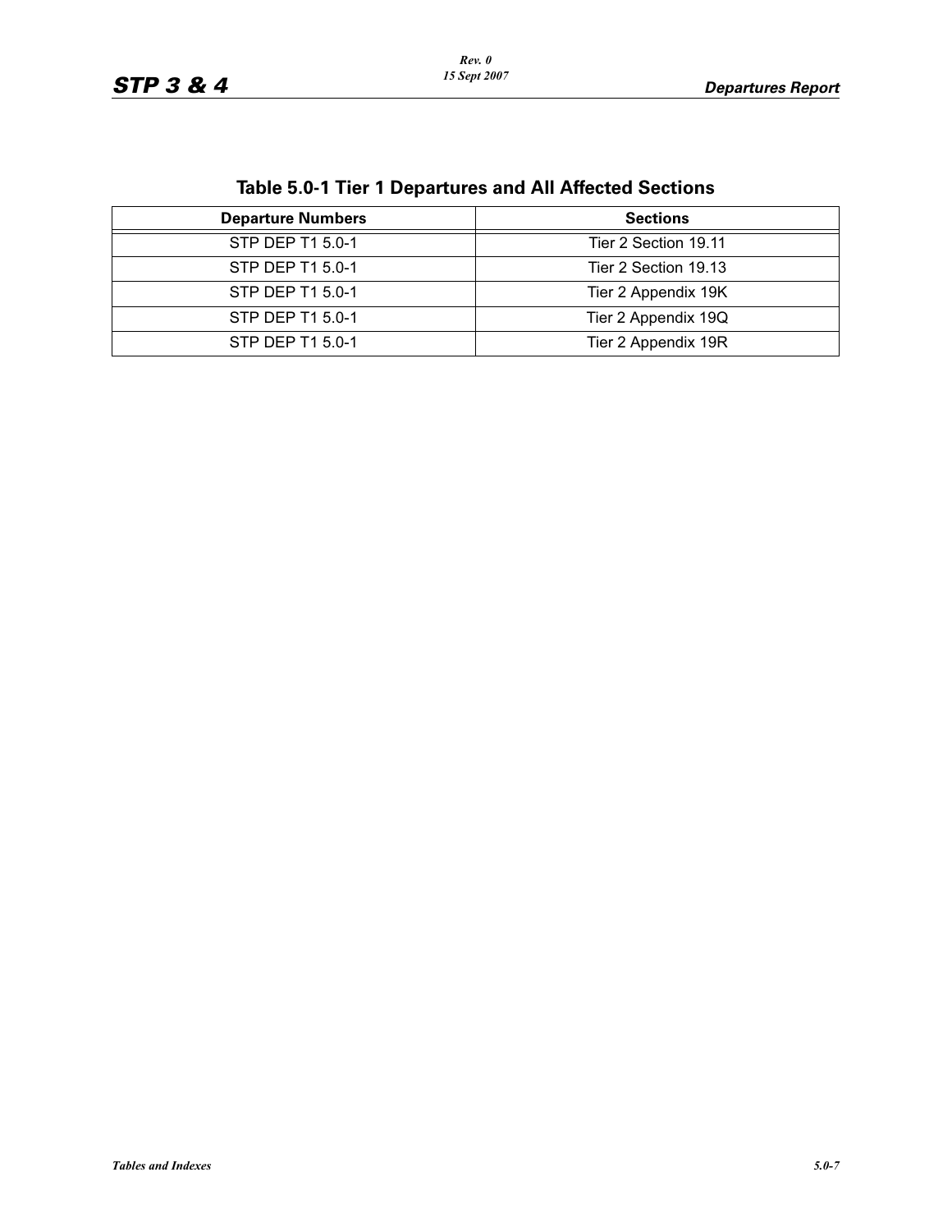## Table 5.0-1 Tier 1 Departures and All Affected Sections

| Departure Numbers | Sections |
|---|---|
| STP DEP T1 5.0-1 | Tier 2 Section 19.11 |
| STP DEP T1 5.0-1 | Tier 2 Section 19.13 |
| STP DEP T1 5.0-1 | Tier 2 Appendix 19K |
| STP DEP T1 5.0-1 | Tier 2 Appendix 19Q |
| STP DEP T1 5.0-1 | Tier 2 Appendix 19R |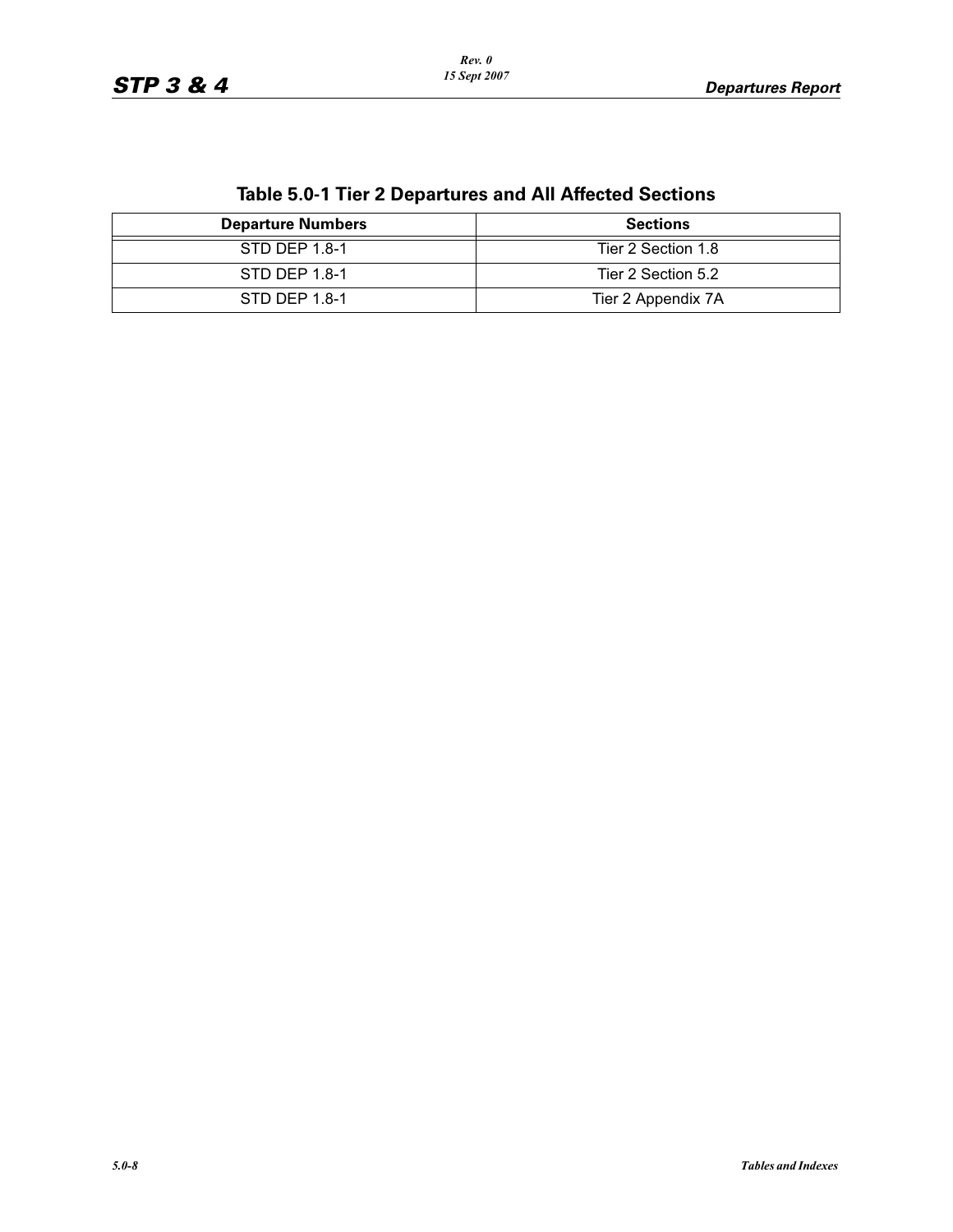## Table 5.0-1 Tier 2 Departures and All Affected Sections

| Departure Numbers | Sections |
|---|---|
| STD DEP 1.8-1 | Tier 2 Section 1.8 |
| STD DEP 1.8-1 | Tier 2 Section 5.2 |
| STD DEP 1.8-1 | Tier 2 Appendix 7A |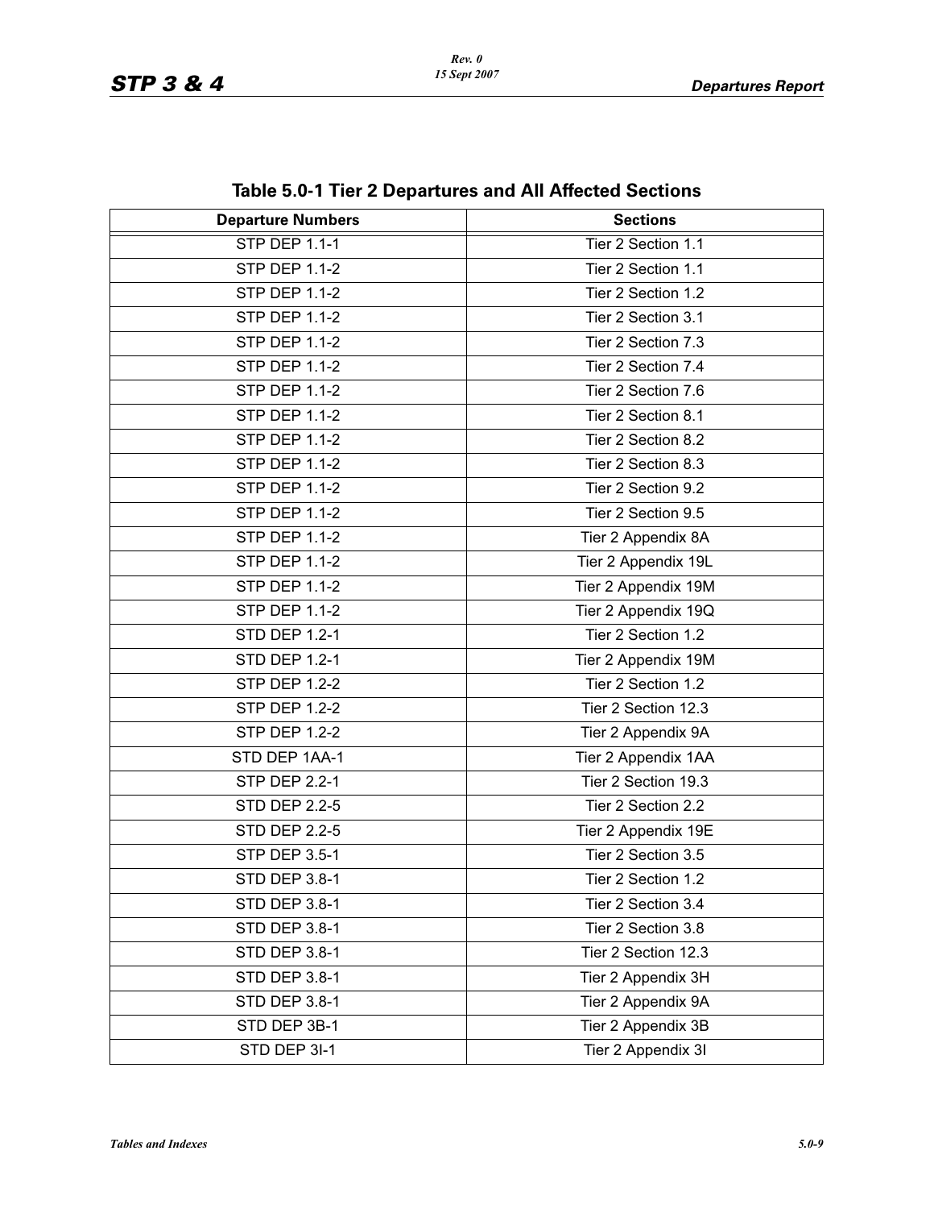## Table 5.0-1 Tier 2 Departures and All Affected Sections

| Departure Numbers | Sections |
|---|---|
| STP DEP 1.1-1 | Tier 2 Section 1.1 |
| STP DEP 1.1-2 | Tier 2 Section 1.1 |
| STP DEP 1.1-2 | Tier 2 Section 1.2 |
| STP DEP 1.1-2 | Tier 2 Section 3.1 |
| STP DEP 1.1-2 | Tier 2 Section 7.3 |
| STP DEP 1.1-2 | Tier 2 Section 7.4 |
| STP DEP 1.1-2 | Tier 2 Section 7.6 |
| STP DEP 1.1-2 | Tier 2 Section 8.1 |
| STP DEP 1.1-2 | Tier 2 Section 8.2 |
| STP DEP 1.1-2 | Tier 2 Section 8.3 |
| STP DEP 1.1-2 | Tier 2 Section 9.2 |
| STP DEP 1.1-2 | Tier 2 Section 9.5 |
| STP DEP 1.1-2 | Tier 2 Appendix 8A |
| STP DEP 1.1-2 | Tier 2 Appendix 19L |
| STP DEP 1.1-2 | Tier 2 Appendix 19M |
| STP DEP 1.1-2 | Tier 2 Appendix 19Q |
| STD DEP 1.2-1 | Tier 2 Section 1.2 |
| STD DEP 1.2-1 | Tier 2 Appendix 19M |
| STP DEP 1.2-2 | Tier 2 Section 1.2 |
| STP DEP 1.2-2 | Tier 2 Section 12.3 |
| STP DEP 1.2-2 | Tier 2 Appendix 9A |
| STD DEP 1AA-1 | Tier 2 Appendix 1AA |
| STP DEP 2.2-1 | Tier 2 Section 19.3 |
| STD DEP 2.2-5 | Tier 2 Section 2.2 |
| STD DEP 2.2-5 | Tier 2 Appendix 19E |
| STP DEP 3.5-1 | Tier 2 Section 3.5 |
| STD DEP 3.8-1 | Tier 2 Section 1.2 |
| STD DEP 3.8-1 | Tier 2 Section 3.4 |
| STD DEP 3.8-1 | Tier 2 Section 3.8 |
| STD DEP 3.8-1 | Tier 2 Section 12.3 |
| STD DEP 3.8-1 | Tier 2 Appendix 3H |
| STD DEP 3.8-1 | Tier 2 Appendix 9A |
| STD DEP 3B-1 | Tier 2 Appendix 3B |
| STD DEP 3I-1 | Tier 2 Appendix 3I |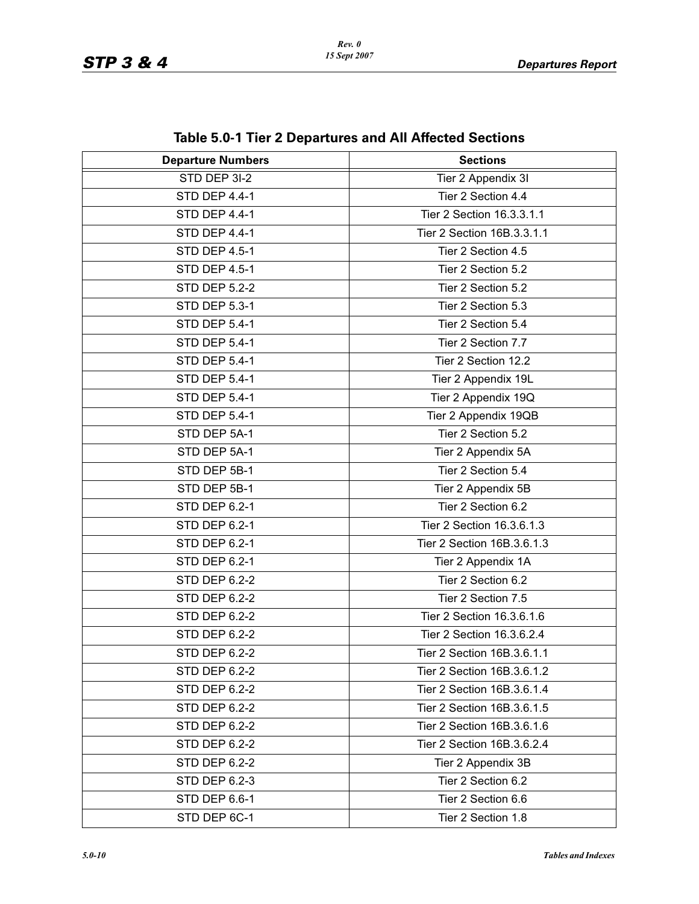## Table 5.0-1 Tier 2 Departures and All Affected Sections

| Departure Numbers | Sections |
|---|---|
| STD DEP 3I-2 | Tier 2 Appendix 3I |
| STD DEP 4.4-1 | Tier 2 Section 4.4 |
| STD DEP 4.4-1 | Tier 2 Section 16.3.3.1.1 |
| STD DEP 4.4-1 | Tier 2 Section 16B.3.3.1.1 |
| STD DEP 4.5-1 | Tier 2 Section 4.5 |
| STD DEP 4.5-1 | Tier 2 Section 5.2 |
| STD DEP 5.2-2 | Tier 2 Section 5.2 |
| STD DEP 5.3-1 | Tier 2 Section 5.3 |
| STD DEP 5.4-1 | Tier 2 Section 5.4 |
| STD DEP 5.4-1 | Tier 2 Section 7.7 |
| STD DEP 5.4-1 | Tier 2 Section 12.2 |
| STD DEP 5.4-1 | Tier 2 Appendix 19L |
| STD DEP 5.4-1 | Tier 2 Appendix 19Q |
| STD DEP 5.4-1 | Tier 2 Appendix 19QB |
| STD DEP 5A-1 | Tier 2 Section 5.2 |
| STD DEP 5A-1 | Tier 2 Appendix 5A |
| STD DEP 5B-1 | Tier 2 Section 5.4 |
| STD DEP 5B-1 | Tier 2 Appendix 5B |
| STD DEP 6.2-1 | Tier 2 Section 6.2 |
| STD DEP 6.2-1 | Tier 2 Section 16.3.6.1.3 |
| STD DEP 6.2-1 | Tier 2 Section 16B.3.6.1.3 |
| STD DEP 6.2-1 | Tier 2 Appendix 1A |
| STD DEP 6.2-2 | Tier 2 Section 6.2 |
| STD DEP 6.2-2 | Tier 2 Section 7.5 |
| STD DEP 6.2-2 | Tier 2 Section 16.3.6.1.6 |
| STD DEP 6.2-2 | Tier 2 Section 16.3.6.2.4 |
| STD DEP 6.2-2 | Tier 2 Section 16B.3.6.1.1 |
| STD DEP 6.2-2 | Tier 2 Section 16B.3.6.1.2 |
| STD DEP 6.2-2 | Tier 2 Section 16B.3.6.1.4 |
| STD DEP 6.2-2 | Tier 2 Section 16B.3.6.1.5 |
| STD DEP 6.2-2 | Tier 2 Section 16B.3.6.1.6 |
| STD DEP 6.2-2 | Tier 2 Section 16B.3.6.2.4 |
| STD DEP 6.2-2 | Tier 2 Appendix 3B |
| STD DEP 6.2-3 | Tier 2 Section 6.2 |
| STD DEP 6.6-1 | Tier 2 Section 6.6 |
| STD DEP 6C-1 | Tier 2 Section 1.8 |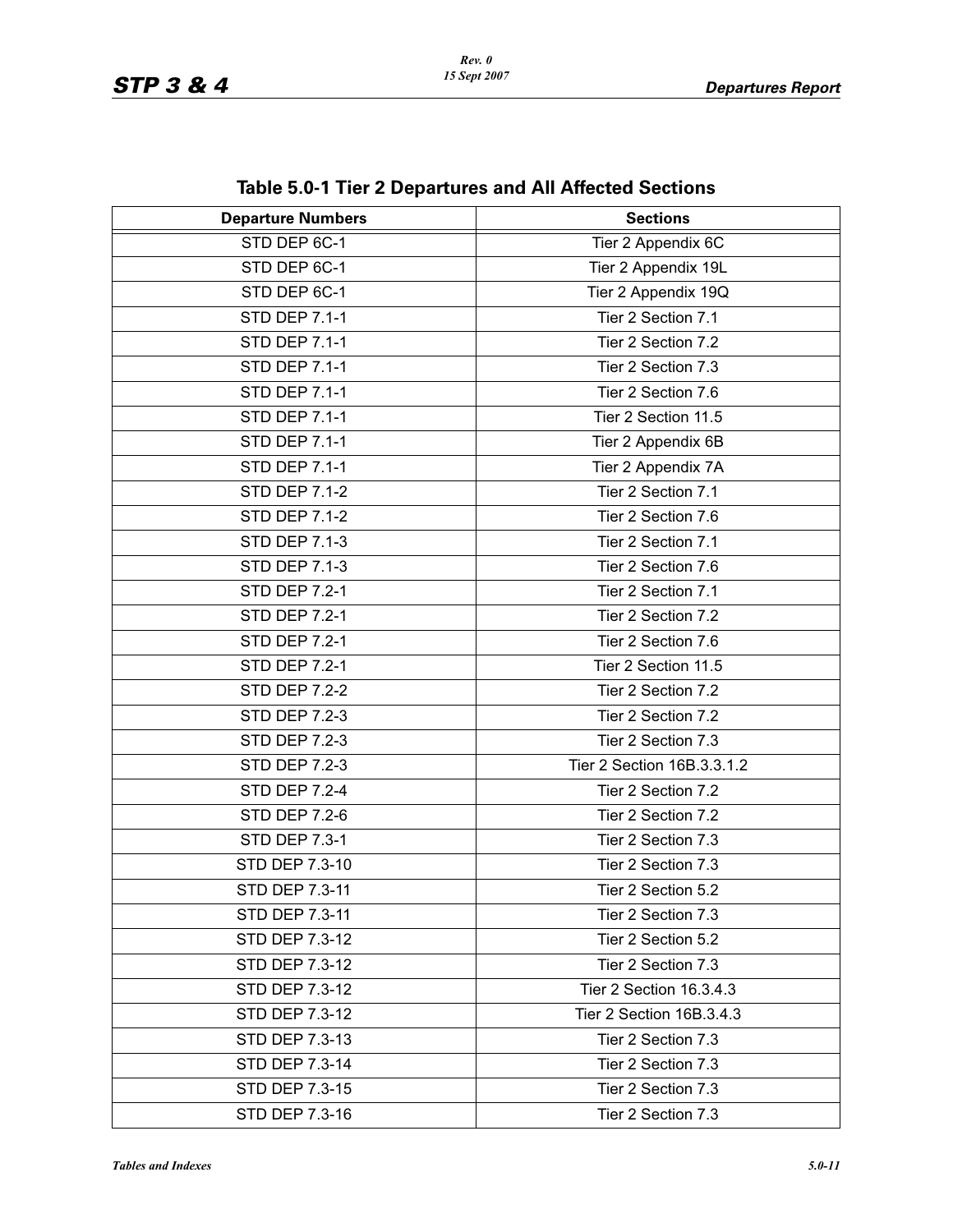## Table 5.0-1 Tier 2 Departures and All Affected Sections

| Departure Numbers | Sections |
|---|---|
| STD DEP 6C-1 | Tier 2 Appendix 6C |
| STD DEP 6C-1 | Tier 2 Appendix 19L |
| STD DEP 6C-1 | Tier 2 Appendix 19Q |
| STD DEP 7.1-1 | Tier 2 Section 7.1 |
| STD DEP 7.1-1 | Tier 2 Section 7.2 |
| STD DEP 7.1-1 | Tier 2 Section 7.3 |
| STD DEP 7.1-1 | Tier 2 Section 7.6 |
| STD DEP 7.1-1 | Tier 2 Section 11.5 |
| STD DEP 7.1-1 | Tier 2 Appendix 6B |
| STD DEP 7.1-1 | Tier 2 Appendix 7A |
| STD DEP 7.1-2 | Tier 2 Section 7.1 |
| STD DEP 7.1-2 | Tier 2 Section 7.6 |
| STD DEP 7.1-3 | Tier 2 Section 7.1 |
| STD DEP 7.1-3 | Tier 2 Section 7.6 |
| STD DEP 7.2-1 | Tier 2 Section 7.1 |
| STD DEP 7.2-1 | Tier 2 Section 7.2 |
| STD DEP 7.2-1 | Tier 2 Section 7.6 |
| STD DEP 7.2-1 | Tier 2 Section 11.5 |
| STD DEP 7.2-2 | Tier 2 Section 7.2 |
| STD DEP 7.2-3 | Tier 2 Section 7.2 |
| STD DEP 7.2-3 | Tier 2 Section 7.3 |
| STD DEP 7.2-3 | Tier 2 Section 16B.3.3.1.2 |
| STD DEP 7.2-4 | Tier 2 Section 7.2 |
| STD DEP 7.2-6 | Tier 2 Section 7.2 |
| STD DEP 7.3-1 | Tier 2 Section 7.3 |
| STD DEP 7.3-10 | Tier 2 Section 7.3 |
| STD DEP 7.3-11 | Tier 2 Section 5.2 |
| STD DEP 7.3-11 | Tier 2 Section 7.3 |
| STD DEP 7.3-12 | Tier 2 Section 5.2 |
| STD DEP 7.3-12 | Tier 2 Section 7.3 |
| STD DEP 7.3-12 | Tier 2 Section 16.3.4.3 |
| STD DEP 7.3-12 | Tier 2 Section 16B.3.4.3 |
| STD DEP 7.3-13 | Tier 2 Section 7.3 |
| STD DEP 7.3-14 | Tier 2 Section 7.3 |
| STD DEP 7.3-15 | Tier 2 Section 7.3 |
| STD DEP 7.3-16 | Tier 2 Section 7.3 |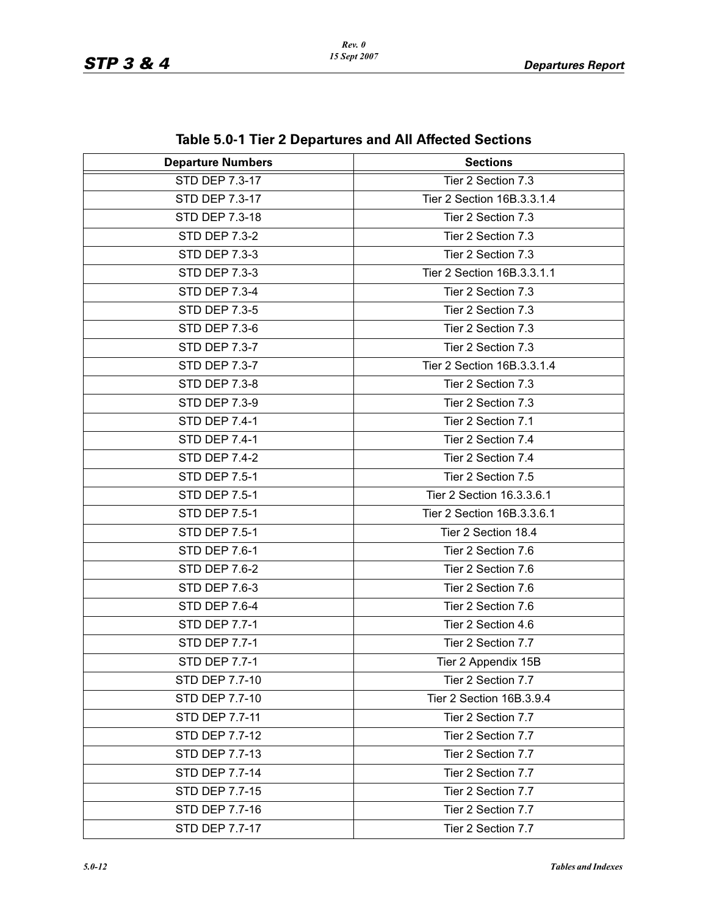## Table 5.0-1 Tier 2 Departures and All Affected Sections

| Departure Numbers | Sections |
|---|---|
| STD DEP 7.3-17 | Tier 2 Section 7.3 |
| STD DEP 7.3-17 | Tier 2 Section 16B.3.3.1.4 |
| STD DEP 7.3-18 | Tier 2 Section 7.3 |
| STD DEP 7.3-2 | Tier 2 Section 7.3 |
| STD DEP 7.3-3 | Tier 2 Section 7.3 |
| STD DEP 7.3-3 | Tier 2 Section 16B.3.3.1.1 |
| STD DEP 7.3-4 | Tier 2 Section 7.3 |
| STD DEP 7.3-5 | Tier 2 Section 7.3 |
| STD DEP 7.3-6 | Tier 2 Section 7.3 |
| STD DEP 7.3-7 | Tier 2 Section 7.3 |
| STD DEP 7.3-7 | Tier 2 Section 16B.3.3.1.4 |
| STD DEP 7.3-8 | Tier 2 Section 7.3 |
| STD DEP 7.3-9 | Tier 2 Section 7.3 |
| STD DEP 7.4-1 | Tier 2 Section 7.1 |
| STD DEP 7.4-1 | Tier 2 Section 7.4 |
| STD DEP 7.4-2 | Tier 2 Section 7.4 |
| STD DEP 7.5-1 | Tier 2 Section 7.5 |
| STD DEP 7.5-1 | Tier 2 Section 16.3.3.6.1 |
| STD DEP 7.5-1 | Tier 2 Section 16B.3.3.6.1 |
| STD DEP 7.5-1 | Tier 2 Section 18.4 |
| STD DEP 7.6-1 | Tier 2 Section 7.6 |
| STD DEP 7.6-2 | Tier 2 Section 7.6 |
| STD DEP 7.6-3 | Tier 2 Section 7.6 |
| STD DEP 7.6-4 | Tier 2 Section 7.6 |
| STD DEP 7.7-1 | Tier 2 Section 4.6 |
| STD DEP 7.7-1 | Tier 2 Section 7.7 |
| STD DEP 7.7-1 | Tier 2 Appendix 15B |
| STD DEP 7.7-10 | Tier 2 Section 7.7 |
| STD DEP 7.7-10 | Tier 2 Section 16B.3.9.4 |
| STD DEP 7.7-11 | Tier 2 Section 7.7 |
| STD DEP 7.7-12 | Tier 2 Section 7.7 |
| STD DEP 7.7-13 | Tier 2 Section 7.7 |
| STD DEP 7.7-14 | Tier 2 Section 7.7 |
| STD DEP 7.7-15 | Tier 2 Section 7.7 |
| STD DEP 7.7-16 | Tier 2 Section 7.7 |
| STD DEP 7.7-17 | Tier 2 Section 7.7 |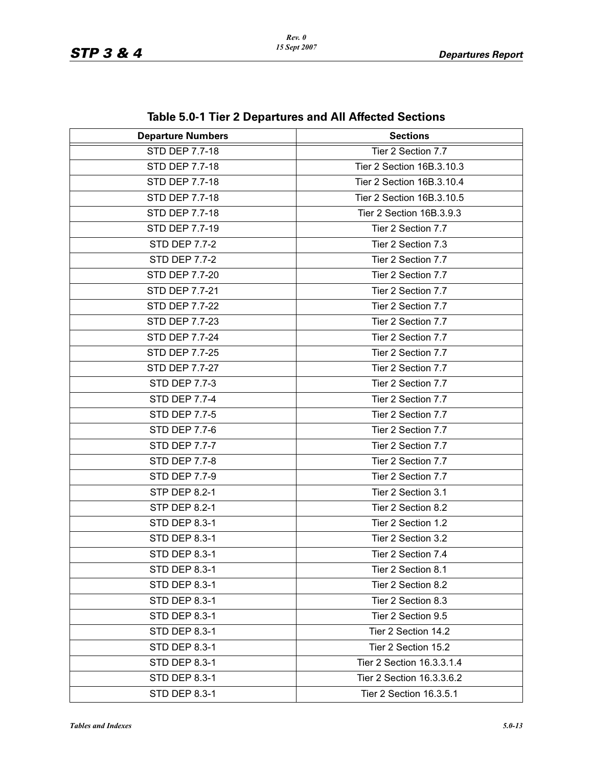## Table 5.0-1 Tier 2 Departures and All Affected Sections

| Departure Numbers | Sections |
|---|---|
| STD DEP 7.7-18 | Tier 2 Section 7.7 |
| STD DEP 7.7-18 | Tier 2 Section 16B.3.10.3 |
| STD DEP 7.7-18 | Tier 2 Section 16B.3.10.4 |
| STD DEP 7.7-18 | Tier 2 Section 16B.3.10.5 |
| STD DEP 7.7-18 | Tier 2 Section 16B.3.9.3 |
| STD DEP 7.7-19 | Tier 2 Section 7.7 |
| STD DEP 7.7-2 | Tier 2 Section 7.3 |
| STD DEP 7.7-2 | Tier 2 Section 7.7 |
| STD DEP 7.7-20 | Tier 2 Section 7.7 |
| STD DEP 7.7-21 | Tier 2 Section 7.7 |
| STD DEP 7.7-22 | Tier 2 Section 7.7 |
| STD DEP 7.7-23 | Tier 2 Section 7.7 |
| STD DEP 7.7-24 | Tier 2 Section 7.7 |
| STD DEP 7.7-25 | Tier 2 Section 7.7 |
| STD DEP 7.7-27 | Tier 2 Section 7.7 |
| STD DEP 7.7-3 | Tier 2 Section 7.7 |
| STD DEP 7.7-4 | Tier 2 Section 7.7 |
| STD DEP 7.7-5 | Tier 2 Section 7.7 |
| STD DEP 7.7-6 | Tier 2 Section 7.7 |
| STD DEP 7.7-7 | Tier 2 Section 7.7 |
| STD DEP 7.7-8 | Tier 2 Section 7.7 |
| STD DEP 7.7-9 | Tier 2 Section 7.7 |
| STP DEP 8.2-1 | Tier 2 Section 3.1 |
| STP DEP 8.2-1 | Tier 2 Section 8.2 |
| STD DEP 8.3-1 | Tier 2 Section 1.2 |
| STD DEP 8.3-1 | Tier 2 Section 3.2 |
| STD DEP 8.3-1 | Tier 2 Section 7.4 |
| STD DEP 8.3-1 | Tier 2 Section 8.1 |
| STD DEP 8.3-1 | Tier 2 Section 8.2 |
| STD DEP 8.3-1 | Tier 2 Section 8.3 |
| STD DEP 8.3-1 | Tier 2 Section 9.5 |
| STD DEP 8.3-1 | Tier 2 Section 14.2 |
| STD DEP 8.3-1 | Tier 2 Section 15.2 |
| STD DEP 8.3-1 | Tier 2 Section 16.3.3.1.4 |
| STD DEP 8.3-1 | Tier 2 Section 16.3.3.6.2 |
| STD DEP 8.3-1 | Tier 2 Section 16.3.5.1 |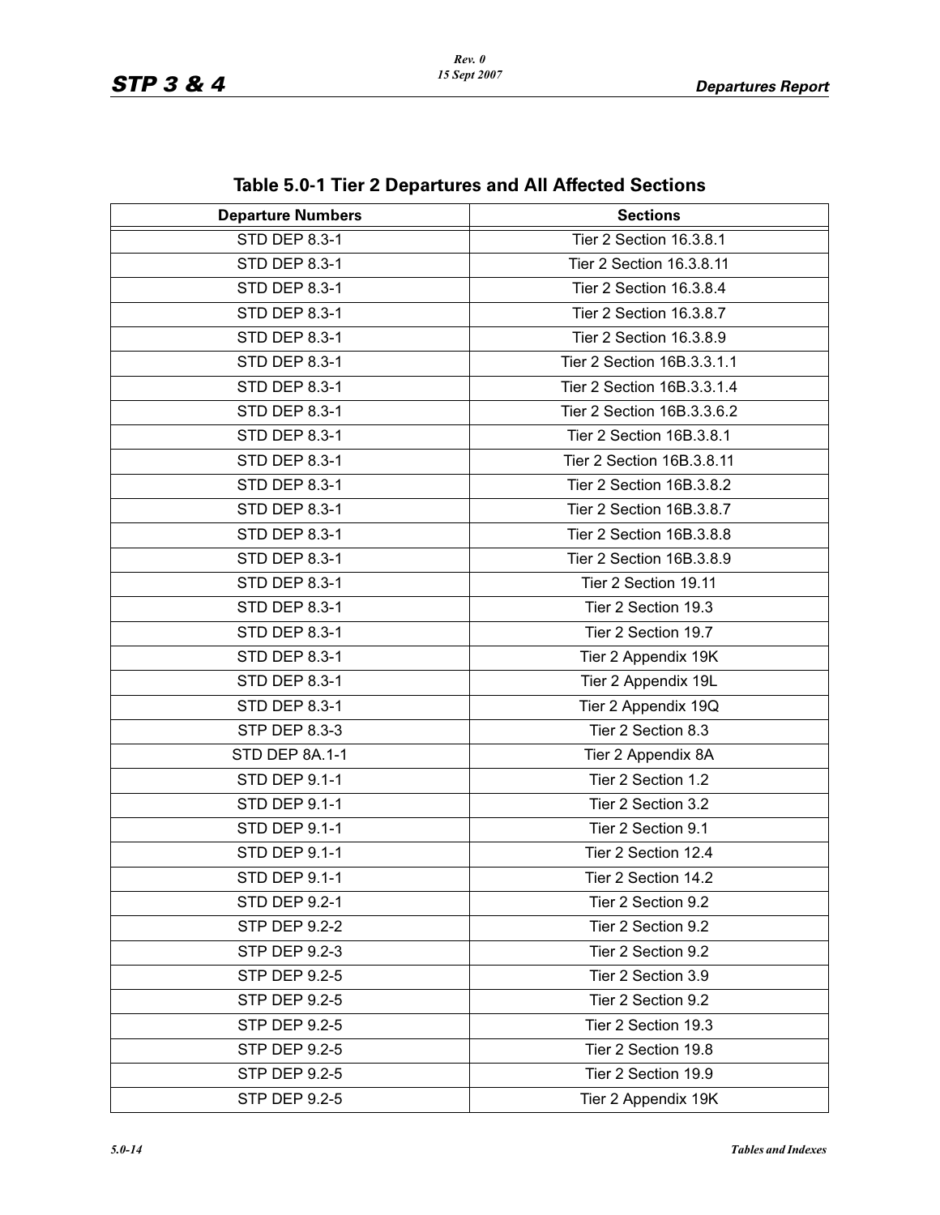## Table 5.0-1 Tier 2 Departures and All Affected Sections

| Departure Numbers | Sections |
|---|---|
| STD DEP 8.3-1 | Tier 2 Section 16.3.8.1 |
| STD DEP 8.3-1 | Tier 2 Section 16.3.8.11 |
| STD DEP 8.3-1 | Tier 2 Section 16.3.8.4 |
| STD DEP 8.3-1 | Tier 2 Section 16.3.8.7 |
| STD DEP 8.3-1 | Tier 2 Section 16.3.8.9 |
| STD DEP 8.3-1 | Tier 2 Section 16B.3.3.1.1 |
| STD DEP 8.3-1 | Tier 2 Section 16B.3.3.1.4 |
| STD DEP 8.3-1 | Tier 2 Section 16B.3.3.6.2 |
| STD DEP 8.3-1 | Tier 2 Section 16B.3.8.1 |
| STD DEP 8.3-1 | Tier 2 Section 16B.3.8.11 |
| STD DEP 8.3-1 | Tier 2 Section 16B.3.8.2 |
| STD DEP 8.3-1 | Tier 2 Section 16B.3.8.7 |
| STD DEP 8.3-1 | Tier 2 Section 16B.3.8.8 |
| STD DEP 8.3-1 | Tier 2 Section 16B.3.8.9 |
| STD DEP 8.3-1 | Tier 2 Section 19.11 |
| STD DEP 8.3-1 | Tier 2 Section 19.3 |
| STD DEP 8.3-1 | Tier 2 Section 19.7 |
| STD DEP 8.3-1 | Tier 2 Appendix 19K |
| STD DEP 8.3-1 | Tier 2 Appendix 19L |
| STD DEP 8.3-1 | Tier 2 Appendix 19Q |
| STP DEP 8.3-3 | Tier 2 Section 8.3 |
| STD DEP 8A.1-1 | Tier 2 Appendix 8A |
| STD DEP 9.1-1 | Tier 2 Section 1.2 |
| STD DEP 9.1-1 | Tier 2 Section 3.2 |
| STD DEP 9.1-1 | Tier 2 Section 9.1 |
| STD DEP 9.1-1 | Tier 2 Section 12.4 |
| STD DEP 9.1-1 | Tier 2 Section 14.2 |
| STD DEP 9.2-1 | Tier 2 Section 9.2 |
| STP DEP 9.2-2 | Tier 2 Section 9.2 |
| STP DEP 9.2-3 | Tier 2 Section 9.2 |
| STP DEP 9.2-5 | Tier 2 Section 3.9 |
| STP DEP 9.2-5 | Tier 2 Section 9.2 |
| STP DEP 9.2-5 | Tier 2 Section 19.3 |
| STP DEP 9.2-5 | Tier 2 Section 19.8 |
| STP DEP 9.2-5 | Tier 2 Section 19.9 |
| STP DEP 9.2-5 | Tier 2 Appendix 19K |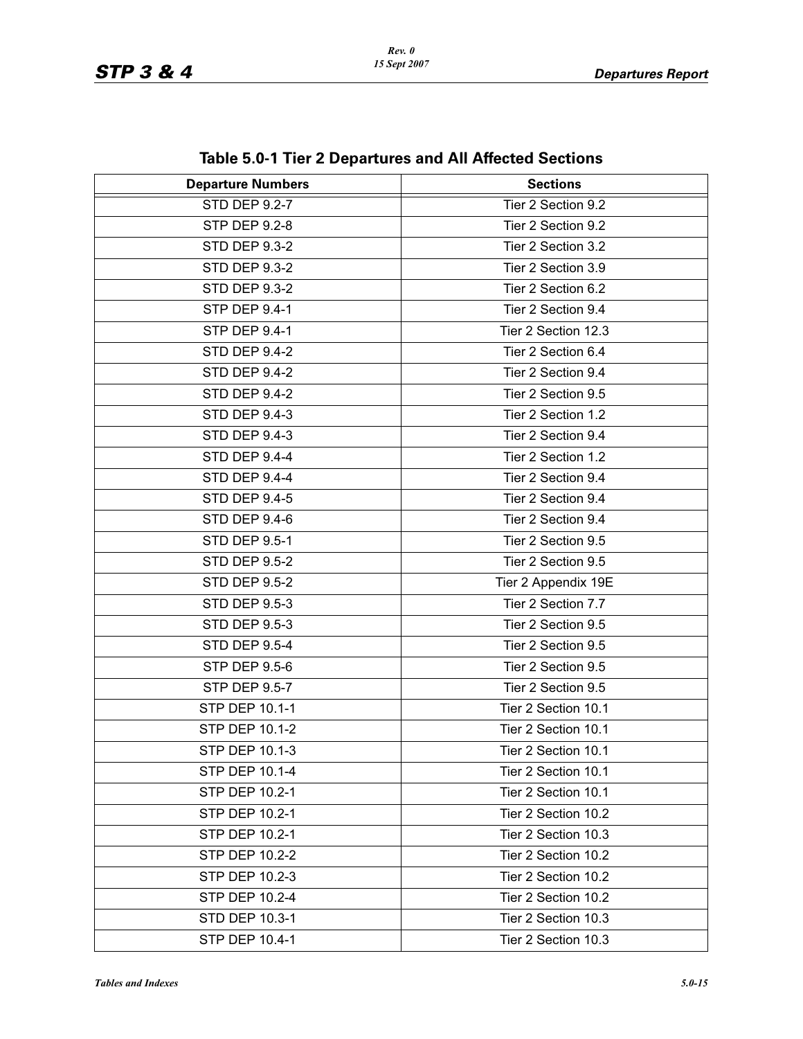## Table 5.0-1 Tier 2 Departures and All Affected Sections

| Departure Numbers | Sections |
|---|---|
| STD DEP 9.2-7 | Tier 2 Section 9.2 |
| STP DEP 9.2-8 | Tier 2 Section 9.2 |
| STD DEP 9.3-2 | Tier 2 Section 3.2 |
| STD DEP 9.3-2 | Tier 2 Section 3.9 |
| STD DEP 9.3-2 | Tier 2 Section 6.2 |
| STP DEP 9.4-1 | Tier 2 Section 9.4 |
| STP DEP 9.4-1 | Tier 2 Section 12.3 |
| STD DEP 9.4-2 | Tier 2 Section 6.4 |
| STD DEP 9.4-2 | Tier 2 Section 9.4 |
| STD DEP 9.4-2 | Tier 2 Section 9.5 |
| STD DEP 9.4-3 | Tier 2 Section 1.2 |
| STD DEP 9.4-3 | Tier 2 Section 9.4 |
| STD DEP 9.4-4 | Tier 2 Section 1.2 |
| STD DEP 9.4-4 | Tier 2 Section 9.4 |
| STD DEP 9.4-5 | Tier 2 Section 9.4 |
| STD DEP 9.4-6 | Tier 2 Section 9.4 |
| STD DEP 9.5-1 | Tier 2 Section 9.5 |
| STD DEP 9.5-2 | Tier 2 Section 9.5 |
| STD DEP 9.5-2 | Tier 2 Appendix 19E |
| STD DEP 9.5-3 | Tier 2 Section 7.7 |
| STD DEP 9.5-3 | Tier 2 Section 9.5 |
| STD DEP 9.5-4 | Tier 2 Section 9.5 |
| STP DEP 9.5-6 | Tier 2 Section 9.5 |
| STP DEP 9.5-7 | Tier 2 Section 9.5 |
| STP DEP 10.1-1 | Tier 2 Section 10.1 |
| STP DEP 10.1-2 | Tier 2 Section 10.1 |
| STP DEP 10.1-3 | Tier 2 Section 10.1 |
| STP DEP 10.1-4 | Tier 2 Section 10.1 |
| STP DEP 10.2-1 | Tier 2 Section 10.1 |
| STP DEP 10.2-1 | Tier 2 Section 10.2 |
| STP DEP 10.2-1 | Tier 2 Section 10.3 |
| STP DEP 10.2-2 | Tier 2 Section 10.2 |
| STP DEP 10.2-3 | Tier 2 Section 10.2 |
| STP DEP 10.2-4 | Tier 2 Section 10.2 |
| STD DEP 10.3-1 | Tier 2 Section 10.3 |
| STP DEP 10.4-1 | Tier 2 Section 10.3 |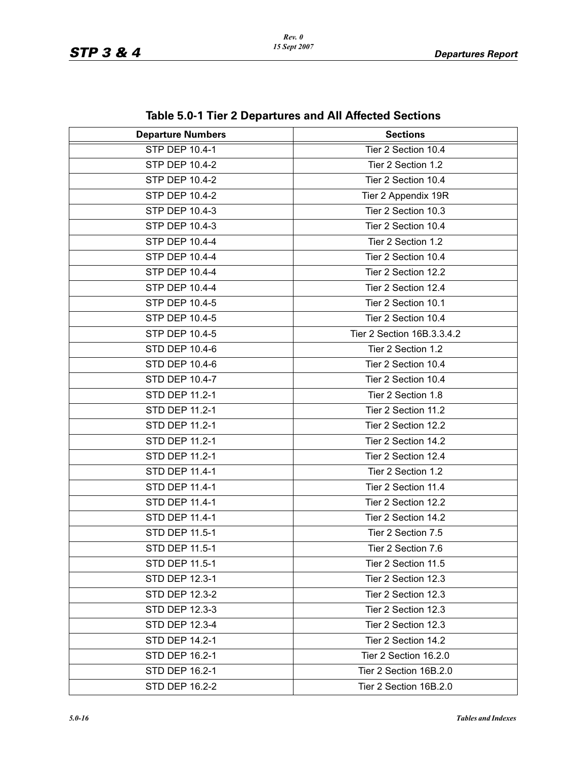## Table 5.0-1 Tier 2 Departures and All Affected Sections

| Departure Numbers | Sections |
|---|---|
| STP DEP 10.4-1 | Tier 2 Section 10.4 |
| STP DEP 10.4-2 | Tier 2 Section 1.2 |
| STP DEP 10.4-2 | Tier 2 Section 10.4 |
| STP DEP 10.4-2 | Tier 2 Appendix 19R |
| STP DEP 10.4-3 | Tier 2 Section 10.3 |
| STP DEP 10.4-3 | Tier 2 Section 10.4 |
| STP DEP 10.4-4 | Tier 2 Section 1.2 |
| STP DEP 10.4-4 | Tier 2 Section 10.4 |
| STP DEP 10.4-4 | Tier 2 Section 12.2 |
| STP DEP 10.4-4 | Tier 2 Section 12.4 |
| STP DEP 10.4-5 | Tier 2 Section 10.1 |
| STP DEP 10.4-5 | Tier 2 Section 10.4 |
| STP DEP 10.4-5 | Tier 2 Section 16B.3.3.4.2 |
| STD DEP 10.4-6 | Tier 2 Section 1.2 |
| STD DEP 10.4-6 | Tier 2 Section 10.4 |
| STD DEP 10.4-7 | Tier 2 Section 10.4 |
| STD DEP 11.2-1 | Tier 2 Section 1.8 |
| STD DEP 11.2-1 | Tier 2 Section 11.2 |
| STD DEP 11.2-1 | Tier 2 Section 12.2 |
| STD DEP 11.2-1 | Tier 2 Section 14.2 |
| STD DEP 11.2-1 | Tier 2 Section 12.4 |
| STD DEP 11.4-1 | Tier 2 Section 1.2 |
| STD DEP 11.4-1 | Tier 2 Section 11.4 |
| STD DEP 11.4-1 | Tier 2 Section 12.2 |
| STD DEP 11.4-1 | Tier 2 Section 14.2 |
| STD DEP 11.5-1 | Tier 2 Section 7.5 |
| STD DEP 11.5-1 | Tier 2 Section 7.6 |
| STD DEP 11.5-1 | Tier 2 Section 11.5 |
| STD DEP 12.3-1 | Tier 2 Section 12.3 |
| STD DEP 12.3-2 | Tier 2 Section 12.3 |
| STD DEP 12.3-3 | Tier 2 Section 12.3 |
| STD DEP 12.3-4 | Tier 2 Section 12.3 |
| STD DEP 14.2-1 | Tier 2 Section 14.2 |
| STD DEP 16.2-1 | Tier 2 Section 16.2.0 |
| STD DEP 16.2-1 | Tier 2 Section 16B.2.0 |
| STD DEP 16.2-2 | Tier 2 Section 16B.2.0 |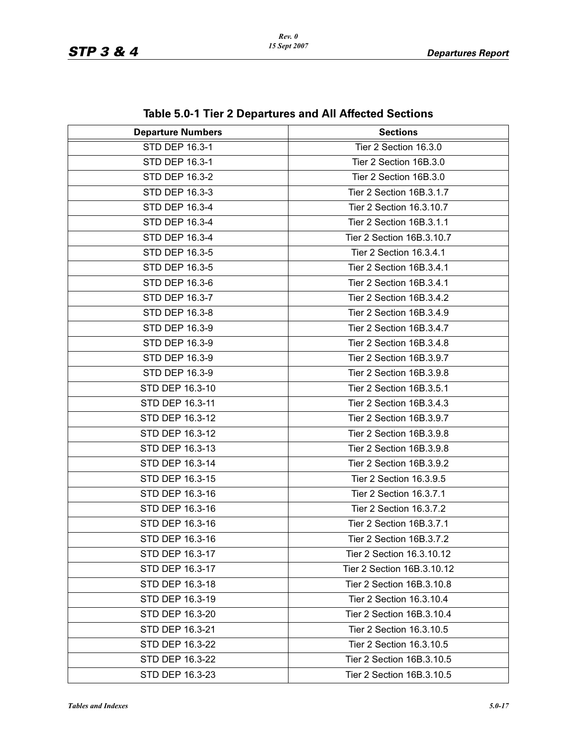## Table 5.0-1 Tier 2 Departures and All Affected Sections

| Departure Numbers | Sections |
|---|---|
| STD DEP 16.3-1 | Tier 2 Section 16.3.0 |
| STD DEP 16.3-1 | Tier 2 Section 16B.3.0 |
| STD DEP 16.3-2 | Tier 2 Section 16B.3.0 |
| STD DEP 16.3-3 | Tier 2 Section 16B.3.1.7 |
| STD DEP 16.3-4 | Tier 2 Section 16.3.10.7 |
| STD DEP 16.3-4 | Tier 2 Section 16B.3.1.1 |
| STD DEP 16.3-4 | Tier 2 Section 16B.3.10.7 |
| STD DEP 16.3-5 | Tier 2 Section 16.3.4.1 |
| STD DEP 16.3-5 | Tier 2 Section 16B.3.4.1 |
| STD DEP 16.3-6 | Tier 2 Section 16B.3.4.1 |
| STD DEP 16.3-7 | Tier 2 Section 16B.3.4.2 |
| STD DEP 16.3-8 | Tier 2 Section 16B.3.4.9 |
| STD DEP 16.3-9 | Tier 2 Section 16B.3.4.7 |
| STD DEP 16.3-9 | Tier 2 Section 16B.3.4.8 |
| STD DEP 16.3-9 | Tier 2 Section 16B.3.9.7 |
| STD DEP 16.3-9 | Tier 2 Section 16B.3.9.8 |
| STD DEP 16.3-10 | Tier 2 Section 16B.3.5.1 |
| STD DEP 16.3-11 | Tier 2 Section 16B.3.4.3 |
| STD DEP 16.3-12 | Tier 2 Section 16B.3.9.7 |
| STD DEP 16.3-12 | Tier 2 Section 16B.3.9.8 |
| STD DEP 16.3-13 | Tier 2 Section 16B.3.9.8 |
| STD DEP 16.3-14 | Tier 2 Section 16B.3.9.2 |
| STD DEP 16.3-15 | Tier 2 Section 16.3.9.5 |
| STD DEP 16.3-16 | Tier 2 Section 16.3.7.1 |
| STD DEP 16.3-16 | Tier 2 Section 16.3.7.2 |
| STD DEP 16.3-16 | Tier 2 Section 16B.3.7.1 |
| STD DEP 16.3-16 | Tier 2 Section 16B.3.7.2 |
| STD DEP 16.3-17 | Tier 2 Section 16.3.10.12 |
| STD DEP 16.3-17 | Tier 2 Section 16B.3.10.12 |
| STD DEP 16.3-18 | Tier 2 Section 16B.3.10.8 |
| STD DEP 16.3-19 | Tier 2 Section 16.3.10.4 |
| STD DEP 16.3-20 | Tier 2 Section 16B.3.10.4 |
| STD DEP 16.3-21 | Tier 2 Section 16.3.10.5 |
| STD DEP 16.3-22 | Tier 2 Section 16.3.10.5 |
| STD DEP 16.3-22 | Tier 2 Section 16B.3.10.5 |
| STD DEP 16.3-23 | Tier 2 Section 16B.3.10.5 |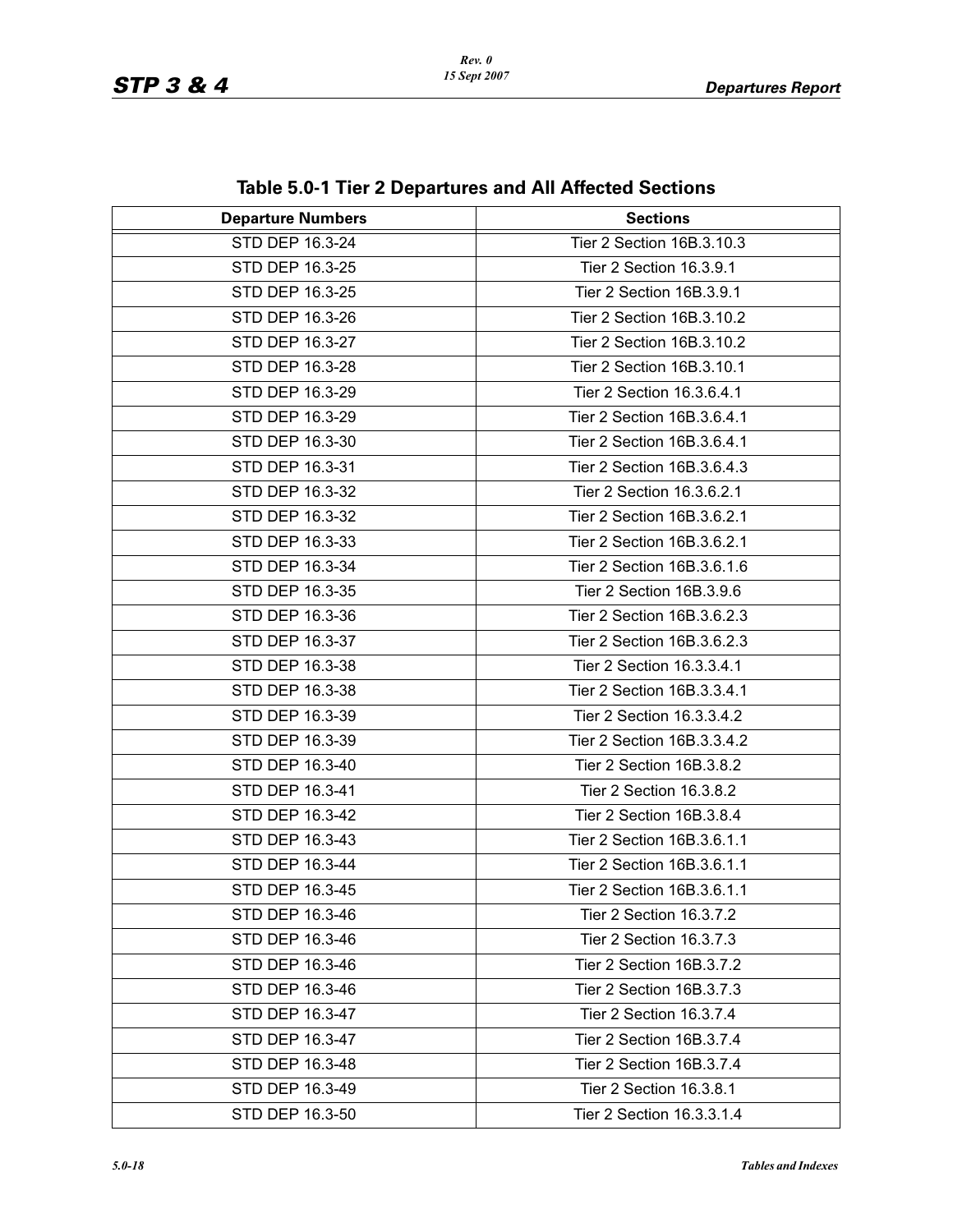## Table 5.0-1 Tier 2 Departures and All Affected Sections

| Departure Numbers | Sections |
|---|---|
| STD DEP 16.3-24 | Tier 2 Section 16B.3.10.3 |
| STD DEP 16.3-25 | Tier 2 Section 16.3.9.1 |
| STD DEP 16.3-25 | Tier 2 Section 16B.3.9.1 |
| STD DEP 16.3-26 | Tier 2 Section 16B.3.10.2 |
| STD DEP 16.3-27 | Tier 2 Section 16B.3.10.2 |
| STD DEP 16.3-28 | Tier 2 Section 16B.3.10.1 |
| STD DEP 16.3-29 | Tier 2 Section 16.3.6.4.1 |
| STD DEP 16.3-29 | Tier 2 Section 16B.3.6.4.1 |
| STD DEP 16.3-30 | Tier 2 Section 16B.3.6.4.1 |
| STD DEP 16.3-31 | Tier 2 Section 16B.3.6.4.3 |
| STD DEP 16.3-32 | Tier 2 Section 16.3.6.2.1 |
| STD DEP 16.3-32 | Tier 2 Section 16B.3.6.2.1 |
| STD DEP 16.3-33 | Tier 2 Section 16B.3.6.2.1 |
| STD DEP 16.3-34 | Tier 2 Section 16B.3.6.1.6 |
| STD DEP 16.3-35 | Tier 2 Section 16B.3.9.6 |
| STD DEP 16.3-36 | Tier 2 Section 16B.3.6.2.3 |
| STD DEP 16.3-37 | Tier 2 Section 16B.3.6.2.3 |
| STD DEP 16.3-38 | Tier 2 Section 16.3.3.4.1 |
| STD DEP 16.3-38 | Tier 2 Section 16B.3.3.4.1 |
| STD DEP 16.3-39 | Tier 2 Section 16.3.3.4.2 |
| STD DEP 16.3-39 | Tier 2 Section 16B.3.3.4.2 |
| STD DEP 16.3-40 | Tier 2 Section 16B.3.8.2 |
| STD DEP 16.3-41 | Tier 2 Section 16.3.8.2 |
| STD DEP 16.3-42 | Tier 2 Section 16B.3.8.4 |
| STD DEP 16.3-43 | Tier 2 Section 16B.3.6.1.1 |
| STD DEP 16.3-44 | Tier 2 Section 16B.3.6.1.1 |
| STD DEP 16.3-45 | Tier 2 Section 16B.3.6.1.1 |
| STD DEP 16.3-46 | Tier 2 Section 16.3.7.2 |
| STD DEP 16.3-46 | Tier 2 Section 16.3.7.3 |
| STD DEP 16.3-46 | Tier 2 Section 16B.3.7.2 |
| STD DEP 16.3-46 | Tier 2 Section 16B.3.7.3 |
| STD DEP 16.3-47 | Tier 2 Section 16.3.7.4 |
| STD DEP 16.3-47 | Tier 2 Section 16B.3.7.4 |
| STD DEP 16.3-48 | Tier 2 Section 16B.3.7.4 |
| STD DEP 16.3-49 | Tier 2 Section 16.3.8.1 |
| STD DEP 16.3-50 | Tier 2 Section 16.3.3.1.4 |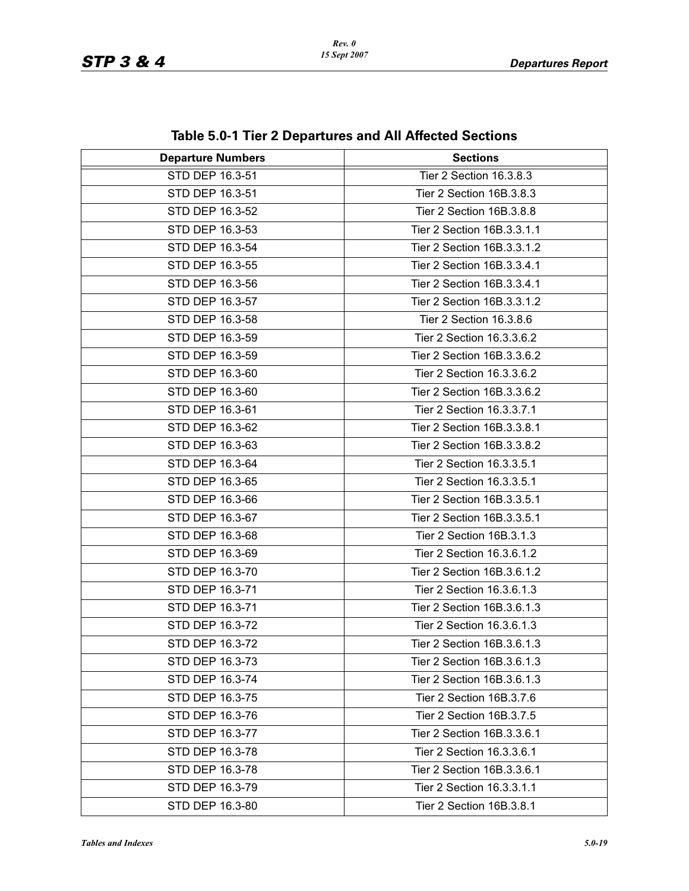## Table 5.0-1 Tier 2 Departures and All Affected Sections

| Departure Numbers | Sections |
|---|---|
| STD DEP 16.3-51 | Tier 2 Section 16.3.8.3 |
| STD DEP 16.3-51 | Tier 2 Section 16B.3.8.3 |
| STD DEP 16.3-52 | Tier 2 Section 16B.3.8.8 |
| STD DEP 16.3-53 | Tier 2 Section 16B.3.3.1.1 |
| STD DEP 16.3-54 | Tier 2 Section 16B.3.3.1.2 |
| STD DEP 16.3-55 | Tier 2 Section 16B.3.3.4.1 |
| STD DEP 16.3-56 | Tier 2 Section 16B.3.3.4.1 |
| STD DEP 16.3-57 | Tier 2 Section 16B.3.3.1.2 |
| STD DEP 16.3-58 | Tier 2 Section 16.3.8.6 |
| STD DEP 16.3-59 | Tier 2 Section 16.3.3.6.2 |
| STD DEP 16.3-59 | Tier 2 Section 16B.3.3.6.2 |
| STD DEP 16.3-60 | Tier 2 Section 16.3.3.6.2 |
| STD DEP 16.3-60 | Tier 2 Section 16B.3.3.6.2 |
| STD DEP 16.3-61 | Tier 2 Section 16.3.3.7.1 |
| STD DEP 16.3-62 | Tier 2 Section 16B.3.3.8.1 |
| STD DEP 16.3-63 | Tier 2 Section 16B.3.3.8.2 |
| STD DEP 16.3-64 | Tier 2 Section 16.3.3.5.1 |
| STD DEP 16.3-65 | Tier 2 Section 16.3.3.5.1 |
| STD DEP 16.3-66 | Tier 2 Section 16B.3.3.5.1 |
| STD DEP 16.3-67 | Tier 2 Section 16B.3.3.5.1 |
| STD DEP 16.3-68 | Tier 2 Section 16B.3.1.3 |
| STD DEP 16.3-69 | Tier 2 Section 16.3.6.1.2 |
| STD DEP 16.3-70 | Tier 2 Section 16B.3.6.1.2 |
| STD DEP 16.3-71 | Tier 2 Section 16.3.6.1.3 |
| STD DEP 16.3-71 | Tier 2 Section 16B.3.6.1.3 |
| STD DEP 16.3-72 | Tier 2 Section 16.3.6.1.3 |
| STD DEP 16.3-72 | Tier 2 Section 16B.3.6.1.3 |
| STD DEP 16.3-73 | Tier 2 Section 16B.3.6.1.3 |
| STD DEP 16.3-74 | Tier 2 Section 16B.3.6.1.3 |
| STD DEP 16.3-75 | Tier 2 Section 16B.3.7.6 |
| STD DEP 16.3-76 | Tier 2 Section 16B.3.7.5 |
| STD DEP 16.3-77 | Tier 2 Section 16B.3.3.6.1 |
| STD DEP 16.3-78 | Tier 2 Section 16.3.3.6.1 |
| STD DEP 16.3-78 | Tier 2 Section 16B.3.3.6.1 |
| STD DEP 16.3-79 | Tier 2 Section 16.3.3.1.1 |
| STD DEP 16.3-80 | Tier 2 Section 16B.3.8.1 |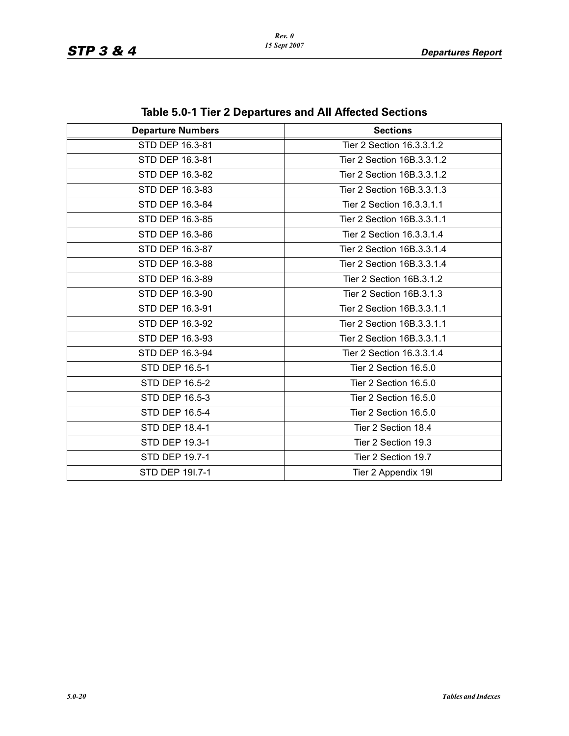## Table 5.0-1 Tier 2 Departures and All Affected Sections

| Departure Numbers | Sections |
|---|---|
| STD DEP 16.3-81 | Tier 2 Section 16.3.3.1.2 |
| STD DEP 16.3-81 | Tier 2 Section 16B.3.3.1.2 |
| STD DEP 16.3-82 | Tier 2 Section 16B.3.3.1.2 |
| STD DEP 16.3-83 | Tier 2 Section 16B.3.3.1.3 |
| STD DEP 16.3-84 | Tier 2 Section 16.3.3.1.1 |
| STD DEP 16.3-85 | Tier 2 Section 16B.3.3.1.1 |
| STD DEP 16.3-86 | Tier 2 Section 16.3.3.1.4 |
| STD DEP 16.3-87 | Tier 2 Section 16B.3.3.1.4 |
| STD DEP 16.3-88 | Tier 2 Section 16B.3.3.1.4 |
| STD DEP 16.3-89 | Tier 2 Section 16B.3.1.2 |
| STD DEP 16.3-90 | Tier 2 Section 16B.3.1.3 |
| STD DEP 16.3-91 | Tier 2 Section 16B.3.3.1.1 |
| STD DEP 16.3-92 | Tier 2 Section 16B.3.3.1.1 |
| STD DEP 16.3-93 | Tier 2 Section 16B.3.3.1.1 |
| STD DEP 16.3-94 | Tier 2 Section 16.3.3.1.4 |
| STD DEP 16.5-1 | Tier 2 Section 16.5.0 |
| STD DEP 16.5-2 | Tier 2 Section 16.5.0 |
| STD DEP 16.5-3 | Tier 2 Section 16.5.0 |
| STD DEP 16.5-4 | Tier 2 Section 16.5.0 |
| STD DEP 18.4-1 | Tier 2 Section 18.4 |
| STD DEP 19.3-1 | Tier 2 Section 19.3 |
| STD DEP 19.7-1 | Tier 2 Section 19.7 |
| STD DEP 19I.7-1 | Tier 2 Appendix 19I |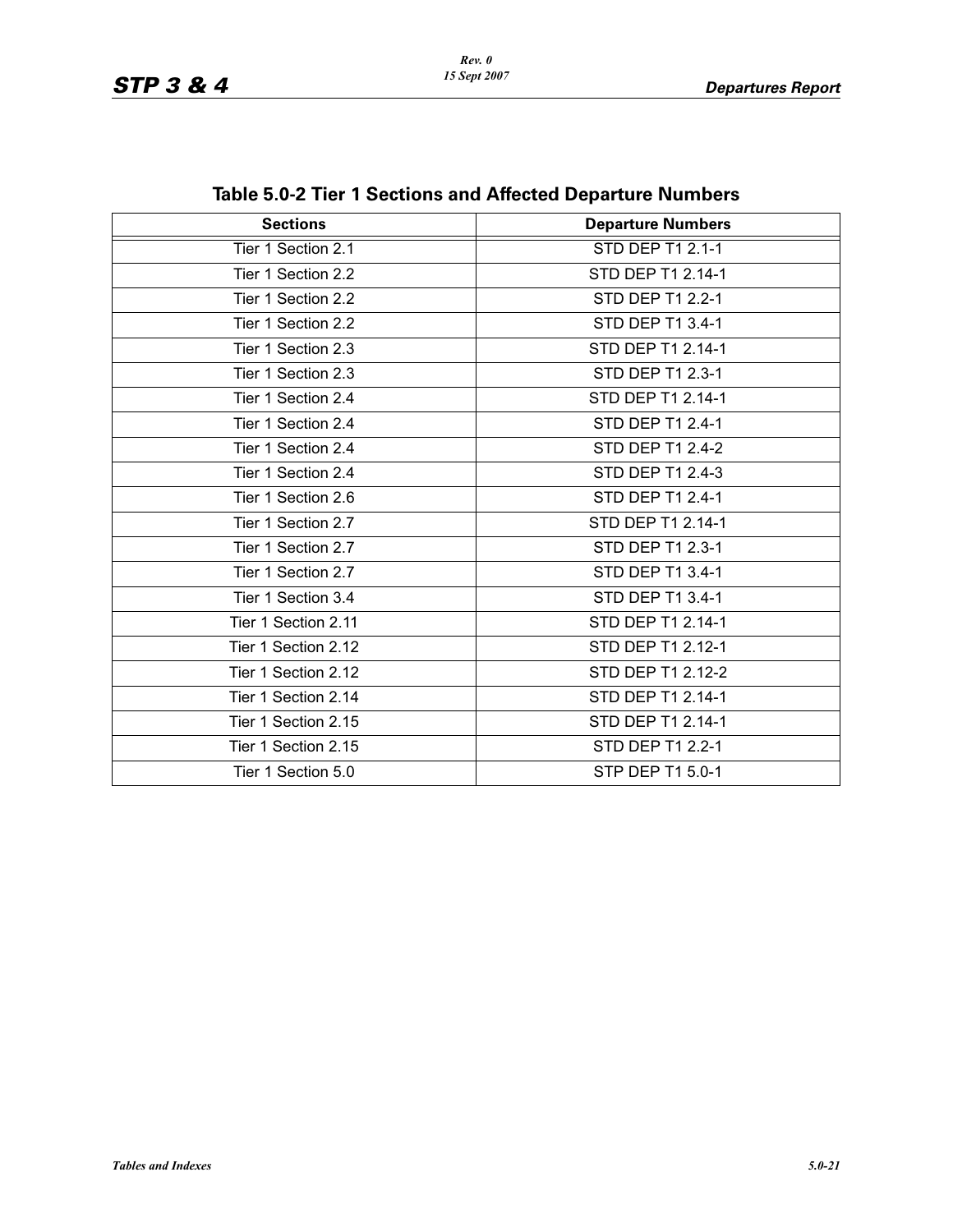## Table 5.0-2 Tier 1 Sections and Affected Departure Numbers

| Sections | Departure Numbers |
|---|---|
| Tier 1 Section 2.1 | STD DEP T1 2.1-1 |
| Tier 1 Section 2.2 | STD DEP T1 2.14-1 |
| Tier 1 Section 2.2 | STD DEP T1 2.2-1 |
| Tier 1 Section 2.2 | STD DEP T1 3.4-1 |
| Tier 1 Section 2.3 | STD DEP T1 2.14-1 |
| Tier 1 Section 2.3 | STD DEP T1 2.3-1 |
| Tier 1 Section 2.4 | STD DEP T1 2.14-1 |
| Tier 1 Section 2.4 | STD DEP T1 2.4-1 |
| Tier 1 Section 2.4 | STD DEP T1 2.4-2 |
| Tier 1 Section 2.4 | STD DEP T1 2.4-3 |
| Tier 1 Section 2.6 | STD DEP T1 2.4-1 |
| Tier 1 Section 2.7 | STD DEP T1 2.14-1 |
| Tier 1 Section 2.7 | STD DEP T1 2.3-1 |
| Tier 1 Section 2.7 | STD DEP T1 3.4-1 |
| Tier 1 Section 3.4 | STD DEP T1 3.4-1 |
| Tier 1 Section 2.11 | STD DEP T1 2.14-1 |
| Tier 1 Section 2.12 | STD DEP T1 2.12-1 |
| Tier 1 Section 2.12 | STD DEP T1 2.12-2 |
| Tier 1 Section 2.14 | STD DEP T1 2.14-1 |
| Tier 1 Section 2.15 | STD DEP T1 2.14-1 |
| Tier 1 Section 2.15 | STD DEP T1 2.2-1 |
| Tier 1 Section 5.0 | STP DEP T1 5.0-1 |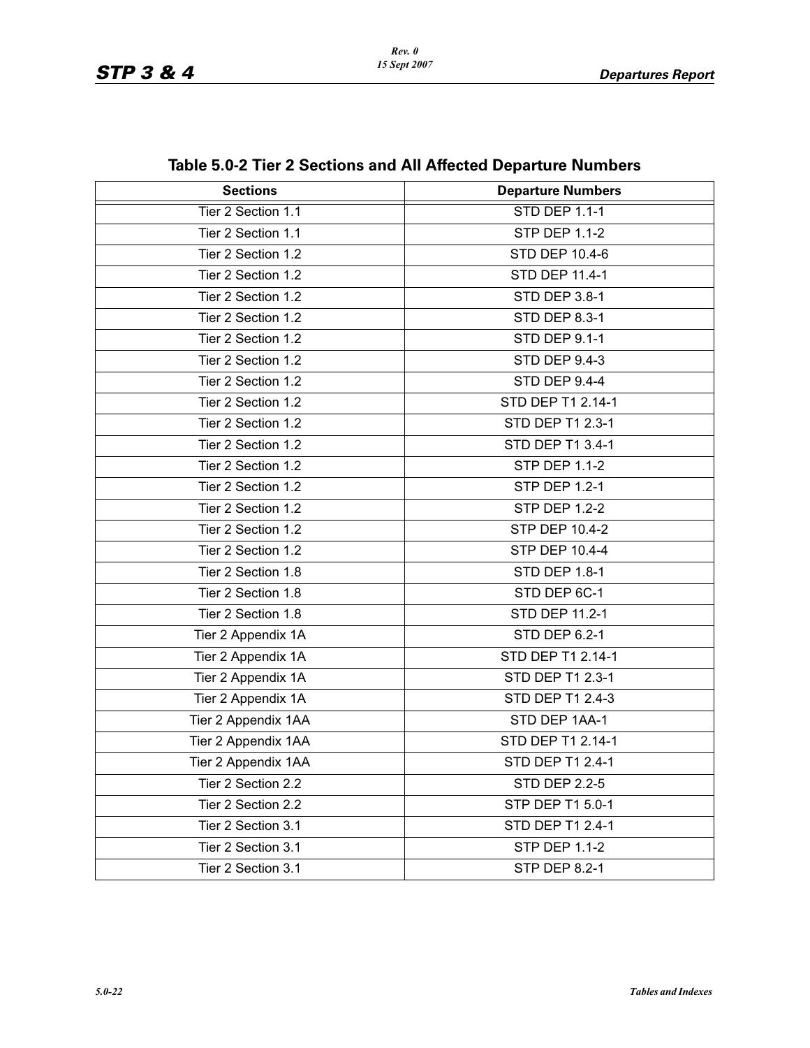## Table 5.0-2 Tier 2 Sections and All Affected Departure Numbers

| Sections | Departure Numbers |
|---|---|
| Tier 2 Section 1.1 | STD DEP 1.1-1 |
| Tier 2 Section 1.1 | STP DEP 1.1-2 |
| Tier 2 Section 1.2 | STD DEP 10.4-6 |
| Tier 2 Section 1.2 | STD DEP 11.4-1 |
| Tier 2 Section 1.2 | STD DEP 3.8-1 |
| Tier 2 Section 1.2 | STD DEP 8.3-1 |
| Tier 2 Section 1.2 | STD DEP 9.1-1 |
| Tier 2 Section 1.2 | STD DEP 9.4-3 |
| Tier 2 Section 1.2 | STD DEP 9.4-4 |
| Tier 2 Section 1.2 | STD DEP T1 2.14-1 |
| Tier 2 Section 1.2 | STD DEP T1 2.3-1 |
| Tier 2 Section 1.2 | STD DEP T1 3.4-1 |
| Tier 2 Section 1.2 | STP DEP 1.1-2 |
| Tier 2 Section 1.2 | STP DEP 1.2-1 |
| Tier 2 Section 1.2 | STP DEP 1.2-2 |
| Tier 2 Section 1.2 | STP DEP 10.4-2 |
| Tier 2 Section 1.2 | STP DEP 10.4-4 |
| Tier 2 Section 1.8 | STD DEP 1.8-1 |
| Tier 2 Section 1.8 | STD DEP 6C-1 |
| Tier 2 Section 1.8 | STD DEP 11.2-1 |
| Tier 2 Appendix 1A | STD DEP 6.2-1 |
| Tier 2 Appendix 1A | STD DEP T1 2.14-1 |
| Tier 2 Appendix 1A | STD DEP T1 2.3-1 |
| Tier 2 Appendix 1A | STD DEP T1 2.4-3 |
| Tier 2 Appendix 1AA | STD DEP 1AA-1 |
| Tier 2 Appendix 1AA | STD DEP T1 2.14-1 |
| Tier 2 Appendix 1AA | STD DEP T1 2.4-1 |
| Tier 2 Section 2.2 | STD DEP 2.2-5 |
| Tier 2 Section 2.2 | STP DEP T1 5.0-1 |
| Tier 2 Section 3.1 | STD DEP T1 2.4-1 |
| Tier 2 Section 3.1 | STP DEP 1.1-2 |
| Tier 2 Section 3.1 | STP DEP 8.2-1 |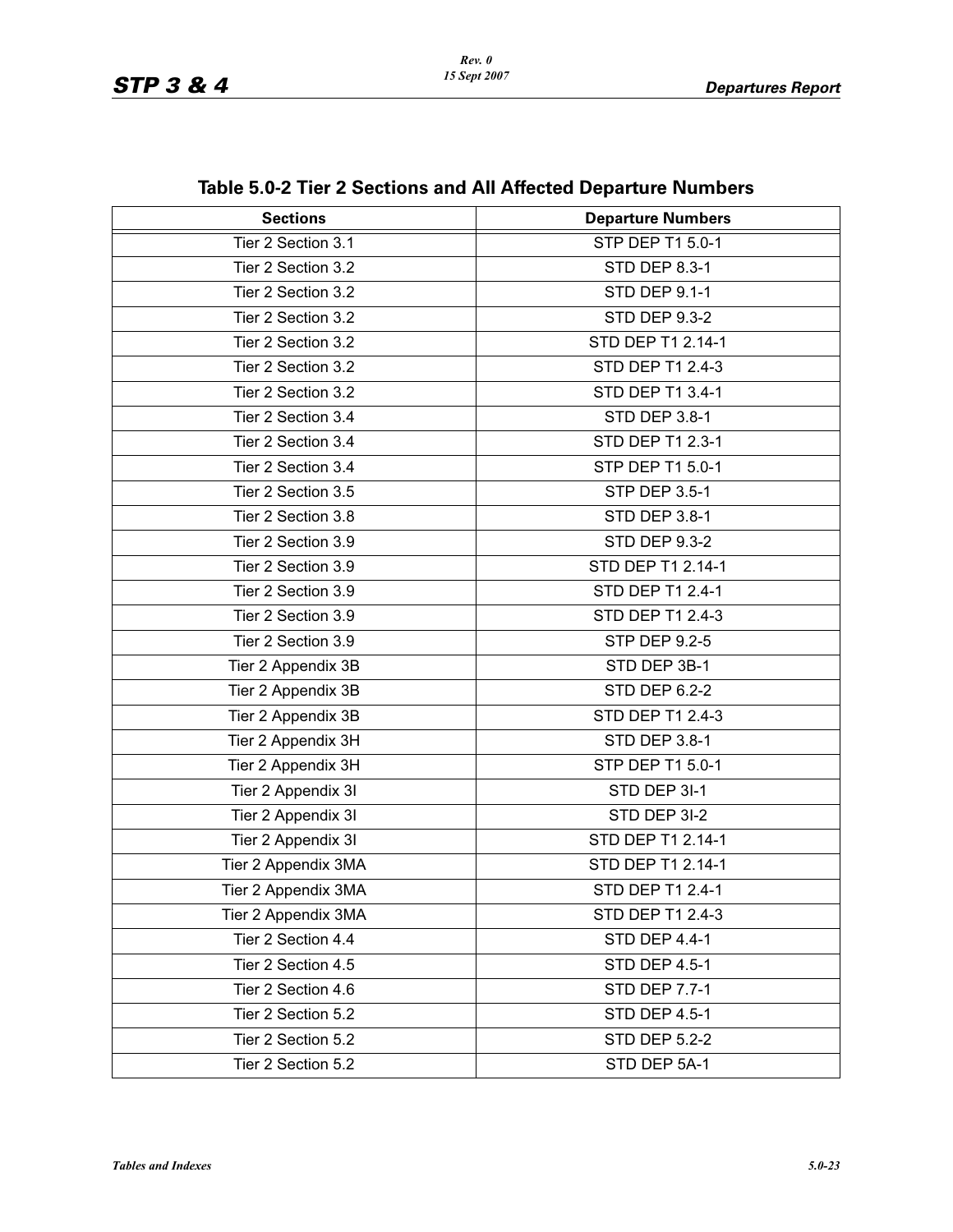## Table 5.0-2 Tier 2 Sections and All Affected Departure Numbers

| Sections | Departure Numbers |
|---|---|
| Tier 2 Section 3.1 | STP DEP T1 5.0-1 |
| Tier 2 Section 3.2 | STD DEP 8.3-1 |
| Tier 2 Section 3.2 | STD DEP 9.1-1 |
| Tier 2 Section 3.2 | STD DEP 9.3-2 |
| Tier 2 Section 3.2 | STD DEP T1 2.14-1 |
| Tier 2 Section 3.2 | STD DEP T1 2.4-3 |
| Tier 2 Section 3.2 | STD DEP T1 3.4-1 |
| Tier 2 Section 3.4 | STD DEP 3.8-1 |
| Tier 2 Section 3.4 | STD DEP T1 2.3-1 |
| Tier 2 Section 3.4 | STP DEP T1 5.0-1 |
| Tier 2 Section 3.5 | STP DEP 3.5-1 |
| Tier 2 Section 3.8 | STD DEP 3.8-1 |
| Tier 2 Section 3.9 | STD DEP 9.3-2 |
| Tier 2 Section 3.9 | STD DEP T1 2.14-1 |
| Tier 2 Section 3.9 | STD DEP T1 2.4-1 |
| Tier 2 Section 3.9 | STD DEP T1 2.4-3 |
| Tier 2 Section 3.9 | STP DEP 9.2-5 |
| Tier 2 Appendix 3B | STD DEP 3B-1 |
| Tier 2 Appendix 3B | STD DEP 6.2-2 |
| Tier 2 Appendix 3B | STD DEP T1 2.4-3 |
| Tier 2 Appendix 3H | STD DEP 3.8-1 |
| Tier 2 Appendix 3H | STP DEP T1 5.0-1 |
| Tier 2 Appendix 3I | STD DEP 3I-1 |
| Tier 2 Appendix 3I | STD DEP 3I-2 |
| Tier 2 Appendix 3I | STD DEP T1 2.14-1 |
| Tier 2 Appendix 3MA | STD DEP T1 2.14-1 |
| Tier 2 Appendix 3MA | STD DEP T1 2.4-1 |
| Tier 2 Appendix 3MA | STD DEP T1 2.4-3 |
| Tier 2 Section 4.4 | STD DEP 4.4-1 |
| Tier 2 Section 4.5 | STD DEP 4.5-1 |
| Tier 2 Section 4.6 | STD DEP 7.7-1 |
| Tier 2 Section 5.2 | STD DEP 4.5-1 |
| Tier 2 Section 5.2 | STD DEP 5.2-2 |
| Tier 2 Section 5.2 | STD DEP 5A-1 |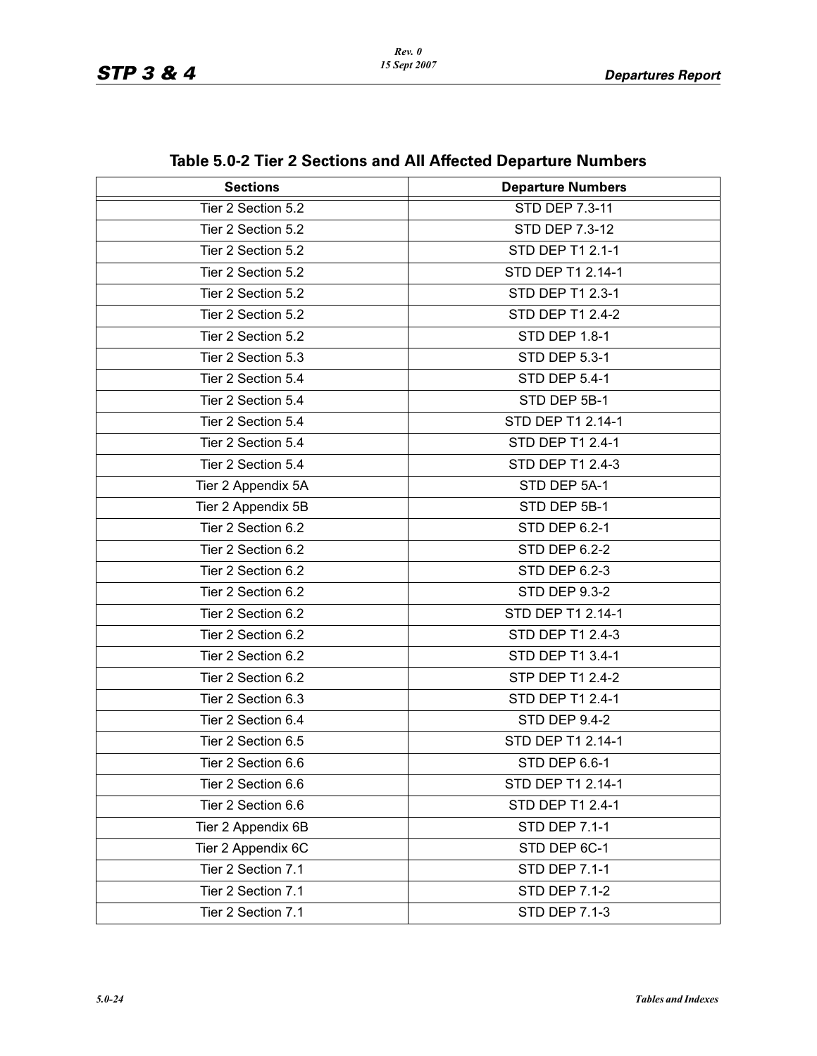## Table 5.0-2 Tier 2 Sections and All Affected Departure Numbers

| Sections | Departure Numbers |
|---|---|
| Tier 2 Section 5.2 | STD DEP 7.3-11 |
| Tier 2 Section 5.2 | STD DEP 7.3-12 |
| Tier 2 Section 5.2 | STD DEP T1 2.1-1 |
| Tier 2 Section 5.2 | STD DEP T1 2.14-1 |
| Tier 2 Section 5.2 | STD DEP T1 2.3-1 |
| Tier 2 Section 5.2 | STD DEP T1 2.4-2 |
| Tier 2 Section 5.2 | STD DEP 1.8-1 |
| Tier 2 Section 5.3 | STD DEP 5.3-1 |
| Tier 2 Section 5.4 | STD DEP 5.4-1 |
| Tier 2 Section 5.4 | STD DEP 5B-1 |
| Tier 2 Section 5.4 | STD DEP T1 2.14-1 |
| Tier 2 Section 5.4 | STD DEP T1 2.4-1 |
| Tier 2 Section 5.4 | STD DEP T1 2.4-3 |
| Tier 2 Appendix 5A | STD DEP 5A-1 |
| Tier 2 Appendix 5B | STD DEP 5B-1 |
| Tier 2 Section 6.2 | STD DEP 6.2-1 |
| Tier 2 Section 6.2 | STD DEP 6.2-2 |
| Tier 2 Section 6.2 | STD DEP 6.2-3 |
| Tier 2 Section 6.2 | STD DEP 9.3-2 |
| Tier 2 Section 6.2 | STD DEP T1 2.14-1 |
| Tier 2 Section 6.2 | STD DEP T1 2.4-3 |
| Tier 2 Section 6.2 | STD DEP T1 3.4-1 |
| Tier 2 Section 6.2 | STP DEP T1 2.4-2 |
| Tier 2 Section 6.3 | STD DEP T1 2.4-1 |
| Tier 2 Section 6.4 | STD DEP 9.4-2 |
| Tier 2 Section 6.5 | STD DEP T1 2.14-1 |
| Tier 2 Section 6.6 | STD DEP 6.6-1 |
| Tier 2 Section 6.6 | STD DEP T1 2.14-1 |
| Tier 2 Section 6.6 | STD DEP T1 2.4-1 |
| Tier 2 Appendix 6B | STD DEP 7.1-1 |
| Tier 2 Appendix 6C | STD DEP 6C-1 |
| Tier 2 Section 7.1 | STD DEP 7.1-1 |
| Tier 2 Section 7.1 | STD DEP 7.1-2 |
| Tier 2 Section 7.1 | STD DEP 7.1-3 |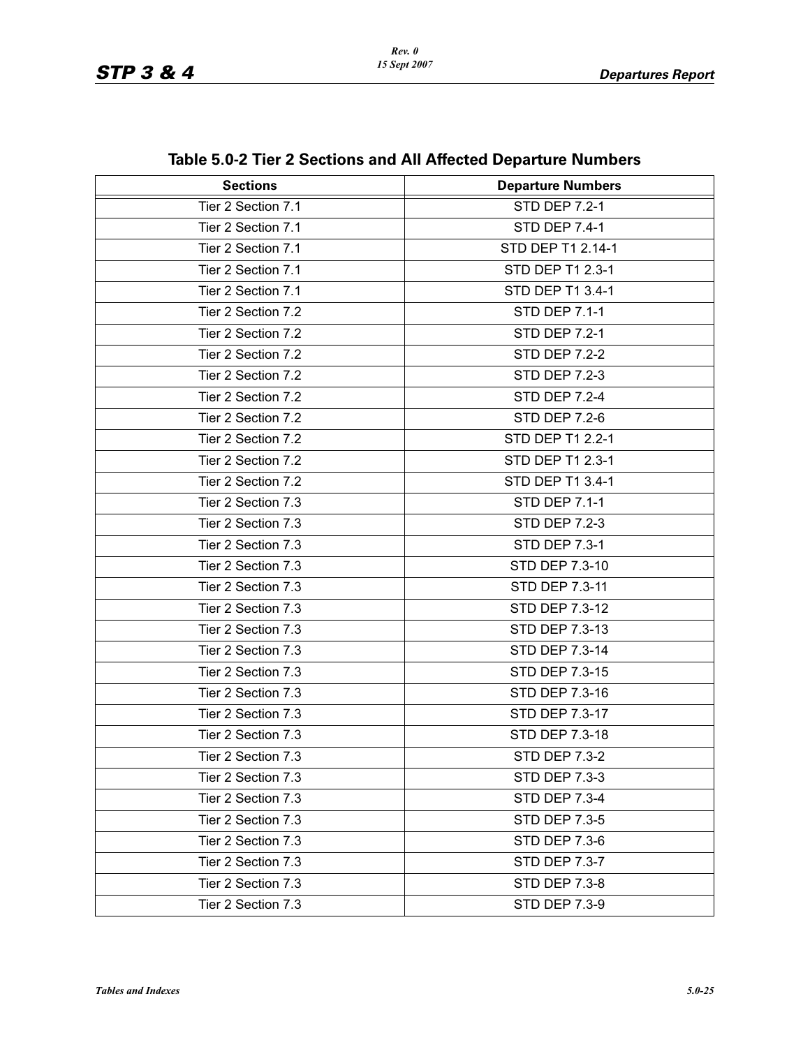## Table 5.0-2 Tier 2 Sections and All Affected Departure Numbers

| Sections | Departure Numbers |
|---|---|
| Tier 2 Section 7.1 | STD DEP 7.2-1 |
| Tier 2 Section 7.1 | STD DEP 7.4-1 |
| Tier 2 Section 7.1 | STD DEP T1 2.14-1 |
| Tier 2 Section 7.1 | STD DEP T1 2.3-1 |
| Tier 2 Section 7.1 | STD DEP T1 3.4-1 |
| Tier 2 Section 7.2 | STD DEP 7.1-1 |
| Tier 2 Section 7.2 | STD DEP 7.2-1 |
| Tier 2 Section 7.2 | STD DEP 7.2-2 |
| Tier 2 Section 7.2 | STD DEP 7.2-3 |
| Tier 2 Section 7.2 | STD DEP 7.2-4 |
| Tier 2 Section 7.2 | STD DEP 7.2-6 |
| Tier 2 Section 7.2 | STD DEP T1 2.2-1 |
| Tier 2 Section 7.2 | STD DEP T1 2.3-1 |
| Tier 2 Section 7.2 | STD DEP T1 3.4-1 |
| Tier 2 Section 7.3 | STD DEP 7.1-1 |
| Tier 2 Section 7.3 | STD DEP 7.2-3 |
| Tier 2 Section 7.3 | STD DEP 7.3-1 |
| Tier 2 Section 7.3 | STD DEP 7.3-10 |
| Tier 2 Section 7.3 | STD DEP 7.3-11 |
| Tier 2 Section 7.3 | STD DEP 7.3-12 |
| Tier 2 Section 7.3 | STD DEP 7.3-13 |
| Tier 2 Section 7.3 | STD DEP 7.3-14 |
| Tier 2 Section 7.3 | STD DEP 7.3-15 |
| Tier 2 Section 7.3 | STD DEP 7.3-16 |
| Tier 2 Section 7.3 | STD DEP 7.3-17 |
| Tier 2 Section 7.3 | STD DEP 7.3-18 |
| Tier 2 Section 7.3 | STD DEP 7.3-2 |
| Tier 2 Section 7.3 | STD DEP 7.3-3 |
| Tier 2 Section 7.3 | STD DEP 7.3-4 |
| Tier 2 Section 7.3 | STD DEP 7.3-5 |
| Tier 2 Section 7.3 | STD DEP 7.3-6 |
| Tier 2 Section 7.3 | STD DEP 7.3-7 |
| Tier 2 Section 7.3 | STD DEP 7.3-8 |
| Tier 2 Section 7.3 | STD DEP 7.3-9 |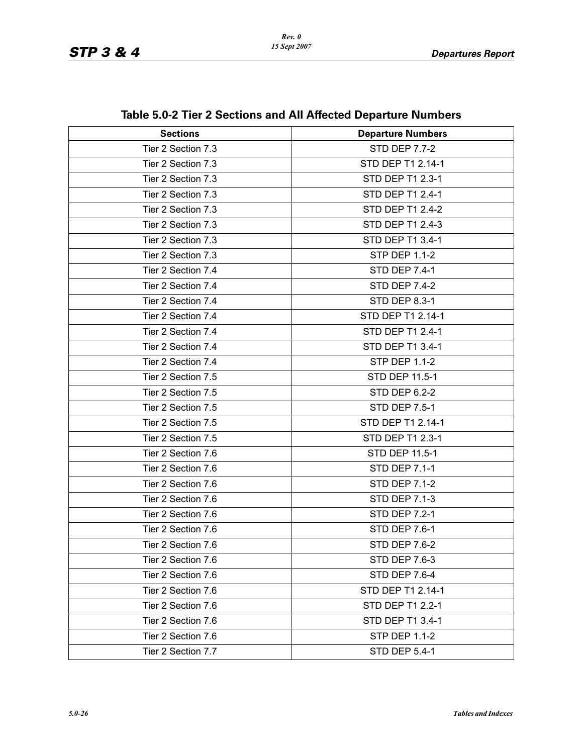## Table 5.0-2 Tier 2 Sections and All Affected Departure Numbers

| Sections | Departure Numbers |
|---|---|
| Tier 2 Section 7.3 | STD DEP 7.7-2 |
| Tier 2 Section 7.3 | STD DEP T1 2.14-1 |
| Tier 2 Section 7.3 | STD DEP T1 2.3-1 |
| Tier 2 Section 7.3 | STD DEP T1 2.4-1 |
| Tier 2 Section 7.3 | STD DEP T1 2.4-2 |
| Tier 2 Section 7.3 | STD DEP T1 2.4-3 |
| Tier 2 Section 7.3 | STD DEP T1 3.4-1 |
| Tier 2 Section 7.3 | STP DEP 1.1-2 |
| Tier 2 Section 7.4 | STD DEP 7.4-1 |
| Tier 2 Section 7.4 | STD DEP 7.4-2 |
| Tier 2 Section 7.4 | STD DEP 8.3-1 |
| Tier 2 Section 7.4 | STD DEP T1 2.14-1 |
| Tier 2 Section 7.4 | STD DEP T1 2.4-1 |
| Tier 2 Section 7.4 | STD DEP T1 3.4-1 |
| Tier 2 Section 7.4 | STP DEP 1.1-2 |
| Tier 2 Section 7.5 | STD DEP 11.5-1 |
| Tier 2 Section 7.5 | STD DEP 6.2-2 |
| Tier 2 Section 7.5 | STD DEP 7.5-1 |
| Tier 2 Section 7.5 | STD DEP T1 2.14-1 |
| Tier 2 Section 7.5 | STD DEP T1 2.3-1 |
| Tier 2 Section 7.6 | STD DEP 11.5-1 |
| Tier 2 Section 7.6 | STD DEP 7.1-1 |
| Tier 2 Section 7.6 | STD DEP 7.1-2 |
| Tier 2 Section 7.6 | STD DEP 7.1-3 |
| Tier 2 Section 7.6 | STD DEP 7.2-1 |
| Tier 2 Section 7.6 | STD DEP 7.6-1 |
| Tier 2 Section 7.6 | STD DEP 7.6-2 |
| Tier 2 Section 7.6 | STD DEP 7.6-3 |
| Tier 2 Section 7.6 | STD DEP 7.6-4 |
| Tier 2 Section 7.6 | STD DEP T1 2.14-1 |
| Tier 2 Section 7.6 | STD DEP T1 2.2-1 |
| Tier 2 Section 7.6 | STD DEP T1 3.4-1 |
| Tier 2 Section 7.6 | STP DEP 1.1-2 |
| Tier 2 Section 7.7 | STD DEP 5.4-1 |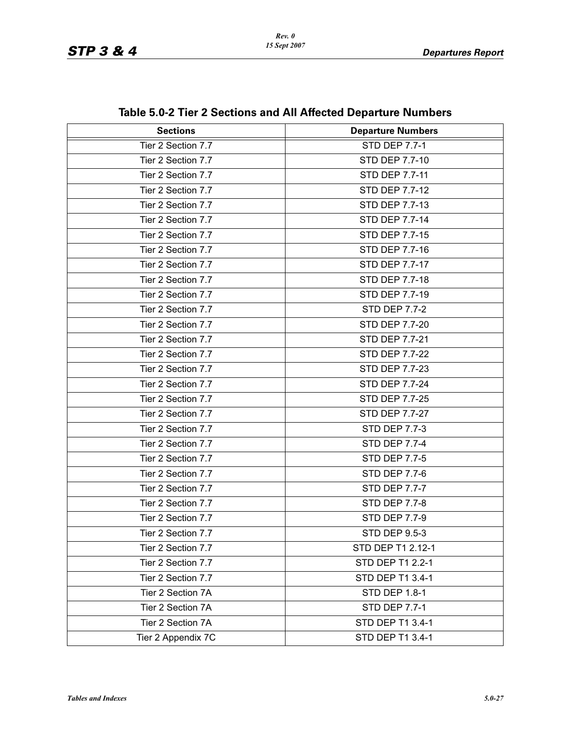## Table 5.0-2 Tier 2 Sections and All Affected Departure Numbers

| Sections | Departure Numbers |
|---|---|
| Tier 2 Section 7.7 | STD DEP 7.7-1 |
| Tier 2 Section 7.7 | STD DEP 7.7-10 |
| Tier 2 Section 7.7 | STD DEP 7.7-11 |
| Tier 2 Section 7.7 | STD DEP 7.7-12 |
| Tier 2 Section 7.7 | STD DEP 7.7-13 |
| Tier 2 Section 7.7 | STD DEP 7.7-14 |
| Tier 2 Section 7.7 | STD DEP 7.7-15 |
| Tier 2 Section 7.7 | STD DEP 7.7-16 |
| Tier 2 Section 7.7 | STD DEP 7.7-17 |
| Tier 2 Section 7.7 | STD DEP 7.7-18 |
| Tier 2 Section 7.7 | STD DEP 7.7-19 |
| Tier 2 Section 7.7 | STD DEP 7.7-2 |
| Tier 2 Section 7.7 | STD DEP 7.7-20 |
| Tier 2 Section 7.7 | STD DEP 7.7-21 |
| Tier 2 Section 7.7 | STD DEP 7.7-22 |
| Tier 2 Section 7.7 | STD DEP 7.7-23 |
| Tier 2 Section 7.7 | STD DEP 7.7-24 |
| Tier 2 Section 7.7 | STD DEP 7.7-25 |
| Tier 2 Section 7.7 | STD DEP 7.7-27 |
| Tier 2 Section 7.7 | STD DEP 7.7-3 |
| Tier 2 Section 7.7 | STD DEP 7.7-4 |
| Tier 2 Section 7.7 | STD DEP 7.7-5 |
| Tier 2 Section 7.7 | STD DEP 7.7-6 |
| Tier 2 Section 7.7 | STD DEP 7.7-7 |
| Tier 2 Section 7.7 | STD DEP 7.7-8 |
| Tier 2 Section 7.7 | STD DEP 7.7-9 |
| Tier 2 Section 7.7 | STD DEP 9.5-3 |
| Tier 2 Section 7.7 | STD DEP T1 2.12-1 |
| Tier 2 Section 7.7 | STD DEP T1 2.2-1 |
| Tier 2 Section 7.7 | STD DEP T1 3.4-1 |
| Tier 2 Section 7A | STD DEP 1.8-1 |
| Tier 2 Section 7A | STD DEP 7.7-1 |
| Tier 2 Section 7A | STD DEP T1 3.4-1 |
| Tier 2 Appendix 7C | STD DEP T1 3.4-1 |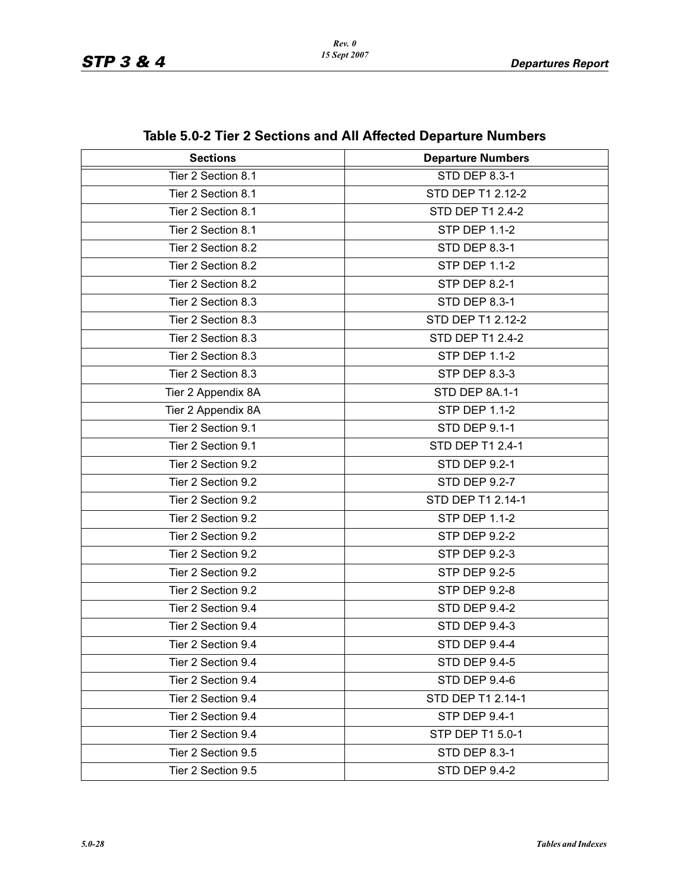## Table 5.0-2 Tier 2 Sections and All Affected Departure Numbers

| Sections | Departure Numbers |
|---|---|
| Tier 2 Section 8.1 | STD DEP 8.3-1 |
| Tier 2 Section 8.1 | STD DEP T1 2.12-2 |
| Tier 2 Section 8.1 | STD DEP T1 2.4-2 |
| Tier 2 Section 8.1 | STP DEP 1.1-2 |
| Tier 2 Section 8.2 | STD DEP 8.3-1 |
| Tier 2 Section 8.2 | STP DEP 1.1-2 |
| Tier 2 Section 8.2 | STP DEP 8.2-1 |
| Tier 2 Section 8.3 | STD DEP 8.3-1 |
| Tier 2 Section 8.3 | STD DEP T1 2.12-2 |
| Tier 2 Section 8.3 | STD DEP T1 2.4-2 |
| Tier 2 Section 8.3 | STP DEP 1.1-2 |
| Tier 2 Section 8.3 | STP DEP 8.3-3 |
| Tier 2 Appendix 8A | STD DEP 8A.1-1 |
| Tier 2 Appendix 8A | STP DEP 1.1-2 |
| Tier 2 Section 9.1 | STD DEP 9.1-1 |
| Tier 2 Section 9.1 | STD DEP T1 2.4-1 |
| Tier 2 Section 9.2 | STD DEP 9.2-1 |
| Tier 2 Section 9.2 | STD DEP 9.2-7 |
| Tier 2 Section 9.2 | STD DEP T1 2.14-1 |
| Tier 2 Section 9.2 | STP DEP 1.1-2 |
| Tier 2 Section 9.2 | STP DEP 9.2-2 |
| Tier 2 Section 9.2 | STP DEP 9.2-3 |
| Tier 2 Section 9.2 | STP DEP 9.2-5 |
| Tier 2 Section 9.2 | STP DEP 9.2-8 |
| Tier 2 Section 9.4 | STD DEP 9.4-2 |
| Tier 2 Section 9.4 | STD DEP 9.4-3 |
| Tier 2 Section 9.4 | STD DEP 9.4-4 |
| Tier 2 Section 9.4 | STD DEP 9.4-5 |
| Tier 2 Section 9.4 | STD DEP 9.4-6 |
| Tier 2 Section 9.4 | STD DEP T1 2.14-1 |
| Tier 2 Section 9.4 | STP DEP 9.4-1 |
| Tier 2 Section 9.4 | STP DEP T1 5.0-1 |
| Tier 2 Section 9.5 | STD DEP 8.3-1 |
| Tier 2 Section 9.5 | STD DEP 9.4-2 |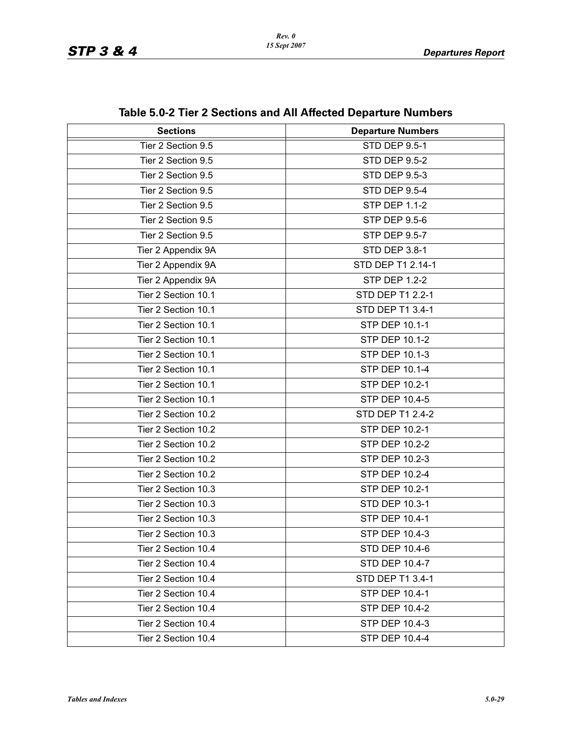## Table 5.0-2 Tier 2 Sections and All Affected Departure Numbers

| Sections | Departure Numbers |
|---|---|
| Tier 2 Section 9.5 | STD DEP 9.5-1 |
| Tier 2 Section 9.5 | STD DEP 9.5-2 |
| Tier 2 Section 9.5 | STD DEP 9.5-3 |
| Tier 2 Section 9.5 | STD DEP 9.5-4 |
| Tier 2 Section 9.5 | STP DEP 1.1-2 |
| Tier 2 Section 9.5 | STP DEP 9.5-6 |
| Tier 2 Section 9.5 | STP DEP 9.5-7 |
| Tier 2 Appendix 9A | STD DEP 3.8-1 |
| Tier 2 Appendix 9A | STD DEP T1 2.14-1 |
| Tier 2 Appendix 9A | STP DEP 1.2-2 |
| Tier 2 Section 10.1 | STD DEP T1 2.2-1 |
| Tier 2 Section 10.1 | STD DEP T1 3.4-1 |
| Tier 2 Section 10.1 | STP DEP 10.1-1 |
| Tier 2 Section 10.1 | STP DEP 10.1-2 |
| Tier 2 Section 10.1 | STP DEP 10.1-3 |
| Tier 2 Section 10.1 | STP DEP 10.1-4 |
| Tier 2 Section 10.1 | STP DEP 10.2-1 |
| Tier 2 Section 10.1 | STP DEP 10.4-5 |
| Tier 2 Section 10.2 | STD DEP T1 2.4-2 |
| Tier 2 Section 10.2 | STP DEP 10.2-1 |
| Tier 2 Section 10.2 | STP DEP 10.2-2 |
| Tier 2 Section 10.2 | STP DEP 10.2-3 |
| Tier 2 Section 10.2 | STP DEP 10.2-4 |
| Tier 2 Section 10.3 | STP DEP 10.2-1 |
| Tier 2 Section 10.3 | STD DEP 10.3-1 |
| Tier 2 Section 10.3 | STP DEP 10.4-1 |
| Tier 2 Section 10.3 | STP DEP 10.4-3 |
| Tier 2 Section 10.4 | STD DEP 10.4-6 |
| Tier 2 Section 10.4 | STD DEP 10.4-7 |
| Tier 2 Section 10.4 | STD DEP T1 3.4-1 |
| Tier 2 Section 10.4 | STP DEP 10.4-1 |
| Tier 2 Section 10.4 | STP DEP 10.4-2 |
| Tier 2 Section 10.4 | STP DEP 10.4-3 |
| Tier 2 Section 10.4 | STP DEP 10.4-4 |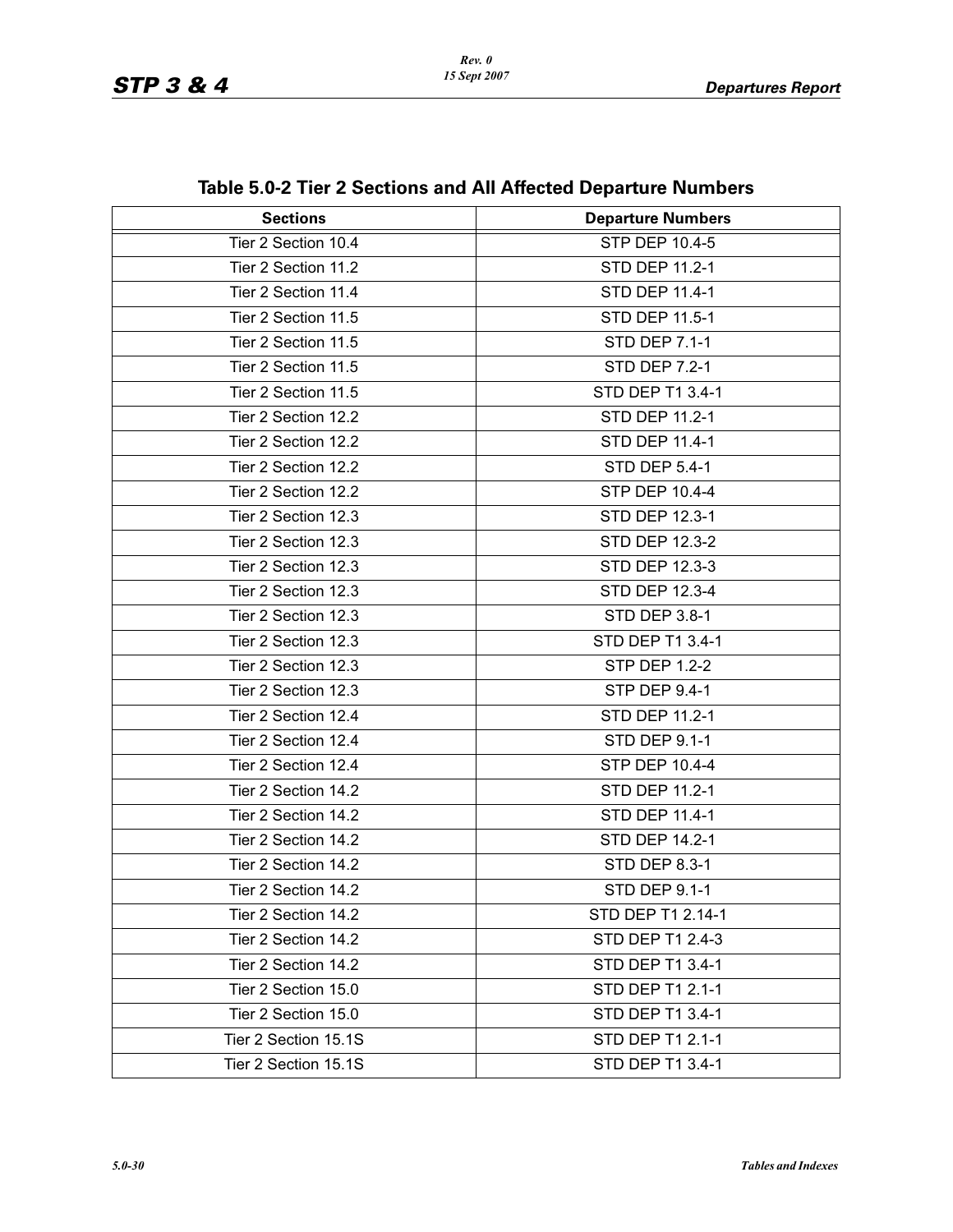## Table 5.0-2 Tier 2 Sections and All Affected Departure Numbers

| Sections | Departure Numbers |
|---|---|
| Tier 2 Section 10.4 | STP DEP 10.4-5 |
| Tier 2 Section 11.2 | STD DEP 11.2-1 |
| Tier 2 Section 11.4 | STD DEP 11.4-1 |
| Tier 2 Section 11.5 | STD DEP 11.5-1 |
| Tier 2 Section 11.5 | STD DEP 7.1-1 |
| Tier 2 Section 11.5 | STD DEP 7.2-1 |
| Tier 2 Section 11.5 | STD DEP T1 3.4-1 |
| Tier 2 Section 12.2 | STD DEP 11.2-1 |
| Tier 2 Section 12.2 | STD DEP 11.4-1 |
| Tier 2 Section 12.2 | STD DEP 5.4-1 |
| Tier 2 Section 12.2 | STP DEP 10.4-4 |
| Tier 2 Section 12.3 | STD DEP 12.3-1 |
| Tier 2 Section 12.3 | STD DEP 12.3-2 |
| Tier 2 Section 12.3 | STD DEP 12.3-3 |
| Tier 2 Section 12.3 | STD DEP 12.3-4 |
| Tier 2 Section 12.3 | STD DEP 3.8-1 |
| Tier 2 Section 12.3 | STD DEP T1 3.4-1 |
| Tier 2 Section 12.3 | STP DEP 1.2-2 |
| Tier 2 Section 12.3 | STP DEP 9.4-1 |
| Tier 2 Section 12.4 | STD DEP 11.2-1 |
| Tier 2 Section 12.4 | STD DEP 9.1-1 |
| Tier 2 Section 12.4 | STP DEP 10.4-4 |
| Tier 2 Section 14.2 | STD DEP 11.2-1 |
| Tier 2 Section 14.2 | STD DEP 11.4-1 |
| Tier 2 Section 14.2 | STD DEP 14.2-1 |
| Tier 2 Section 14.2 | STD DEP 8.3-1 |
| Tier 2 Section 14.2 | STD DEP 9.1-1 |
| Tier 2 Section 14.2 | STD DEP T1 2.14-1 |
| Tier 2 Section 14.2 | STD DEP T1 2.4-3 |
| Tier 2 Section 14.2 | STD DEP T1 3.4-1 |
| Tier 2 Section 15.0 | STD DEP T1 2.1-1 |
| Tier 2 Section 15.0 | STD DEP T1 3.4-1 |
| Tier 2 Section 15.1S | STD DEP T1 2.1-1 |
| Tier 2 Section 15.1S | STD DEP T1 3.4-1 |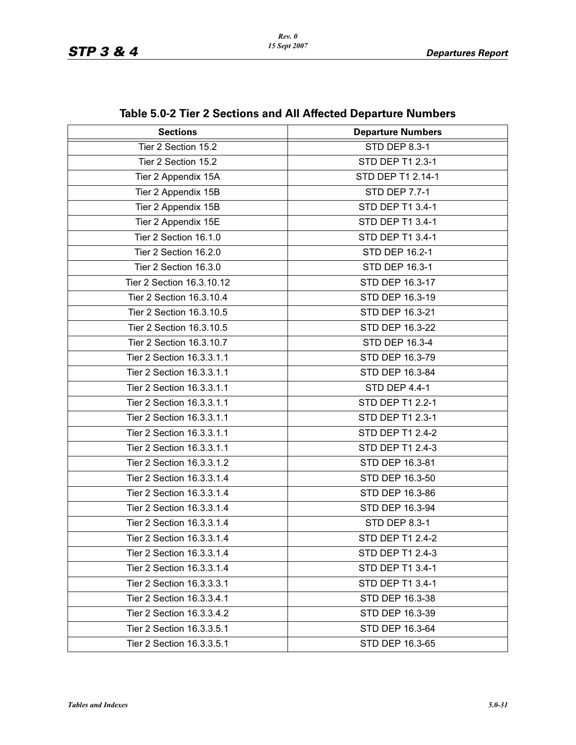## Table 5.0-2 Tier 2 Sections and All Affected Departure Numbers

| Sections | Departure Numbers |
|---|---|
| Tier 2 Section 15.2 | STD DEP 8.3-1 |
| Tier 2 Section 15.2 | STD DEP T1 2.3-1 |
| Tier 2 Appendix 15A | STD DEP T1 2.14-1 |
| Tier 2 Appendix 15B | STD DEP 7.7-1 |
| Tier 2 Appendix 15B | STD DEP T1 3.4-1 |
| Tier 2 Appendix 15E | STD DEP T1 3.4-1 |
| Tier 2 Section 16.1.0 | STD DEP T1 3.4-1 |
| Tier 2 Section 16.2.0 | STD DEP 16.2-1 |
| Tier 2 Section 16.3.0 | STD DEP 16.3-1 |
| Tier 2 Section 16.3.10.12 | STD DEP 16.3-17 |
| Tier 2 Section 16.3.10.4 | STD DEP 16.3-19 |
| Tier 2 Section 16.3.10.5 | STD DEP 16.3-21 |
| Tier 2 Section 16.3.10.5 | STD DEP 16.3-22 |
| Tier 2 Section 16.3.10.7 | STD DEP 16.3-4 |
| Tier 2 Section 16.3.3.1.1 | STD DEP 16.3-79 |
| Tier 2 Section 16.3.3.1.1 | STD DEP 16.3-84 |
| Tier 2 Section 16.3.3.1.1 | STD DEP 4.4-1 |
| Tier 2 Section 16.3.3.1.1 | STD DEP T1 2.2-1 |
| Tier 2 Section 16.3.3.1.1 | STD DEP T1 2.3-1 |
| Tier 2 Section 16.3.3.1.1 | STD DEP T1 2.4-2 |
| Tier 2 Section 16.3.3.1.1 | STD DEP T1 2.4-3 |
| Tier 2 Section 16.3.3.1.2 | STD DEP 16.3-81 |
| Tier 2 Section 16.3.3.1.4 | STD DEP 16.3-50 |
| Tier 2 Section 16.3.3.1.4 | STD DEP 16.3-86 |
| Tier 2 Section 16.3.3.1.4 | STD DEP 16.3-94 |
| Tier 2 Section 16.3.3.1.4 | STD DEP 8.3-1 |
| Tier 2 Section 16.3.3.1.4 | STD DEP T1 2.4-2 |
| Tier 2 Section 16.3.3.1.4 | STD DEP T1 2.4-3 |
| Tier 2 Section 16.3.3.1.4 | STD DEP T1 3.4-1 |
| Tier 2 Section 16.3.3.3.1 | STD DEP T1 3.4-1 |
| Tier 2 Section 16.3.3.4.1 | STD DEP 16.3-38 |
| Tier 2 Section 16.3.3.4.2 | STD DEP 16.3-39 |
| Tier 2 Section 16.3.3.5.1 | STD DEP 16.3-64 |
| Tier 2 Section 16.3.3.5.1 | STD DEP 16.3-65 |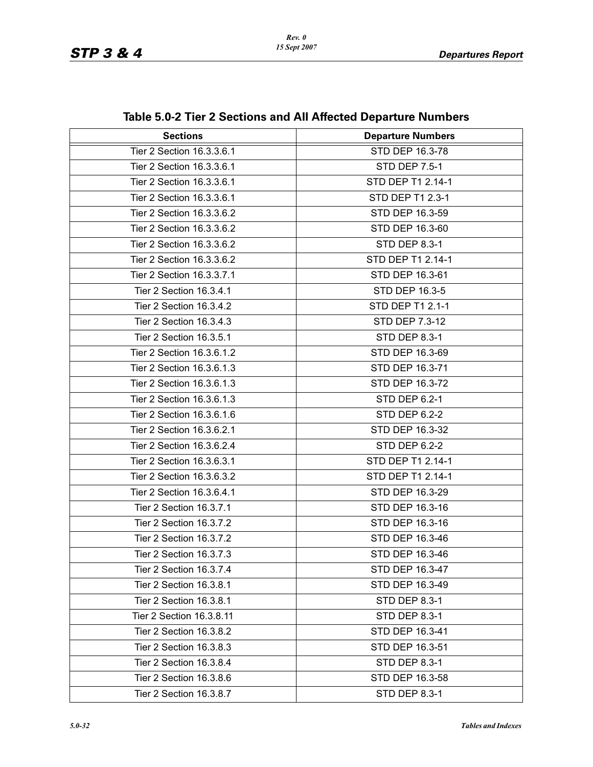## Table 5.0-2 Tier 2 Sections and All Affected Departure Numbers

| Sections | Departure Numbers |
|---|---|
| Tier 2 Section 16.3.3.6.1 | STD DEP 16.3-78 |
| Tier 2 Section 16.3.3.6.1 | STD DEP 7.5-1 |
| Tier 2 Section 16.3.3.6.1 | STD DEP T1 2.14-1 |
| Tier 2 Section 16.3.3.6.1 | STD DEP T1 2.3-1 |
| Tier 2 Section 16.3.3.6.2 | STD DEP 16.3-59 |
| Tier 2 Section 16.3.3.6.2 | STD DEP 16.3-60 |
| Tier 2 Section 16.3.3.6.2 | STD DEP 8.3-1 |
| Tier 2 Section 16.3.3.6.2 | STD DEP T1 2.14-1 |
| Tier 2 Section 16.3.3.7.1 | STD DEP 16.3-61 |
| Tier 2 Section 16.3.4.1 | STD DEP 16.3-5 |
| Tier 2 Section 16.3.4.2 | STD DEP T1 2.1-1 |
| Tier 2 Section 16.3.4.3 | STD DEP 7.3-12 |
| Tier 2 Section 16.3.5.1 | STD DEP 8.3-1 |
| Tier 2 Section 16.3.6.1.2 | STD DEP 16.3-69 |
| Tier 2 Section 16.3.6.1.3 | STD DEP 16.3-71 |
| Tier 2 Section 16.3.6.1.3 | STD DEP 16.3-72 |
| Tier 2 Section 16.3.6.1.3 | STD DEP 6.2-1 |
| Tier 2 Section 16.3.6.1.6 | STD DEP 6.2-2 |
| Tier 2 Section 16.3.6.2.1 | STD DEP 16.3-32 |
| Tier 2 Section 16.3.6.2.4 | STD DEP 6.2-2 |
| Tier 2 Section 16.3.6.3.1 | STD DEP T1 2.14-1 |
| Tier 2 Section 16.3.6.3.2 | STD DEP T1 2.14-1 |
| Tier 2 Section 16.3.6.4.1 | STD DEP 16.3-29 |
| Tier 2 Section 16.3.7.1 | STD DEP 16.3-16 |
| Tier 2 Section 16.3.7.2 | STD DEP 16.3-16 |
| Tier 2 Section 16.3.7.2 | STD DEP 16.3-46 |
| Tier 2 Section 16.3.7.3 | STD DEP 16.3-46 |
| Tier 2 Section 16.3.7.4 | STD DEP 16.3-47 |
| Tier 2 Section 16.3.8.1 | STD DEP 16.3-49 |
| Tier 2 Section 16.3.8.1 | STD DEP 8.3-1 |
| Tier 2 Section 16.3.8.11 | STD DEP 8.3-1 |
| Tier 2 Section 16.3.8.2 | STD DEP 16.3-41 |
| Tier 2 Section 16.3.8.3 | STD DEP 16.3-51 |
| Tier 2 Section 16.3.8.4 | STD DEP 8.3-1 |
| Tier 2 Section 16.3.8.6 | STD DEP 16.3-58 |
| Tier 2 Section 16.3.8.7 | STD DEP 8.3-1 |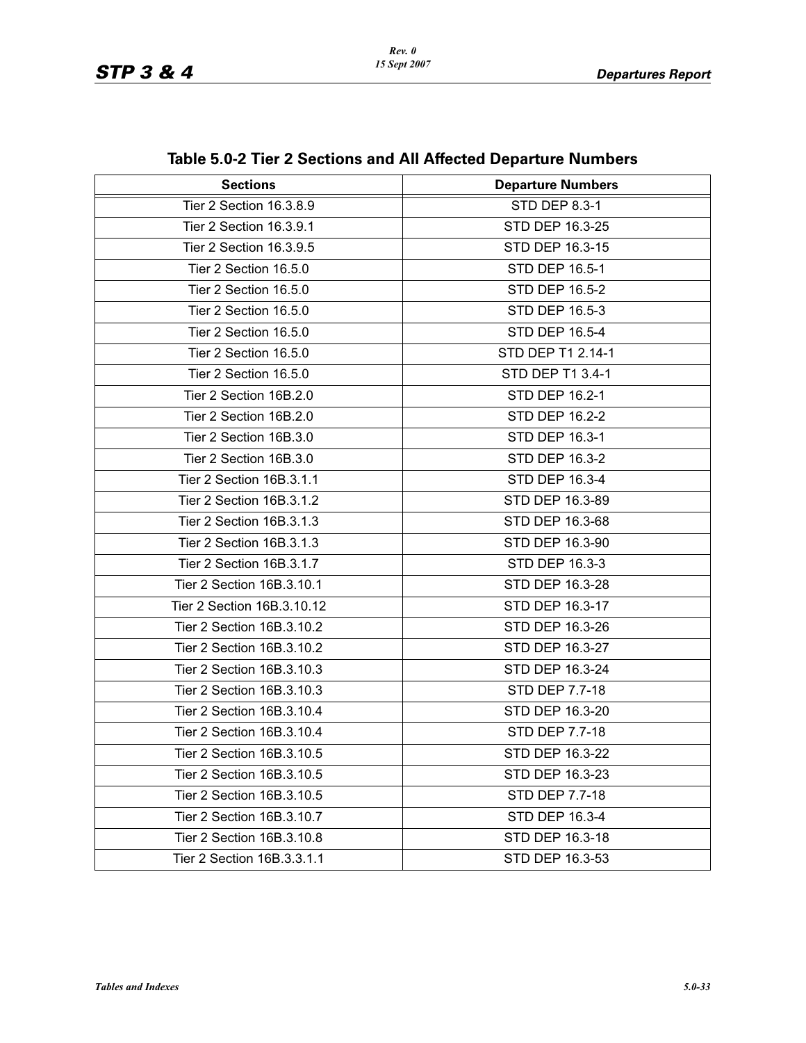## Table 5.0-2 Tier 2 Sections and All Affected Departure Numbers

| Sections | Departure Numbers |
|---|---|
| Tier 2 Section 16.3.8.9 | STD DEP 8.3-1 |
| Tier 2 Section 16.3.9.1 | STD DEP 16.3-25 |
| Tier 2 Section 16.3.9.5 | STD DEP 16.3-15 |
| Tier 2 Section 16.5.0 | STD DEP 16.5-1 |
| Tier 2 Section 16.5.0 | STD DEP 16.5-2 |
| Tier 2 Section 16.5.0 | STD DEP 16.5-3 |
| Tier 2 Section 16.5.0 | STD DEP 16.5-4 |
| Tier 2 Section 16.5.0 | STD DEP T1 2.14-1 |
| Tier 2 Section 16.5.0 | STD DEP T1 3.4-1 |
| Tier 2 Section 16B.2.0 | STD DEP 16.2-1 |
| Tier 2 Section 16B.2.0 | STD DEP 16.2-2 |
| Tier 2 Section 16B.3.0 | STD DEP 16.3-1 |
| Tier 2 Section 16B.3.0 | STD DEP 16.3-2 |
| Tier 2 Section 16B.3.1.1 | STD DEP 16.3-4 |
| Tier 2 Section 16B.3.1.2 | STD DEP 16.3-89 |
| Tier 2 Section 16B.3.1.3 | STD DEP 16.3-68 |
| Tier 2 Section 16B.3.1.3 | STD DEP 16.3-90 |
| Tier 2 Section 16B.3.1.7 | STD DEP 16.3-3 |
| Tier 2 Section 16B.3.10.1 | STD DEP 16.3-28 |
| Tier 2 Section 16B.3.10.12 | STD DEP 16.3-17 |
| Tier 2 Section 16B.3.10.2 | STD DEP 16.3-26 |
| Tier 2 Section 16B.3.10.2 | STD DEP 16.3-27 |
| Tier 2 Section 16B.3.10.3 | STD DEP 16.3-24 |
| Tier 2 Section 16B.3.10.3 | STD DEP 7.7-18 |
| Tier 2 Section 16B.3.10.4 | STD DEP 16.3-20 |
| Tier 2 Section 16B.3.10.4 | STD DEP 7.7-18 |
| Tier 2 Section 16B.3.10.5 | STD DEP 16.3-22 |
| Tier 2 Section 16B.3.10.5 | STD DEP 16.3-23 |
| Tier 2 Section 16B.3.10.5 | STD DEP 7.7-18 |
| Tier 2 Section 16B.3.10.7 | STD DEP 16.3-4 |
| Tier 2 Section 16B.3.10.8 | STD DEP 16.3-18 |
| Tier 2 Section 16B.3.3.1.1 | STD DEP 16.3-53 |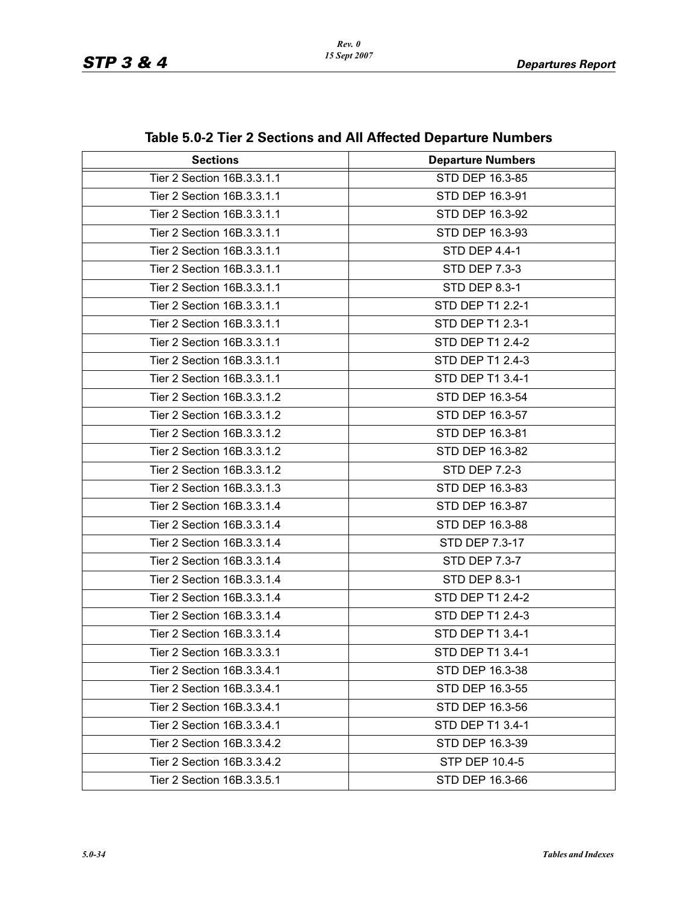## Table 5.0-2 Tier 2 Sections and All Affected Departure Numbers

| Sections | Departure Numbers |
|---|---|
| Tier 2 Section 16B.3.3.1.1 | STD DEP 16.3-85 |
| Tier 2 Section 16B.3.3.1.1 | STD DEP 16.3-91 |
| Tier 2 Section 16B.3.3.1.1 | STD DEP 16.3-92 |
| Tier 2 Section 16B.3.3.1.1 | STD DEP 16.3-93 |
| Tier 2 Section 16B.3.3.1.1 | STD DEP 4.4-1 |
| Tier 2 Section 16B.3.3.1.1 | STD DEP 7.3-3 |
| Tier 2 Section 16B.3.3.1.1 | STD DEP 8.3-1 |
| Tier 2 Section 16B.3.3.1.1 | STD DEP T1 2.2-1 |
| Tier 2 Section 16B.3.3.1.1 | STD DEP T1 2.3-1 |
| Tier 2 Section 16B.3.3.1.1 | STD DEP T1 2.4-2 |
| Tier 2 Section 16B.3.3.1.1 | STD DEP T1 2.4-3 |
| Tier 2 Section 16B.3.3.1.1 | STD DEP T1 3.4-1 |
| Tier 2 Section 16B.3.3.1.2 | STD DEP 16.3-54 |
| Tier 2 Section 16B.3.3.1.2 | STD DEP 16.3-57 |
| Tier 2 Section 16B.3.3.1.2 | STD DEP 16.3-81 |
| Tier 2 Section 16B.3.3.1.2 | STD DEP 16.3-82 |
| Tier 2 Section 16B.3.3.1.2 | STD DEP 7.2-3 |
| Tier 2 Section 16B.3.3.1.3 | STD DEP 16.3-83 |
| Tier 2 Section 16B.3.3.1.4 | STD DEP 16.3-87 |
| Tier 2 Section 16B.3.3.1.4 | STD DEP 16.3-88 |
| Tier 2 Section 16B.3.3.1.4 | STD DEP 7.3-17 |
| Tier 2 Section 16B.3.3.1.4 | STD DEP 7.3-7 |
| Tier 2 Section 16B.3.3.1.4 | STD DEP 8.3-1 |
| Tier 2 Section 16B.3.3.1.4 | STD DEP T1 2.4-2 |
| Tier 2 Section 16B.3.3.1.4 | STD DEP T1 2.4-3 |
| Tier 2 Section 16B.3.3.1.4 | STD DEP T1 3.4-1 |
| Tier 2 Section 16B.3.3.3.1 | STD DEP T1 3.4-1 |
| Tier 2 Section 16B.3.3.4.1 | STD DEP 16.3-38 |
| Tier 2 Section 16B.3.3.4.1 | STD DEP 16.3-55 |
| Tier 2 Section 16B.3.3.4.1 | STD DEP 16.3-56 |
| Tier 2 Section 16B.3.3.4.1 | STD DEP T1 3.4-1 |
| Tier 2 Section 16B.3.3.4.2 | STD DEP 16.3-39 |
| Tier 2 Section 16B.3.3.4.2 | STP DEP 10.4-5 |
| Tier 2 Section 16B.3.3.5.1 | STD DEP 16.3-66 |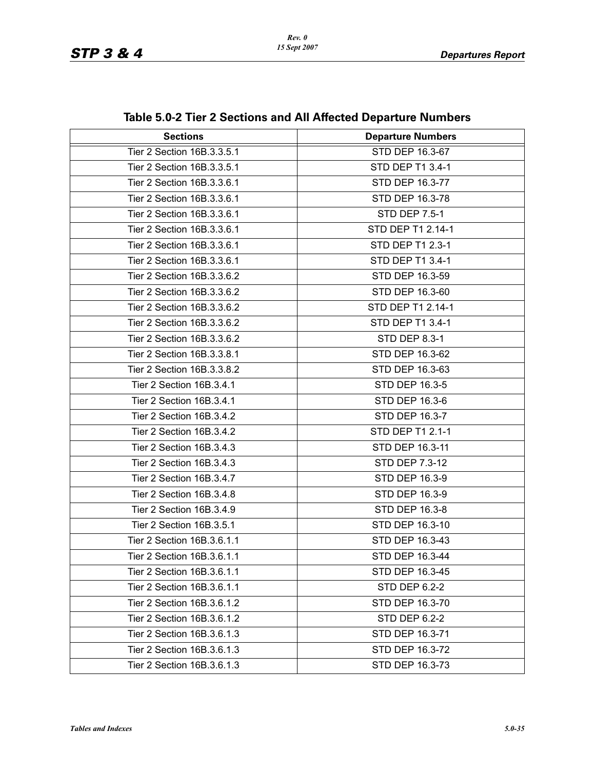## Table 5.0-2 Tier 2 Sections and All Affected Departure Numbers

| Sections | Departure Numbers |
|---|---|
| Tier 2 Section 16B.3.3.5.1 | STD DEP 16.3-67 |
| Tier 2 Section 16B.3.3.5.1 | STD DEP T1 3.4-1 |
| Tier 2 Section 16B.3.3.6.1 | STD DEP 16.3-77 |
| Tier 2 Section 16B.3.3.6.1 | STD DEP 16.3-78 |
| Tier 2 Section 16B.3.3.6.1 | STD DEP 7.5-1 |
| Tier 2 Section 16B.3.3.6.1 | STD DEP T1 2.14-1 |
| Tier 2 Section 16B.3.3.6.1 | STD DEP T1 2.3-1 |
| Tier 2 Section 16B.3.3.6.1 | STD DEP T1 3.4-1 |
| Tier 2 Section 16B.3.3.6.2 | STD DEP 16.3-59 |
| Tier 2 Section 16B.3.3.6.2 | STD DEP 16.3-60 |
| Tier 2 Section 16B.3.3.6.2 | STD DEP T1 2.14-1 |
| Tier 2 Section 16B.3.3.6.2 | STD DEP T1 3.4-1 |
| Tier 2 Section 16B.3.3.6.2 | STD DEP 8.3-1 |
| Tier 2 Section 16B.3.3.8.1 | STD DEP 16.3-62 |
| Tier 2 Section 16B.3.3.8.2 | STD DEP 16.3-63 |
| Tier 2 Section 16B.3.4.1 | STD DEP 16.3-5 |
| Tier 2 Section 16B.3.4.1 | STD DEP 16.3-6 |
| Tier 2 Section 16B.3.4.2 | STD DEP 16.3-7 |
| Tier 2 Section 16B.3.4.2 | STD DEP T1 2.1-1 |
| Tier 2 Section 16B.3.4.3 | STD DEP 16.3-11 |
| Tier 2 Section 16B.3.4.3 | STD DEP 7.3-12 |
| Tier 2 Section 16B.3.4.7 | STD DEP 16.3-9 |
| Tier 2 Section 16B.3.4.8 | STD DEP 16.3-9 |
| Tier 2 Section 16B.3.4.9 | STD DEP 16.3-8 |
| Tier 2 Section 16B.3.5.1 | STD DEP 16.3-10 |
| Tier 2 Section 16B.3.6.1.1 | STD DEP 16.3-43 |
| Tier 2 Section 16B.3.6.1.1 | STD DEP 16.3-44 |
| Tier 2 Section 16B.3.6.1.1 | STD DEP 16.3-45 |
| Tier 2 Section 16B.3.6.1.1 | STD DEP 6.2-2 |
| Tier 2 Section 16B.3.6.1.2 | STD DEP 16.3-70 |
| Tier 2 Section 16B.3.6.1.2 | STD DEP 6.2-2 |
| Tier 2 Section 16B.3.6.1.3 | STD DEP 16.3-71 |
| Tier 2 Section 16B.3.6.1.3 | STD DEP 16.3-72 |
| Tier 2 Section 16B.3.6.1.3 | STD DEP 16.3-73 |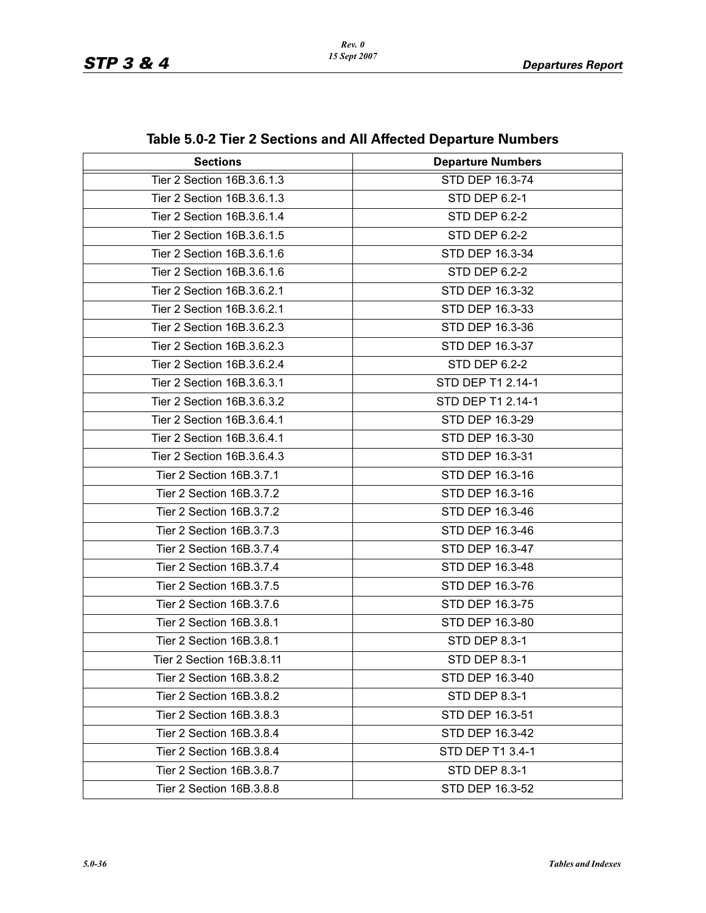## Table 5.0-2 Tier 2 Sections and All Affected Departure Numbers

| Sections | Departure Numbers |
|---|---|
| Tier 2 Section 16B.3.6.1.3 | STD DEP 16.3-74 |
| Tier 2 Section 16B.3.6.1.3 | STD DEP 6.2-1 |
| Tier 2 Section 16B.3.6.1.4 | STD DEP 6.2-2 |
| Tier 2 Section 16B.3.6.1.5 | STD DEP 6.2-2 |
| Tier 2 Section 16B.3.6.1.6 | STD DEP 16.3-34 |
| Tier 2 Section 16B.3.6.1.6 | STD DEP 6.2-2 |
| Tier 2 Section 16B.3.6.2.1 | STD DEP 16.3-32 |
| Tier 2 Section 16B.3.6.2.1 | STD DEP 16.3-33 |
| Tier 2 Section 16B.3.6.2.3 | STD DEP 16.3-36 |
| Tier 2 Section 16B.3.6.2.3 | STD DEP 16.3-37 |
| Tier 2 Section 16B.3.6.2.4 | STD DEP 6.2-2 |
| Tier 2 Section 16B.3.6.3.1 | STD DEP T1 2.14-1 |
| Tier 2 Section 16B.3.6.3.2 | STD DEP T1 2.14-1 |
| Tier 2 Section 16B.3.6.4.1 | STD DEP 16.3-29 |
| Tier 2 Section 16B.3.6.4.1 | STD DEP 16.3-30 |
| Tier 2 Section 16B.3.6.4.3 | STD DEP 16.3-31 |
| Tier 2 Section 16B.3.7.1 | STD DEP 16.3-16 |
| Tier 2 Section 16B.3.7.2 | STD DEP 16.3-16 |
| Tier 2 Section 16B.3.7.2 | STD DEP 16.3-46 |
| Tier 2 Section 16B.3.7.3 | STD DEP 16.3-46 |
| Tier 2 Section 16B.3.7.4 | STD DEP 16.3-47 |
| Tier 2 Section 16B.3.7.4 | STD DEP 16.3-48 |
| Tier 2 Section 16B.3.7.5 | STD DEP 16.3-76 |
| Tier 2 Section 16B.3.7.6 | STD DEP 16.3-75 |
| Tier 2 Section 16B.3.8.1 | STD DEP 16.3-80 |
| Tier 2 Section 16B.3.8.1 | STD DEP 8.3-1 |
| Tier 2 Section 16B.3.8.11 | STD DEP 8.3-1 |
| Tier 2 Section 16B.3.8.2 | STD DEP 16.3-40 |
| Tier 2 Section 16B.3.8.2 | STD DEP 8.3-1 |
| Tier 2 Section 16B.3.8.3 | STD DEP 16.3-51 |
| Tier 2 Section 16B.3.8.4 | STD DEP 16.3-42 |
| Tier 2 Section 16B.3.8.4 | STD DEP T1 3.4-1 |
| Tier 2 Section 16B.3.8.7 | STD DEP 8.3-1 |
| Tier 2 Section 16B.3.8.8 | STD DEP 16.3-52 |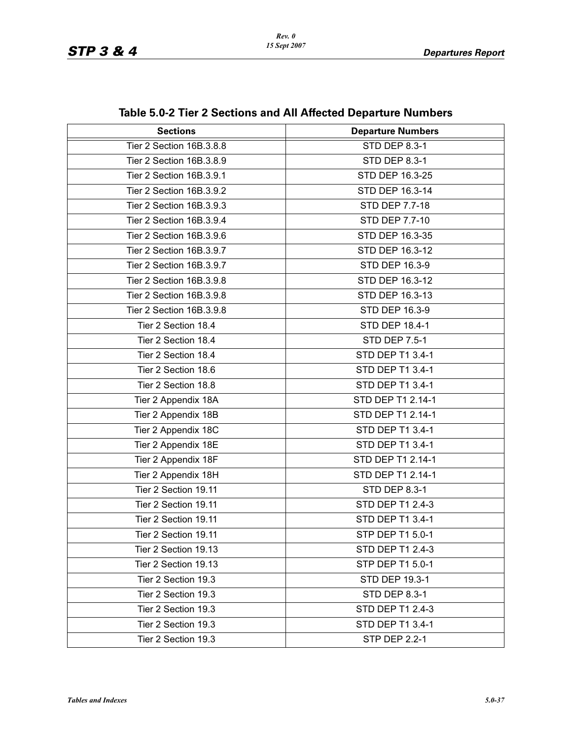## Table 5.0-2 Tier 2 Sections and All Affected Departure Numbers

| Sections | Departure Numbers |
|---|---|
| Tier 2 Section 16B.3.8.8 | STD DEP 8.3-1 |
| Tier 2 Section 16B.3.8.9 | STD DEP 8.3-1 |
| Tier 2 Section 16B.3.9.1 | STD DEP 16.3-25 |
| Tier 2 Section 16B.3.9.2 | STD DEP 16.3-14 |
| Tier 2 Section 16B.3.9.3 | STD DEP 7.7-18 |
| Tier 2 Section 16B.3.9.4 | STD DEP 7.7-10 |
| Tier 2 Section 16B.3.9.6 | STD DEP 16.3-35 |
| Tier 2 Section 16B.3.9.7 | STD DEP 16.3-12 |
| Tier 2 Section 16B.3.9.7 | STD DEP 16.3-9 |
| Tier 2 Section 16B.3.9.8 | STD DEP 16.3-12 |
| Tier 2 Section 16B.3.9.8 | STD DEP 16.3-13 |
| Tier 2 Section 16B.3.9.8 | STD DEP 16.3-9 |
| Tier 2 Section 18.4 | STD DEP 18.4-1 |
| Tier 2 Section 18.4 | STD DEP 7.5-1 |
| Tier 2 Section 18.4 | STD DEP T1 3.4-1 |
| Tier 2 Section 18.6 | STD DEP T1 3.4-1 |
| Tier 2 Section 18.8 | STD DEP T1 3.4-1 |
| Tier 2 Appendix 18A | STD DEP T1 2.14-1 |
| Tier 2 Appendix 18B | STD DEP T1 2.14-1 |
| Tier 2 Appendix 18C | STD DEP T1 3.4-1 |
| Tier 2 Appendix 18E | STD DEP T1 3.4-1 |
| Tier 2 Appendix 18F | STD DEP T1 2.14-1 |
| Tier 2 Appendix 18H | STD DEP T1 2.14-1 |
| Tier 2 Section 19.11 | STD DEP 8.3-1 |
| Tier 2 Section 19.11 | STD DEP T1 2.4-3 |
| Tier 2 Section 19.11 | STD DEP T1 3.4-1 |
| Tier 2 Section 19.11 | STP DEP T1 5.0-1 |
| Tier 2 Section 19.13 | STD DEP T1 2.4-3 |
| Tier 2 Section 19.13 | STP DEP T1 5.0-1 |
| Tier 2 Section 19.3 | STD DEP 19.3-1 |
| Tier 2 Section 19.3 | STD DEP 8.3-1 |
| Tier 2 Section 19.3 | STD DEP T1 2.4-3 |
| Tier 2 Section 19.3 | STD DEP T1 3.4-1 |
| Tier 2 Section 19.3 | STP DEP 2.2-1 |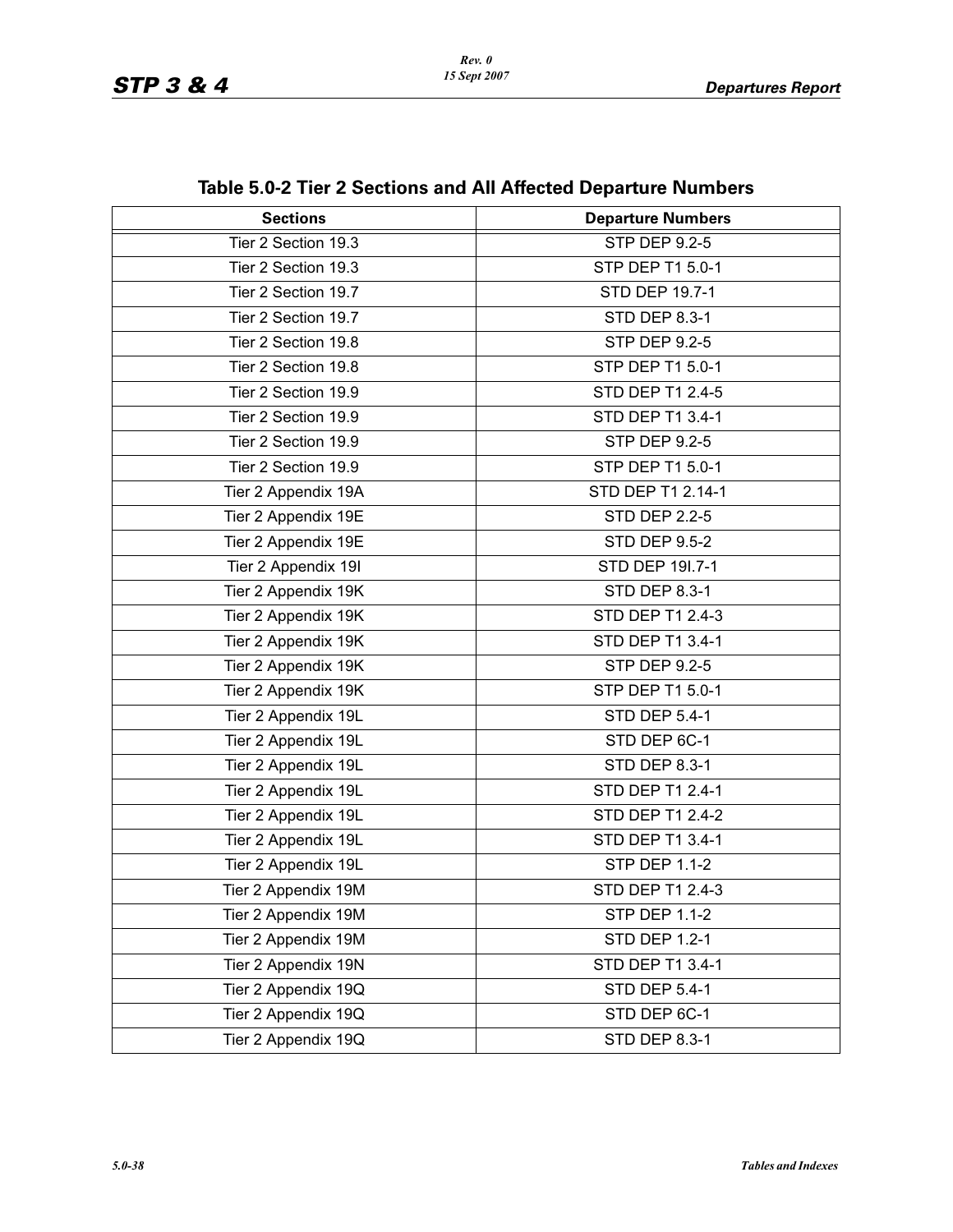## Table 5.0-2 Tier 2 Sections and All Affected Departure Numbers

| Sections | Departure Numbers |
|---|---|
| Tier 2 Section 19.3 | STP DEP 9.2-5 |
| Tier 2 Section 19.3 | STP DEP T1 5.0-1 |
| Tier 2 Section 19.7 | STD DEP 19.7-1 |
| Tier 2 Section 19.7 | STD DEP 8.3-1 |
| Tier 2 Section 19.8 | STP DEP 9.2-5 |
| Tier 2 Section 19.8 | STP DEP T1 5.0-1 |
| Tier 2 Section 19.9 | STD DEP T1 2.4-5 |
| Tier 2 Section 19.9 | STD DEP T1 3.4-1 |
| Tier 2 Section 19.9 | STP DEP 9.2-5 |
| Tier 2 Section 19.9 | STP DEP T1 5.0-1 |
| Tier 2 Appendix 19A | STD DEP T1 2.14-1 |
| Tier 2 Appendix 19E | STD DEP 2.2-5 |
| Tier 2 Appendix 19E | STD DEP 9.5-2 |
| Tier 2 Appendix 19I | STD DEP 19I.7-1 |
| Tier 2 Appendix 19K | STD DEP 8.3-1 |
| Tier 2 Appendix 19K | STD DEP T1 2.4-3 |
| Tier 2 Appendix 19K | STD DEP T1 3.4-1 |
| Tier 2 Appendix 19K | STP DEP 9.2-5 |
| Tier 2 Appendix 19K | STP DEP T1 5.0-1 |
| Tier 2 Appendix 19L | STD DEP 5.4-1 |
| Tier 2 Appendix 19L | STD DEP 6C-1 |
| Tier 2 Appendix 19L | STD DEP 8.3-1 |
| Tier 2 Appendix 19L | STD DEP T1 2.4-1 |
| Tier 2 Appendix 19L | STD DEP T1 2.4-2 |
| Tier 2 Appendix 19L | STD DEP T1 3.4-1 |
| Tier 2 Appendix 19L | STP DEP 1.1-2 |
| Tier 2 Appendix 19M | STD DEP T1 2.4-3 |
| Tier 2 Appendix 19M | STP DEP 1.1-2 |
| Tier 2 Appendix 19M | STD DEP 1.2-1 |
| Tier 2 Appendix 19N | STD DEP T1 3.4-1 |
| Tier 2 Appendix 19Q | STD DEP 5.4-1 |
| Tier 2 Appendix 19Q | STD DEP 6C-1 |
| Tier 2 Appendix 19Q | STD DEP 8.3-1 |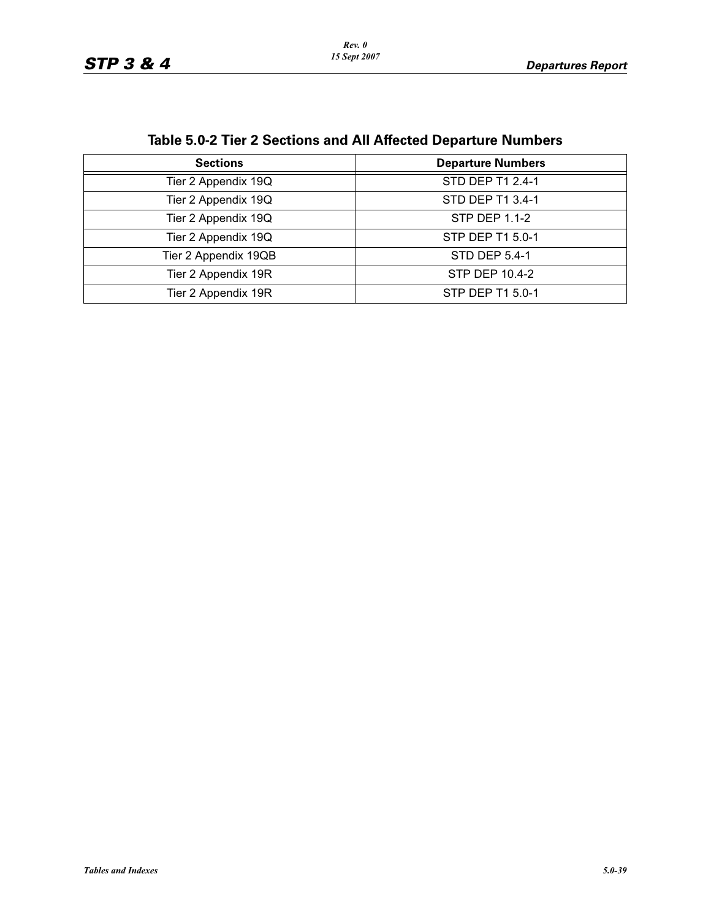## Table 5.0-2 Tier 2 Sections and All Affected Departure Numbers

| Sections | Departure Numbers |
|---|---|
| Tier 2 Appendix 19Q | STD DEP T1 2.4-1 |
| Tier 2 Appendix 19Q | STD DEP T1 3.4-1 |
| Tier 2 Appendix 19Q | STP DEP 1.1-2 |
| Tier 2 Appendix 19Q | STP DEP T1 5.0-1 |
| Tier 2 Appendix 19QB | STD DEP 5.4-1 |
| Tier 2 Appendix 19R | STP DEP 10.4-2 |
| Tier 2 Appendix 19R | STP DEP T1 5.0-1 |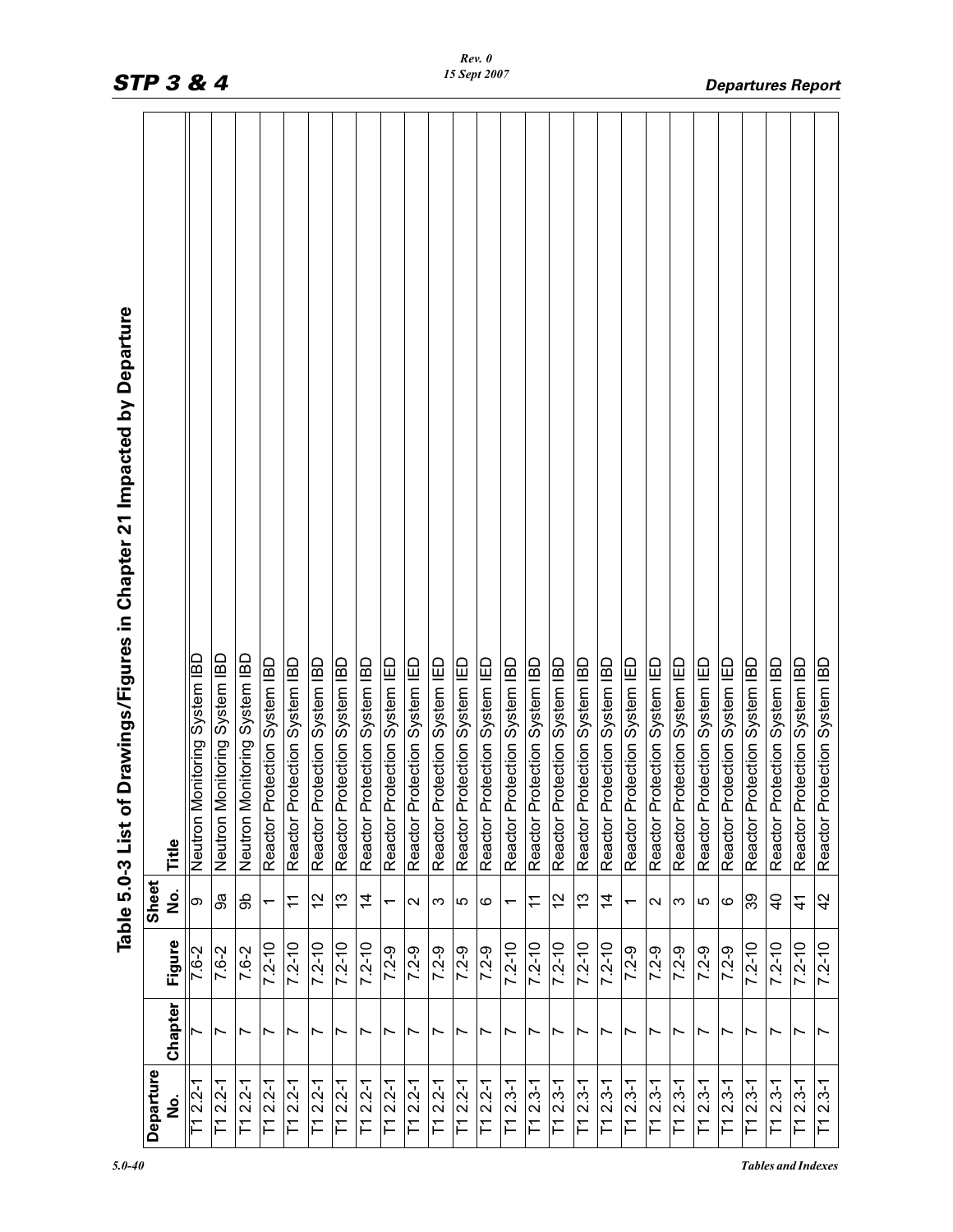## Table 5.0-3 List of Drawings/Figures in Chapter 21 Impacted by Departure

| Departure No. | Chapter | Figure | Sheet No. | Title |
|---|---|---|---|---|
| T1 2.2-1 | 7 | 7.6-2 | 9 | Neutron Monitoring System IBD |
| T1 2.2-1 | 7 | 7.6-2 | 9a | Neutron Monitoring System IBD |
| T1 2.2-1 | 7 | 7.6-2 | 9b | Neutron Monitoring System IBD |
| T1 2.2-1 | 7 | 7.2-10 | 1 | Reactor Protection System IBD |
| T1 2.2-1 | 7 | 7.2-10 | 11 | Reactor Protection System IBD |
| T1 2.2-1 | 7 | 7.2-10 | 12 | Reactor Protection System IBD |
| T1 2.2-1 | 7 | 7.2-10 | 13 | Reactor Protection System IBD |
| T1 2.2-1 | 7 | 7.2-10 | 14 | Reactor Protection System IBD |
| T1 2.2-1 | 7 | 7.2-9 | 1 | Reactor Protection System IED |
| T1 2.2-1 | 7 | 7.2-9 | 2 | Reactor Protection System IED |
| T1 2.2-1 | 7 | 7.2-9 | 3 | Reactor Protection System IED |
| T1 2.2-1 | 7 | 7.2-9 | 5 | Reactor Protection System IED |
| T1 2.2-1 | 7 | 7.2-9 | 6 | Reactor Protection System IED |
| T1 2.3-1 | 7 | 7.2-10 | 1 | Reactor Protection System IBD |
| T1 2.3-1 | 7 | 7.2-10 | 11 | Reactor Protection System IBD |
| T1 2.3-1 | 7 | 7.2-10 | 12 | Reactor Protection System IBD |
| T1 2.3-1 | 7 | 7.2-10 | 13 | Reactor Protection System IBD |
| T1 2.3-1 | 7 | 7.2-10 | 14 | Reactor Protection System IBD |
| T1 2.3-1 | 7 | 7.2-9 | 1 | Reactor Protection System IED |
| T1 2.3-1 | 7 | 7.2-9 | 2 | Reactor Protection System IED |
| T1 2.3-1 | 7 | 7.2-9 | 3 | Reactor Protection System IED |
| T1 2.3-1 | 7 | 7.2-9 | 5 | Reactor Protection System IED |
| T1 2.3-1 | 7 | 7.2-9 | 6 | Reactor Protection System IED |
| T1 2.3-1 | 7 | 7.2-10 | 39 | Reactor Protection System IBD |
| T1 2.3-1 | 7 | 7.2-10 | 40 | Reactor Protection System IBD |
| T1 2.3-1 | 7 | 7.2-10 | 41 | Reactor Protection System IBD |
| T1 2.3-1 | 7 | 7.2-10 | 42 | Reactor Protection System IBD |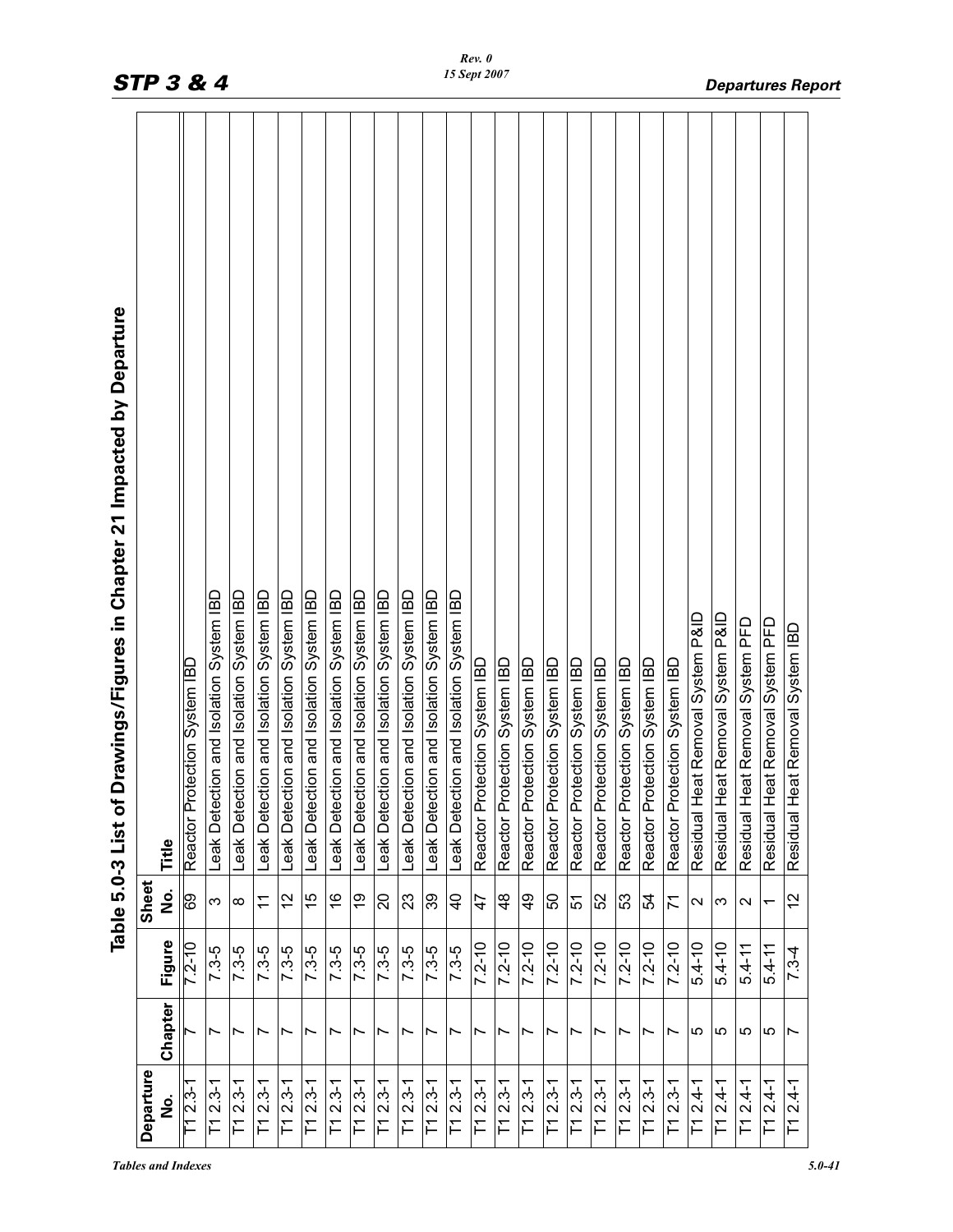## Table 5.0-3 List of Drawings/Figures in Chapter 21 Impacted by Departure

| Departure No. | Chapter | Figure | Sheet No. | Title |
|---|---|---|---|---|
| T1 2.3-1 | 7 | 7.2-10 | 69 | Reactor Protection System IBD |
| T1 2.3-1 | 7 | 7.3-5 | 3 | Leak Detection and Isolation System IBD |
| T1 2.3-1 | 7 | 7.3-5 | 8 | Leak Detection and Isolation System IBD |
| T1 2.3-1 | 7 | 7.3-5 | 11 | Leak Detection and Isolation System IBD |
| T1 2.3-1 | 7 | 7.3-5 | 12 | Leak Detection and Isolation System IBD |
| T1 2.3-1 | 7 | 7.3-5 | 15 | Leak Detection and Isolation System IBD |
| T1 2.3-1 | 7 | 7.3-5 | 16 | Leak Detection and Isolation System IBD |
| T1 2.3-1 | 7 | 7.3-5 | 19 | Leak Detection and Isolation System IBD |
| T1 2.3-1 | 7 | 7.3-5 | 20 | Leak Detection and Isolation System IBD |
| T1 2.3-1 | 7 | 7.3-5 | 23 | Leak Detection and Isolation System IBD |
| T1 2.3-1 | 7 | 7.3-5 | 39 | Leak Detection and Isolation System IBD |
| T1 2.3-1 | 7 | 7.3-5 | 40 | Leak Detection and Isolation System IBD |
| T1 2.3-1 | 7 | 7.2-10 | 47 | Reactor Protection System IBD |
| T1 2.3-1 | 7 | 7.2-10 | 48 | Reactor Protection System IBD |
| T1 2.3-1 | 7 | 7.2-10 | 49 | Reactor Protection System IBD |
| T1 2.3-1 | 7 | 7.2-10 | 50 | Reactor Protection System IBD |
| T1 2.3-1 | 7 | 7.2-10 | 51 | Reactor Protection System IBD |
| T1 2.3-1 | 7 | 7.2-10 | 52 | Reactor Protection System IBD |
| T1 2.3-1 | 7 | 7.2-10 | 53 | Reactor Protection System IBD |
| T1 2.3-1 | 7 | 7.2-10 | 54 | Reactor Protection System IBD |
| T1 2.3-1 | 7 | 7.2-10 | 71 | Reactor Protection System IBD |
| T1 2.4-1 | 5 | 5.4-10 | 2 | Residual Heat Removal System P&ID |
| T1 2.4-1 | 5 | 5.4-10 | 3 | Residual Heat Removal System P&ID |
| T1 2.4-1 | 5 | 5.4-11 | 2 | Residual Heat Removal System PFD |
| T1 2.4-1 | 5 | 5.4-11 | 1 | Residual Heat Removal System PFD |
| T1 2.4-1 | 7 | 7.3-4 | 12 | Residual Heat Removal System IBD |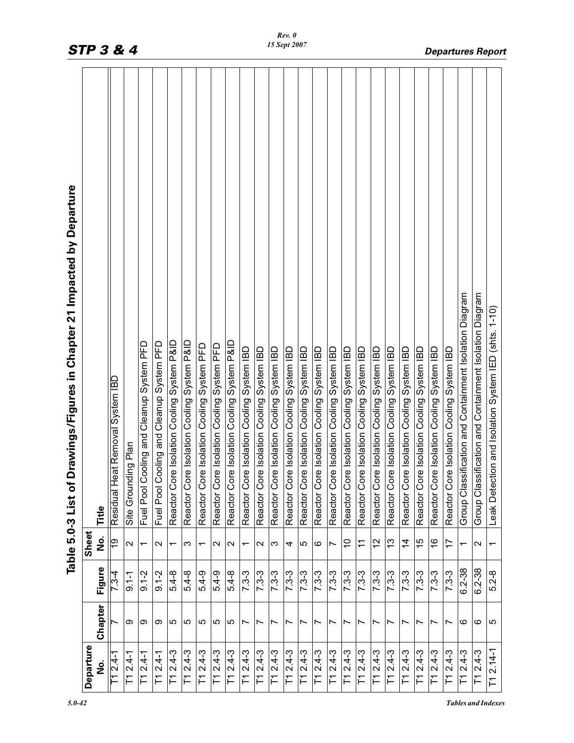# Table 5.0-3 List of Drawings/Figures in Chapter 21 Impacted by Departure

| Departure No. | Chapter | Figure | Sheet No. | Title |
|---|---|---|---|---|
| T1 2.4-1 | 7 | 7.3-4 | 19 | Residual Heat Removal System IBD |
| T1 2.4-1 | 9 | 9.1-1 | 2 | Site Grounding Plan |
| T1 2.4-1 | 9 | 9.1-2 | 1 | Fuel Pool Cooling and Cleanup System PFD |
| T1 2.4-1 | 9 | 9.1-2 | 2 | Fuel Pool Cooling and Cleanup System PFD |
| T1 2.4-3 | 5 | 5.4-8 | 1 | Reactor Core Isolation Cooling System P&ID |
| T1 2.4-3 | 5 | 5.4-8 | 3 | Reactor Core Isolation Cooling System P&ID |
| T1 2.4-3 | 5 | 5.4-9 | 1 | Reactor Core Isolation Cooling System PFD |
| T1 2.4-3 | 5 | 5.4-9 | 2 | Reactor Core Isolation Cooling System PFD |
| T1 2.4-3 | 5 | 5.4-8 | 2 | Reactor Core Isolation Cooling System P&ID |
| T1 2.4-3 | 7 | 7.3-3 | 1 | Reactor Core Isolation Cooling System IBD |
| T1 2.4-3 | 7 | 7.3-3 | 2 | Reactor Core Isolation Cooling System IBD |
| T1 2.4-3 | 7 | 7.3-3 | 3 | Reactor Core Isolation Cooling System IBD |
| T1 2.4-3 | 7 | 7.3-3 | 4 | Reactor Core Isolation Cooling System IBD |
| T1 2.4-3 | 7 | 7.3-3 | 5 | Reactor Core Isolation Cooling System IBD |
| T1 2.4-3 | 7 | 7.3-3 | 6 | Reactor Core Isolation Cooling System IBD |
| T1 2.4-3 | 7 | 7.3-3 | 7 | Reactor Core Isolation Cooling System IBD |
| T1 2.4-3 | 7 | 7.3-3 | 10 | Reactor Core Isolation Cooling System IBD |
| T1 2.4-3 | 7 | 7.3-3 | 11 | Reactor Core Isolation Cooling System IBD |
| T1 2.4-3 | 7 | 7.3-3 | 12 | Reactor Core Isolation Cooling System IBD |
| T1 2.4-3 | 7 | 7.3-3 | 13 | Reactor Core Isolation Cooling System IBD |
| T1 2.4-3 | 7 | 7.3-3 | 14 | Reactor Core Isolation Cooling System IBD |
| T1 2.4-3 | 7 | 7.3-3 | 15 | Reactor Core Isolation Cooling System IBD |
| T1 2.4-3 | 7 | 7.3-3 | 16 | Reactor Core Isolation Cooling System IBD |
| T1 2.4-3 | 7 | 7.3-3 | 17 | Reactor Core Isolation Cooling System IBD |
| T1 2.4-3 | 6 | 6.2-38 | 1 | Group Classification and Containment Isolation Diagram |
| T1 2.4-3 | 6 | 6.2-38 | 2 | Group Classification and Containment Isolation Diagram |
| T1 2.14-1 | 5 | 5.2-8 | 1 | Leak Detection and Isolation System IED (shts. 1-10) |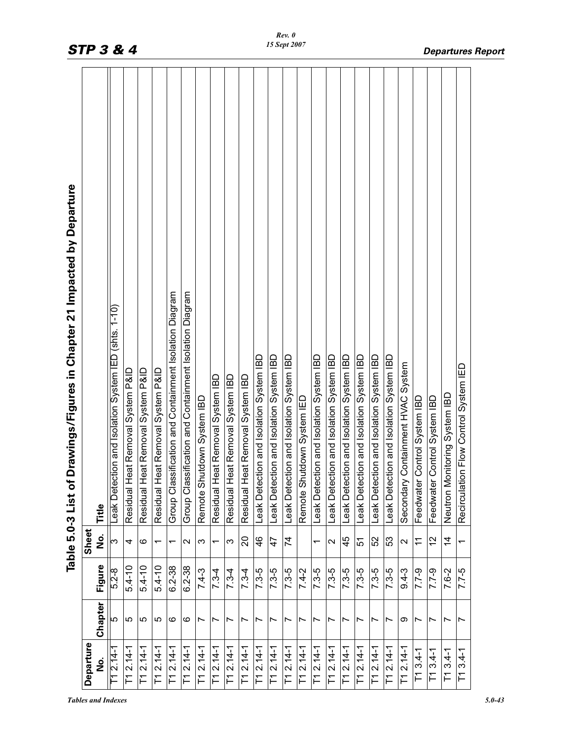## Table 5.0-3 List of Drawings/Figures in Chapter 21 Impacted by Departure

| Departure No. | Chapter | Figure | Sheet No. | Title |
|---|---|---|---|---|
| T1 2.14-1 | 5 | 5.2-8 | 3 | Leak Detection and Isolation System IED (shts. 1-10) |
| T1 2.14-1 | 5 | 5.4-10 | 4 | Residual Heat Removal System P&ID |
| T1 2.14-1 | 5 | 5.4-10 | 6 | Residual Heat Removal System P&ID |
| T1 2.14-1 | 5 | 5.4-10 | 1 | Residual Heat Removal System P&ID |
| T1 2.14-1 | 6 | 6.2-38 | 1 | Group Classification and Containment Isolation Diagram |
| T1 2.14-1 | 6 | 6.2-38 | 2 | Group Classification and Containment Isolation Diagram |
| T1 2.14-1 | 7 | 7.4-3 | 3 | Remote Shutdown System IBD |
| T1 2.14-1 | 7 | 7.3-4 | 1 | Residual Heat Removal System IBD |
| T1 2.14-1 | 7 | 7.3-4 | 3 | Residual Heat Removal System IBD |
| T1 2.14-1 | 7 | 7.3-4 | 20 | Residual Heat Removal System IBD |
| T1 2.14-1 | 7 | 7.3-5 | 46 | Leak Detection and Isolation System IBD |
| T1 2.14-1 | 7 | 7.3-5 | 47 | Leak Detection and Isolation System IBD |
| T1 2.14-1 | 7 | 7.3-5 | 74 | Leak Detection and Isolation System IBD |
| T1 2.14-1 | 7 | 7.4-2 | | Remote Shutdown System IED |
| T1 2.14-1 | 7 | 7.3-5 | 1 | Leak Detection and Isolation System IBD |
| T1 2.14-1 | 7 | 7.3-5 | 2 | Leak Detection and Isolation System IBD |
| T1 2.14-1 | 7 | 7.3-5 | 45 | Leak Detection and Isolation System IBD |
| T1 2.14-1 | 7 | 7.3-5 | 51 | Leak Detection and Isolation System IBD |
| T1 2.14-1 | 7 | 7.3-5 | 52 | Leak Detection and Isolation System IBD |
| T1 2.14-1 | 7 | 7.3-5 | 53 | Leak Detection and Isolation System IBD |
| T1 2.14-1 | 9 | 9.4-3 | 2 | Secondary Containment HVAC System |
| T1 3.4-1 | 7 | 7.7-9 | 11 | Feedwater Control System IBD |
| T1 3.4-1 | 7 | 7.7-9 | 12 | Feedwater Control System IBD |
| T1 3.4-1 | 7 | 7.6-2 | 14 | Neutron Monitoring System IBD |
| T1 3.4-1 | 7 | 7.7-5 | 1 | Recirculation Flow Control System IED |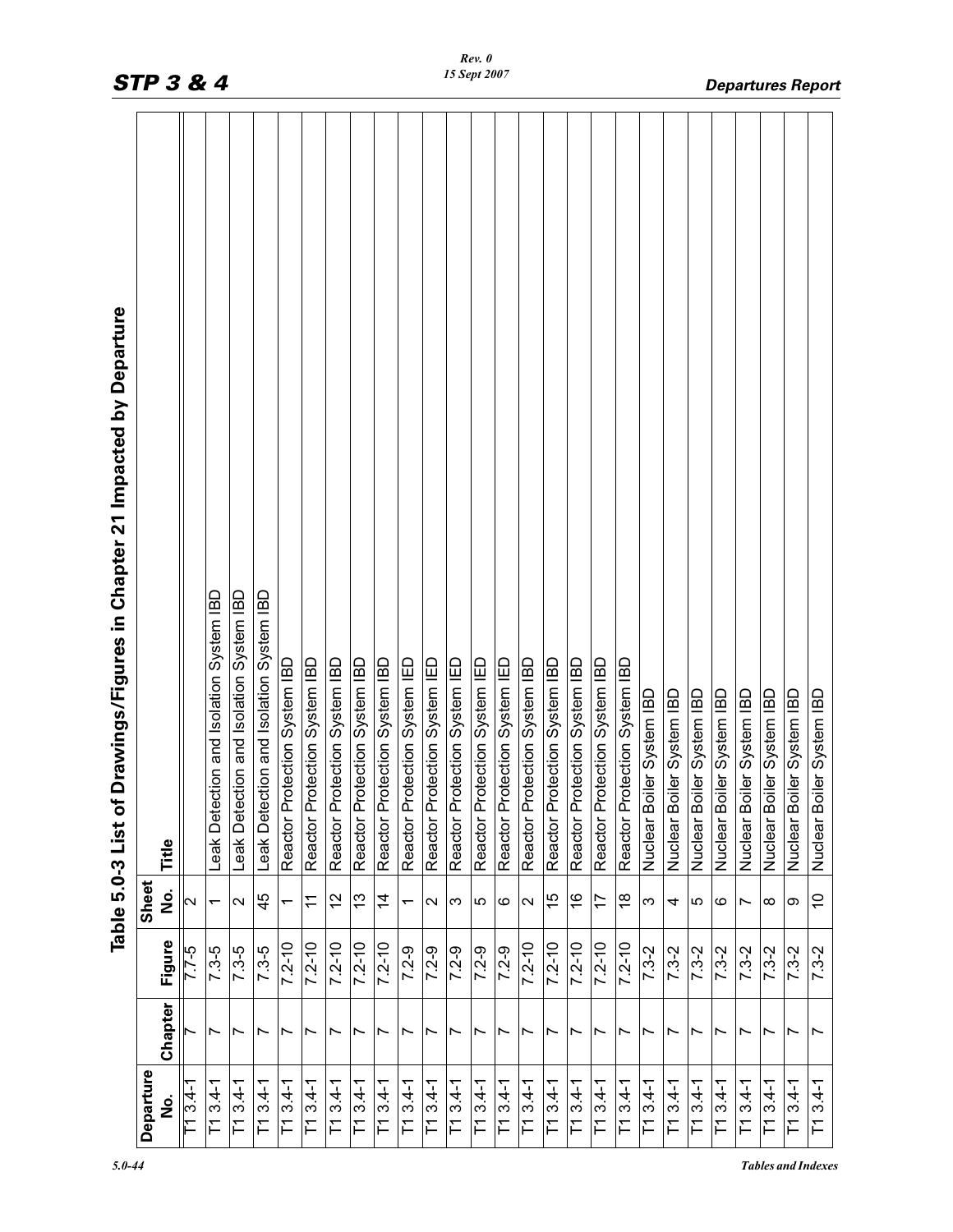## Table 5.0-3 List of Drawings/Figures in Chapter 21 Impacted by Departure

| Departure No. | Chapter | Figure | Sheet No. | Title |
|---|---|---|---|---|
| T1 3.4-1 | 7 | 7.7-5 | 2 | |
| T1 3.4-1 | 7 | 7.3-5 | 1 | Leak Detection and Isolation System IBD |
| T1 3.4-1 | 7 | 7.3-5 | 2 | Leak Detection and Isolation System IBD |
| T1 3.4-1 | 7 | 7.3-5 | 45 | Leak Detection and Isolation System IBD |
| T1 3.4-1 | 7 | 7.2-10 | 1 | Reactor Protection System IBD |
| T1 3.4-1 | 7 | 7.2-10 | 11 | Reactor Protection System IBD |
| T1 3.4-1 | 7 | 7.2-10 | 12 | Reactor Protection System IBD |
| T1 3.4-1 | 7 | 7.2-10 | 13 | Reactor Protection System IBD |
| T1 3.4-1 | 7 | 7.2-10 | 14 | Reactor Protection System IBD |
| T1 3.4-1 | 7 | 7.2-9 | 1 | Reactor Protection System IED |
| T1 3.4-1 | 7 | 7.2-9 | 2 | Reactor Protection System IED |
| T1 3.4-1 | 7 | 7.2-9 | 3 | Reactor Protection System IED |
| T1 3.4-1 | 7 | 7.2-9 | 5 | Reactor Protection System IED |
| T1 3.4-1 | 7 | 7.2-9 | 6 | Reactor Protection System IED |
| T1 3.4-1 | 7 | 7.2-10 | 2 | Reactor Protection System IBD |
| T1 3.4-1 | 7 | 7.2-10 | 15 | Reactor Protection System IBD |
| T1 3.4-1 | 7 | 7.2-10 | 16 | Reactor Protection System IBD |
| T1 3.4-1 | 7 | 7.2-10 | 17 | Reactor Protection System IBD |
| T1 3.4-1 | 7 | 7.2-10 | 18 | Reactor Protection System IBD |
| T1 3.4-1 | 7 | 7.3-2 | 3 | Nuclear Boiler System IBD |
| T1 3.4-1 | 7 | 7.3-2 | 4 | Nuclear Boiler System IBD |
| T1 3.4-1 | 7 | 7.3-2 | 5 | Nuclear Boiler System IBD |
| T1 3.4-1 | 7 | 7.3-2 | 6 | Nuclear Boiler System IBD |
| T1 3.4-1 | 7 | 7.3-2 | 7 | Nuclear Boiler System IBD |
| T1 3.4-1 | 7 | 7.3-2 | 8 | Nuclear Boiler System IBD |
| T1 3.4-1 | 7 | 7.3-2 | 9 | Nuclear Boiler System IBD |
| T1 3.4-1 | 7 | 7.3-2 | 10 | Nuclear Boiler System IBD |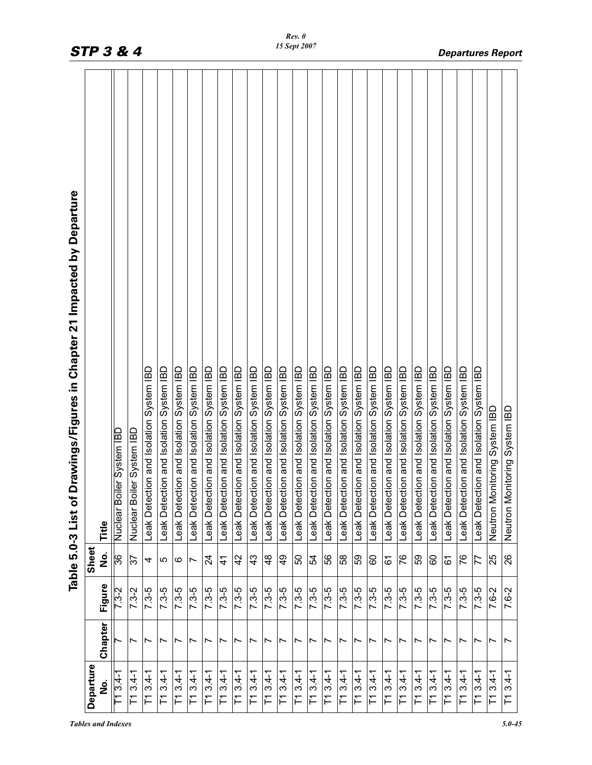## Table 5.0-3 List of Drawings/Figures in Chapter 21 Impacted by Departure

| Departure No. | Chapter | Figure | Sheet No. | Title |
|---|---|---|---|---|
| T1 3.4-1 | 7 | 7.3-2 | 36 | Nuclear Boiler System IBD |
| T1 3.4-1 | 7 | 7.3-2 | 37 | Nuclear Boiler System IBD |
| T1 3.4-1 | 7 | 7.3-5 | 4 | Leak Detection and Isolation System IBD |
| T1 3.4-1 | 7 | 7.3-5 | 5 | Leak Detection and Isolation System IBD |
| T1 3.4-1 | 7 | 7.3-5 | 6 | Leak Detection and Isolation System IBD |
| T1 3.4-1 | 7 | 7.3-5 | 7 | Leak Detection and Isolation System IBD |
| T1 3.4-1 | 7 | 7.3-5 | 24 | Leak Detection and Isolation System IBD |
| T1 3.4-1 | 7 | 7.3-5 | 41 | Leak Detection and Isolation System IBD |
| T1 3.4-1 | 7 | 7.3-5 | 42 | Leak Detection and Isolation System IBD |
| T1 3.4-1 | 7 | 7.3-5 | 43 | Leak Detection and Isolation System IBD |
| T1 3.4-1 | 7 | 7.3-5 | 48 | Leak Detection and Isolation System IBD |
| T1 3.4-1 | 7 | 7.3-5 | 49 | Leak Detection and Isolation System IBD |
| T1 3.4-1 | 7 | 7.3-5 | 50 | Leak Detection and Isolation System IBD |
| T1 3.4-1 | 7 | 7.3-5 | 54 | Leak Detection and Isolation System IBD |
| T1 3.4-1 | 7 | 7.3-5 | 56 | Leak Detection and Isolation System IBD |
| T1 3.4-1 | 7 | 7.3-5 | 58 | Leak Detection and Isolation System IBD |
| T1 3.4-1 | 7 | 7.3-5 | 59 | Leak Detection and Isolation System IBD |
| T1 3.4-1 | 7 | 7.3-5 | 60 | Leak Detection and Isolation System IBD |
| T1 3.4-1 | 7 | 7.3-5 | 61 | Leak Detection and Isolation System IBD |
| T1 3.4-1 | 7 | 7.3-5 | 76 | Leak Detection and Isolation System IBD |
| T1 3.4-1 | 7 | 7.3-5 | 59 | Leak Detection and Isolation System IBD |
| T1 3.4-1 | 7 | 7.3-5 | 60 | Leak Detection and Isolation System IBD |
| T1 3.4-1 | 7 | 7.3-5 | 61 | Leak Detection and Isolation System IBD |
| T1 3.4-1 | 7 | 7.3-5 | 76 | Leak Detection and Isolation System IBD |
| T1 3.4-1 | 7 | 7.3-5 | 77 | Leak Detection and Isolation System IBD |
| T1 3.4-1 | 7 | 7.6-2 | 25 | Neutron Monitoring System IBD |
| T1 3.4-1 | 7 | 7.6-2 | 26 | Neutron Monitoring System IBD |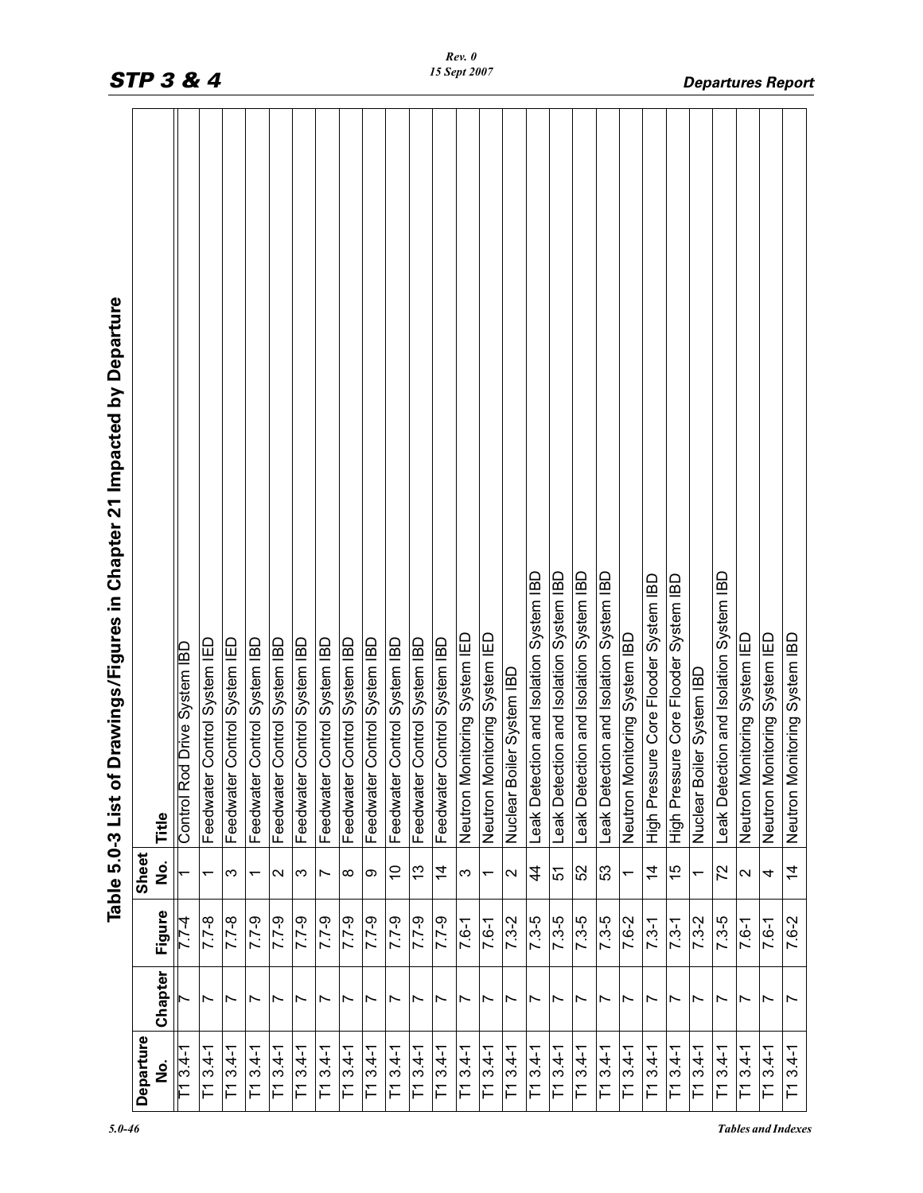## Table 5.0-3 List of Drawings/Figures in Chapter 21 Impacted by Departure

| Departure No. | Chapter | Figure | Sheet No. | Title |
|---|---|---|---|---|
| T1 3.4-1 | 7 | 7.7-4 | 1 | Control Rod Drive System IBD |
| T1 3.4-1 | 7 | 7.7-8 | 1 | Feedwater Control System IED |
| T1 3.4-1 | 7 | 7.7-8 | 3 | Feedwater Control System IED |
| T1 3.4-1 | 7 | 7.7-9 | 1 | Feedwater Control System IBD |
| T1 3.4-1 | 7 | 7.7-9 | 2 | Feedwater Control System IBD |
| T1 3.4-1 | 7 | 7.7-9 | 3 | Feedwater Control System IBD |
| T1 3.4-1 | 7 | 7.7-9 | 7 | Feedwater Control System IBD |
| T1 3.4-1 | 7 | 7.7-9 | 8 | Feedwater Control System IBD |
| T1 3.4-1 | 7 | 7.7-9 | 9 | Feedwater Control System IBD |
| T1 3.4-1 | 7 | 7.7-9 | 10 | Feedwater Control System IBD |
| T1 3.4-1 | 7 | 7.7-9 | 13 | Feedwater Control System IBD |
| T1 3.4-1 | 7 | 7.7-9 | 14 | Feedwater Control System IBD |
| T1 3.4-1 | 7 | 7.6-1 | 3 | Neutron Monitoring System IED |
| T1 3.4-1 | 7 | 7.6-1 | 1 | Neutron Monitoring System IED |
| T1 3.4-1 | 7 | 7.3-2 | 2 | Nuclear Boiler System IBD |
| T1 3.4-1 | 7 | 7.3-5 | 44 | Leak Detection and Isolation System IBD |
| T1 3.4-1 | 7 | 7.3-5 | 51 | Leak Detection and Isolation System IBD |
| T1 3.4-1 | 7 | 7.3-5 | 52 | Leak Detection and Isolation System IBD |
| T1 3.4-1 | 7 | 7.3-5 | 53 | Leak Detection and Isolation System IBD |
| T1 3.4-1 | 7 | 7.6-2 | 1 | Neutron Monitoring System IBD |
| T1 3.4-1 | 7 | 7.3-1 | 14 | High Pressure Core Flooder System IBD |
| T1 3.4-1 | 7 | 7.3-1 | 15 | High Pressure Core Flooder System IBD |
| T1 3.4-1 | 7 | 7.3-2 | 1 | Nuclear Boiler System IBD |
| T1 3.4-1 | 7 | 7.3-5 | 72 | Leak Detection and Isolation System IBD |
| T1 3.4-1 | 7 | 7.6-1 | 2 | Neutron Monitoring System IED |
| T1 3.4-1 | 7 | 7.6-1 | 4 | Neutron Monitoring System IED |
| T1 3.4-1 | 7 | 7.6-2 | 14 | Neutron Monitoring System IBD |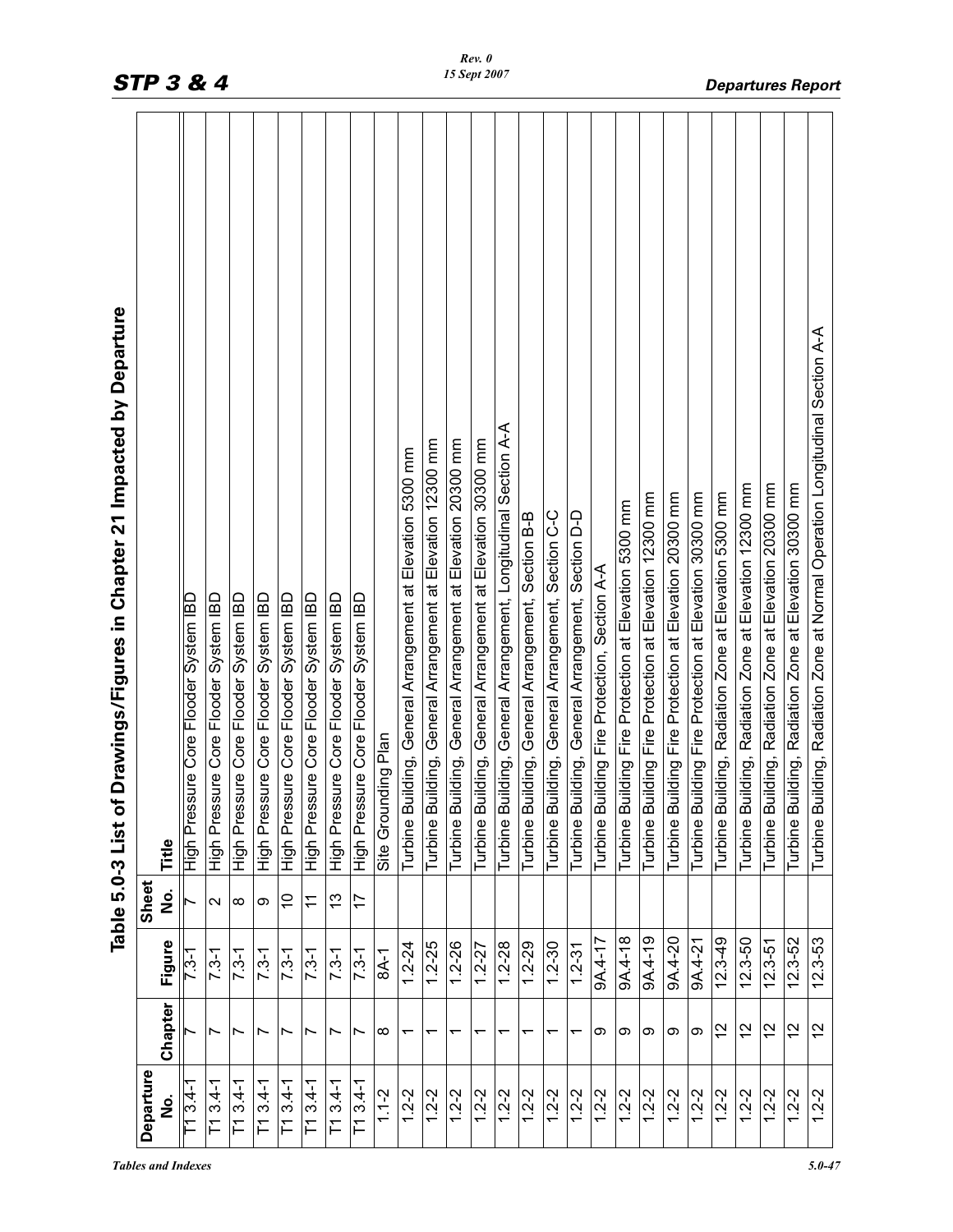## Table 5.0-3 List of Drawings/Figures in Chapter 21 Impacted by Departure

| Departure No. | Chapter | Figure | Sheet No. | Title |
|---|---|---|---|---|
| T1 3.4-1 | 7 | 7.3-1 | 7 | High Pressure Core Flooder System IBD |
| T1 3.4-1 | 7 | 7.3-1 | 2 | High Pressure Core Flooder System IBD |
| T1 3.4-1 | 7 | 7.3-1 | 8 | High Pressure Core Flooder System IBD |
| T1 3.4-1 | 7 | 7.3-1 | 9 | High Pressure Core Flooder System IBD |
| T1 3.4-1 | 7 | 7.3-1 | 10 | High Pressure Core Flooder System IBD |
| T1 3.4-1 | 7 | 7.3-1 | 11 | High Pressure Core Flooder System IBD |
| T1 3.4-1 | 7 | 7.3-1 | 13 | High Pressure Core Flooder System IBD |
| T1 3.4-1 | 7 | 7.3-1 | 17 | High Pressure Core Flooder System IBD |
| 1.1-2 | 8 | 8A-1 | | Site Grounding Plan |
| 1.2-2 | 1 | 1.2-24 | | Turbine Building, General Arrangement at Elevation 5300 mm |
| 1.2-2 | 1 | 1.2-25 | | Turbine Building, General Arrangement at Elevation 12300 mm |
| 1.2-2 | 1 | 1.2-26 | | Turbine Building, General Arrangement at Elevation 20300 mm |
| 1.2-2 | 1 | 1.2-27 | | Turbine Building, General Arrangement at Elevation 30300 mm |
| 1.2-2 | 1 | 1.2-28 | | Turbine Building, General Arrangement, Longitudinal Section A-A |
| 1.2-2 | 1 | 1.2-29 | | Turbine Building, General Arrangement, Section B-B |
| 1.2-2 | 1 | 1.2-30 | | Turbine Building, General Arrangement, Section C-C |
| 1.2-2 | 1 | 1.2-31 | | Turbine Building, General Arrangement, Section D-D |
| 1.2-2 | 9 | 9A.4-17 | | Turbine Building Fire Protection, Section A-A |
| 1.2-2 | 9 | 9A.4-18 | | Turbine Building Fire Protection at Elevation 5300 mm |
| 1.2-2 | 9 | 9A.4-19 | | Turbine Building Fire Protection at Elevation 12300 mm |
| 1.2-2 | 9 | 9A.4-20 | | Turbine Building Fire Protection at Elevation 20300 mm |
| 1.2-2 | 9 | 9A.4-21 | | Turbine Building Fire Protection at Elevation 30300 mm |
| 1.2-2 | 12 | 12.3-49 | | Turbine Building, Radiation Zone at Elevation 5300 mm |
| 1.2-2 | 12 | 12.3-50 | | Turbine Building, Radiation Zone at Elevation 12300 mm |
| 1.2-2 | 12 | 12.3-51 | | Turbine Building, Radiation Zone at Elevation 20300 mm |
| 1.2-2 | 12 | 12.3-52 | | Turbine Building, Radiation Zone at Elevation 30300 mm |
| 1.2-2 | 12 | 12.3-53 | | Turbine Building, Radiation Zone at Normal Operation Longitudinal Section A-A |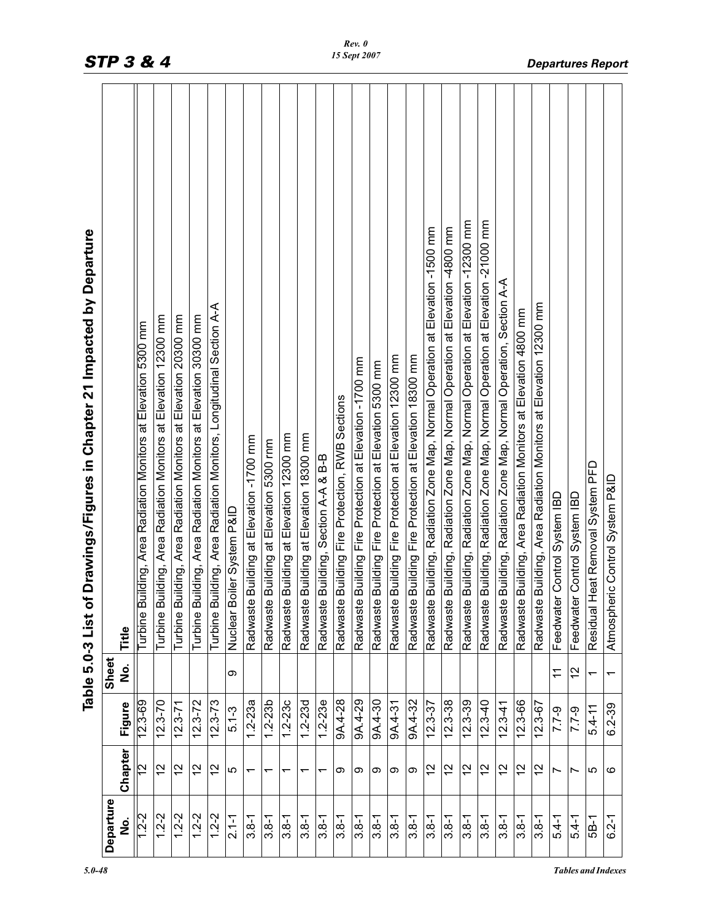## Table 5.0-3 List of Drawings/Figures in Chapter 21 Impacted by Departure

| Departure No. | Chapter | Figure | Sheet No. | Title |
|---|---|---|---|---|
| 1.2-2 | 12 | 12.3-69 | | Turbine Building, Area Radiation Monitors at Elevation 5300 mm |
| 1.2-2 | 12 | 12.3-70 | | Turbine Building, Area Radiation Monitors at Elevation 12300 mm |
| 1.2-2 | 12 | 12.3-71 | | Turbine Building, Area Radiation Monitors at Elevation 20300 mm |
| 1.2-2 | 12 | 12.3-72 | | Turbine Building, Area Radiation Monitors at Elevation 30300 mm |
| 1.2-2 | 12 | 12.3-73 | | Turbine Building, Area Radiation Monitors, Longitudinal Section A-A |
| 2.1-1 | 5 | 5.1-3 | 9 | Nuclear Boiler System P&ID |
| 3.8-1 | 1 | 1.2-23a | | Radwaste Building at Elevation -1700 mm |
| 3.8-1 | 1 | 1.2-23b | | Radwaste Building at Elevation 5300 mm |
| 3.8-1 | 1 | 1.2-23c | | Radwaste Building at Elevation 12300 mm |
| 3.8-1 | 1 | 1.2-23d | | Radwaste Building at Elevation 18300 mm |
| 3.8-1 | 1 | 1.2-23e | | Radwaste Building, Section A-A & B-B |
| 3.8-1 | 9 | 9A.4-28 | | Radwaste Building Fire Protection, RWB Sections |
| 3.8-1 | 9 | 9A.4-29 | | Radwaste Building Fire Protection at Elevation -1700 mm |
| 3.8-1 | 9 | 9A.4-30 | | Radwaste Building Fire Protection at Elevation 5300 mm |
| 3.8-1 | 9 | 9A.4-31 | | Radwaste Building Fire Protection at Elevation 12300 mm |
| 3.8-1 | 9 | 9A.4-32 | | Radwaste Building Fire Protection at Elevation 18300 mm |
| 3.8-1 | 12 | 12.3-37 | | Radwaste Building, Radiation Zone Map, Normal Operation at Elevation -1500 mm |
| 3.8-1 | 12 | 12.3-38 | | Radwaste Building, Radiation Zone Map, Normal Operation at Elevation -4800 mm |
| 3.8-1 | 12 | 12.3-39 | | Radwaste Building, Radiation Zone Map, Normal Operation at Elevation -12300 mm |
| 3.8-1 | 12 | 12.3-40 | | Radwaste Building, Radiation Zone Map, Normal Operation at Elevation -21000 mm |
| 3.8-1 | 12 | 12.3-41 | | Radwaste Building, Radiation Zone Map, Normal Operation, Section A-A |
| 3.8-1 | 12 | 12.3-66 | | Radwaste Building, Area Radiation Monitors at Elevation 4800 mm |
| 3.8-1 | 12 | 12.3-67 | | Radwaste Building, Area Radiation Monitors at Elevation 12300 mm |
| 5.4-1 | 7 | 7.7-9 | 11 | Feedwater Control System IBD |
| 5.4-1 | 7 | 7.7-9 | 12 | Feedwater Control System IBD |
| 5B-1 | 5 | 5.4-11 | 1 | Residual Heat Removal System PFD |
| 6.2-1 | 6 | 6.2-39 | 1 | Atmospheric Control System P&ID |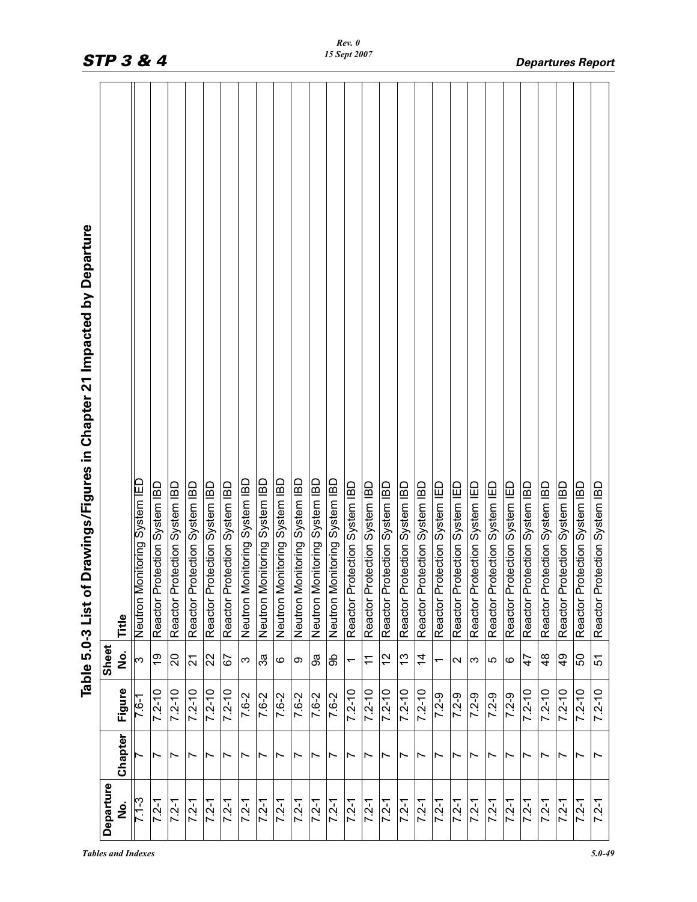## Table 5.0-3 List of Drawings/Figures in Chapter 21 Impacted by Departure

| Departure No. | Chapter | Figure | Sheet No. | Title |
|---|---|---|---|---|
| 7.1-3 | 7 | 7.6-1 | 3 | Neutron Monitoring System IED |
| 7.2-1 | 7 | 7.2-10 | 19 | Reactor Protection System IBD |
| 7.2-1 | 7 | 7.2-10 | 20 | Reactor Protection System IBD |
| 7.2-1 | 7 | 7.2-10 | 21 | Reactor Protection System IBD |
| 7.2-1 | 7 | 7.2-10 | 22 | Reactor Protection System IBD |
| 7.2-1 | 7 | 7.2-10 | 67 | Reactor Protection System IBD |
| 7.2-1 | 7 | 7.6-2 | 3 | Neutron Monitoring System IBD |
| 7.2-1 | 7 | 7.6-2 | 3a | Neutron Monitoring System IBD |
| 7.2-1 | 7 | 7.6-2 | 6 | Neutron Monitoring System IBD |
| 7.2-1 | 7 | 7.6-2 | 9 | Neutron Monitoring System IBD |
| 7.2-1 | 7 | 7.6-2 | 9a | Neutron Monitoring System IBD |
| 7.2-1 | 7 | 7.6-2 | 9b | Neutron Monitoring System IBD |
| 7.2-1 | 7 | 7.2-10 | 1 | Reactor Protection System IBD |
| 7.2-1 | 7 | 7.2-10 | 11 | Reactor Protection System IBD |
| 7.2-1 | 7 | 7.2-10 | 12 | Reactor Protection System IBD |
| 7.2-1 | 7 | 7.2-10 | 13 | Reactor Protection System IBD |
| 7.2-1 | 7 | 7.2-10 | 14 | Reactor Protection System IBD |
| 7.2-1 | 7 | 7.2-9 | 1 | Reactor Protection System IED |
| 7.2-1 | 7 | 7.2-9 | 2 | Reactor Protection System IED |
| 7.2-1 | 7 | 7.2-9 | 3 | Reactor Protection System IED |
| 7.2-1 | 7 | 7.2-9 | 5 | Reactor Protection System IED |
| 7.2-1 | 7 | 7.2-9 | 6 | Reactor Protection System IED |
| 7.2-1 | 7 | 7.2-10 | 47 | Reactor Protection System IBD |
| 7.2-1 | 7 | 7.2-10 | 48 | Reactor Protection System IBD |
| 7.2-1 | 7 | 7.2-10 | 49 | Reactor Protection System IBD |
| 7.2-1 | 7 | 7.2-10 | 50 | Reactor Protection System IBD |
| 7.2-1 | 7 | 7.2-10 | 51 | Reactor Protection System IBD |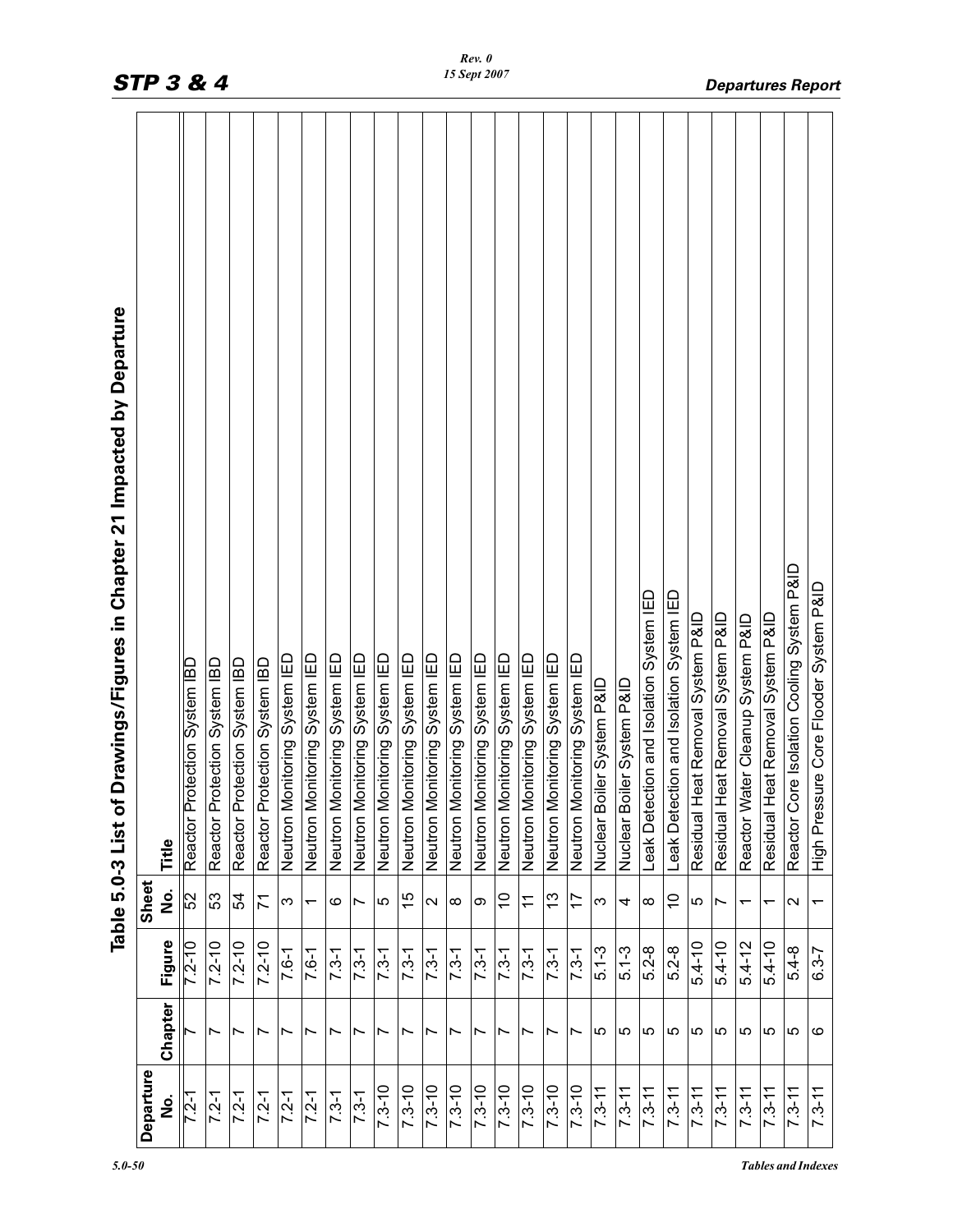## Table 5.0-3 List of Drawings/Figures in Chapter 21 Impacted by Departure

| Departure No. | Chapter | Figure | Sheet No. | Title |
|---|---|---|---|---|
| 7.2-1 | 7 | 7.2-10 | 52 | Reactor Protection System IBD |
| 7.2-1 | 7 | 7.2-10 | 53 | Reactor Protection System IBD |
| 7.2-1 | 7 | 7.2-10 | 54 | Reactor Protection System IBD |
| 7.2-1 | 7 | 7.2-10 | 71 | Reactor Protection System IBD |
| 7.2-1 | 7 | 7.6-1 | 3 | Neutron Monitoring System IED |
| 7.2-1 | 7 | 7.6-1 | 1 | Neutron Monitoring System IED |
| 7.3-1 | 7 | 7.3-1 | 6 | Neutron Monitoring System IED |
| 7.3-1 | 7 | 7.3-1 | 7 | Neutron Monitoring System IED |
| 7.3-10 | 7 | 7.3-1 | 5 | Neutron Monitoring System IED |
| 7.3-10 | 7 | 7.3-1 | 15 | Neutron Monitoring System IED |
| 7.3-10 | 7 | 7.3-1 | 2 | Neutron Monitoring System IED |
| 7.3-10 | 7 | 7.3-1 | 8 | Neutron Monitoring System IED |
| 7.3-10 | 7 | 7.3-1 | 9 | Neutron Monitoring System IED |
| 7.3-10 | 7 | 7.3-1 | 10 | Neutron Monitoring System IED |
| 7.3-10 | 7 | 7.3-1 | 11 | Neutron Monitoring System IED |
| 7.3-10 | 7 | 7.3-1 | 13 | Neutron Monitoring System IED |
| 7.3-10 | 7 | 7.3-1 | 17 | Neutron Monitoring System IED |
| 7.3-11 | 5 | 5.1-3 | 3 | Nuclear Boiler System P&ID |
| 7.3-11 | 5 | 5.1-3 | 4 | Nuclear Boiler System P&ID |
| 7.3-11 | 5 | 5.2-8 | 8 | Leak Detection and Isolation System IED |
| 7.3-11 | 5 | 5.2-8 | 10 | Leak Detection and Isolation System IED |
| 7.3-11 | 5 | 5.4-10 | 5 | Residual Heat Removal System P&ID |
| 7.3-11 | 5 | 5.4-10 | 7 | Residual Heat Removal System P&ID |
| 7.3-11 | 5 | 5.4-12 | 1 | Reactor Water Cleanup System P&ID |
| 7.3-11 | 5 | 5.4-10 | 1 | Residual Heat Removal System P&ID |
| 7.3-11 | 5 | 5.4-8 | 2 | Reactor Core Isolation Cooling System P&ID |
| 7.3-11 | 6 | 6.3-7 | 1 | High Pressure Core Flooder System P&ID |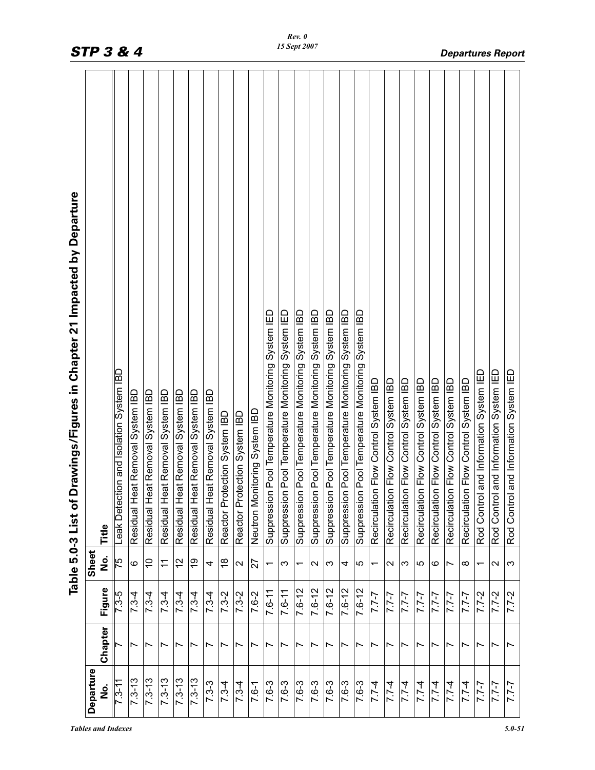## Table 5.0-3 List of Drawings/Figures in Chapter 21 Impacted by Departure

| Departure No. | Chapter | Figure | Sheet No. | Title |
|---|---|---|---|---|
| 7.3-11 | 7 | 7.3-5 | 75 | Leak Detection and Isolation System IBD |
| 7.3-13 | 7 | 7.3-4 | 6 | Residual Heat Removal System IBD |
| 7.3-13 | 7 | 7.3-4 | 10 | Residual Heat Removal System IBD |
| 7.3-13 | 7 | 7.3-4 | 11 | Residual Heat Removal System IBD |
| 7.3-13 | 7 | 7.3-4 | 12 | Residual Heat Removal System IBD |
| 7.3-13 | 7 | 7.3-4 | 19 | Residual Heat Removal System IBD |
| 7.3-3 | 7 | 7.3-4 | 4 | Residual Heat Removal System IBD |
| 7.3-4 | 7 | 7.3-2 | 18 | Reactor Protection System IBD |
| 7.3-4 | 7 | 7.3-2 | 2 | Reactor Protection System IBD |
| 7.6-1 | 7 | 7.6-2 | 27 | Neutron Monitoring System IBD |
| 7.6-3 | 7 | 7.6-11 | 1 | Suppression Pool Temperature Monitoring System IED |
| 7.6-3 | 7 | 7.6-11 | 3 | Suppression Pool Temperature Monitoring System IED |
| 7.6-3 | 7 | 7.6-12 | 1 | Suppression Pool Temperature Monitoring System IBD |
| 7.6-3 | 7 | 7.6-12 | 2 | Suppression Pool Temperature Monitoring System IBD |
| 7.6-3 | 7 | 7.6-12 | 3 | Suppression Pool Temperature Monitoring System IBD |
| 7.6-3 | 7 | 7.6-12 | 4 | Suppression Pool Temperature Monitoring System IBD |
| 7.6-3 | 7 | 7.6-12 | 5 | Suppression Pool Temperature Monitoring System IBD |
| 7.7-4 | 7 | 7.7-7 | 1 | Recirculation Flow Control System IBD |
| 7.7-4 | 7 | 7.7-7 | 2 | Recirculation Flow Control System IBD |
| 7.7-4 | 7 | 7.7-7 | 3 | Recirculation Flow Control System IBD |
| 7.7-4 | 7 | 7.7-7 | 5 | Recirculation Flow Control System IBD |
| 7.7-4 | 7 | 7.7-7 | 6 | Recirculation Flow Control System IBD |
| 7.7-4 | 7 | 7.7-7 | 7 | Recirculation Flow Control System IBD |
| 7.7-4 | 7 | 7.7-7 | 8 | Recirculation Flow Control System IBD |
| 7.7-7 | 7 | 7.7-2 | 1 | Rod Control and Information System IED |
| 7.7-7 | 7 | 7.7-2 | 2 | Rod Control and Information System IED |
| 7.7-7 | 7 | 7.7-2 | 3 | Rod Control and Information System IED |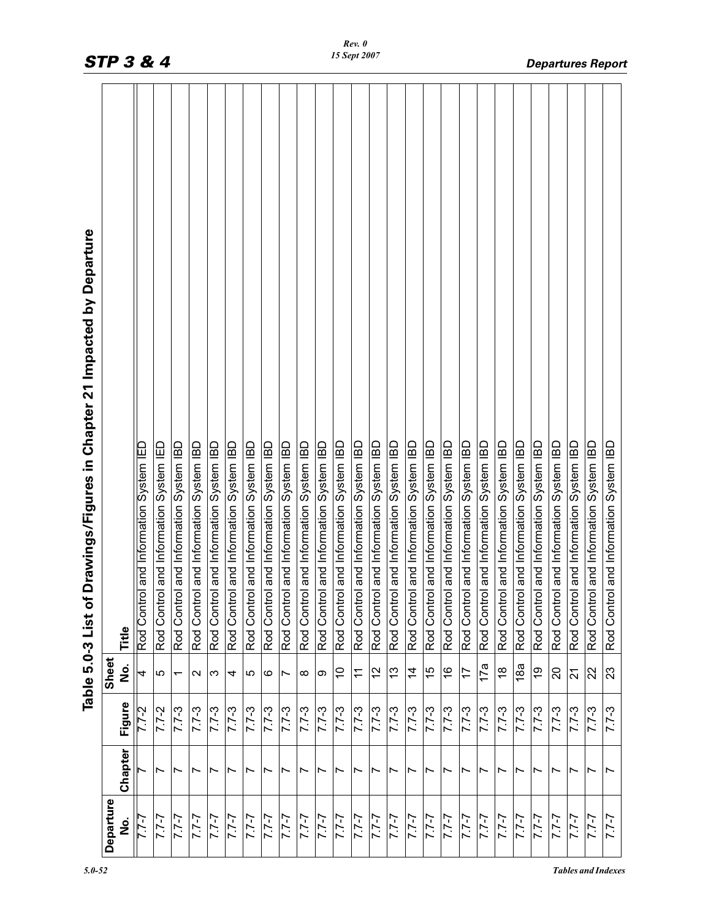## Table 5.0-3 List of Drawings/Figures in Chapter 21 Impacted by Departure

| Departure No. | Chapter | Figure | Sheet No. | Title |
|---|---|---|---|---|
| 7.7-7 | 7 | 7.7-2 | 4 | Rod Control and Information System IED |
| 7.7-7 | 7 | 7.7-2 | 5 | Rod Control and Information System IED |
| 7.7-7 | 7 | 7.7-3 | 1 | Rod Control and Information System IBD |
| 7.7-7 | 7 | 7.7-3 | 2 | Rod Control and Information System IBD |
| 7.7-7 | 7 | 7.7-3 | 3 | Rod Control and Information System IBD |
| 7.7-7 | 7 | 7.7-3 | 4 | Rod Control and Information System IBD |
| 7.7-7 | 7 | 7.7-3 | 5 | Rod Control and Information System IBD |
| 7.7-7 | 7 | 7.7-3 | 6 | Rod Control and Information System IBD |
| 7.7-7 | 7 | 7.7-3 | 7 | Rod Control and Information System IBD |
| 7.7-7 | 7 | 7.7-3 | 8 | Rod Control and Information System IBD |
| 7.7-7 | 7 | 7.7-3 | 9 | Rod Control and Information System IBD |
| 7.7-7 | 7 | 7.7-3 | 10 | Rod Control and Information System IBD |
| 7.7-7 | 7 | 7.7-3 | 11 | Rod Control and Information System IBD |
| 7.7-7 | 7 | 7.7-3 | 12 | Rod Control and Information System IBD |
| 7.7-7 | 7 | 7.7-3 | 13 | Rod Control and Information System IBD |
| 7.7-7 | 7 | 7.7-3 | 14 | Rod Control and Information System IBD |
| 7.7-7 | 7 | 7.7-3 | 15 | Rod Control and Information System IBD |
| 7.7-7 | 7 | 7.7-3 | 16 | Rod Control and Information System IBD |
| 7.7-7 | 7 | 7.7-3 | 17 | Rod Control and Information System IBD |
| 7.7-7 | 7 | 7.7-3 | 17a | Rod Control and Information System IBD |
| 7.7-7 | 7 | 7.7-3 | 18 | Rod Control and Information System IBD |
| 7.7-7 | 7 | 7.7-3 | 18a | Rod Control and Information System IBD |
| 7.7-7 | 7 | 7.7-3 | 19 | Rod Control and Information System IBD |
| 7.7-7 | 7 | 7.7-3 | 20 | Rod Control and Information System IBD |
| 7.7-7 | 7 | 7.7-3 | 21 | Rod Control and Information System IBD |
| 7.7-7 | 7 | 7.7-3 | 22 | Rod Control and Information System IBD |
| 7.7-7 | 7 | 7.7-3 | 23 | Rod Control and Information System IBD |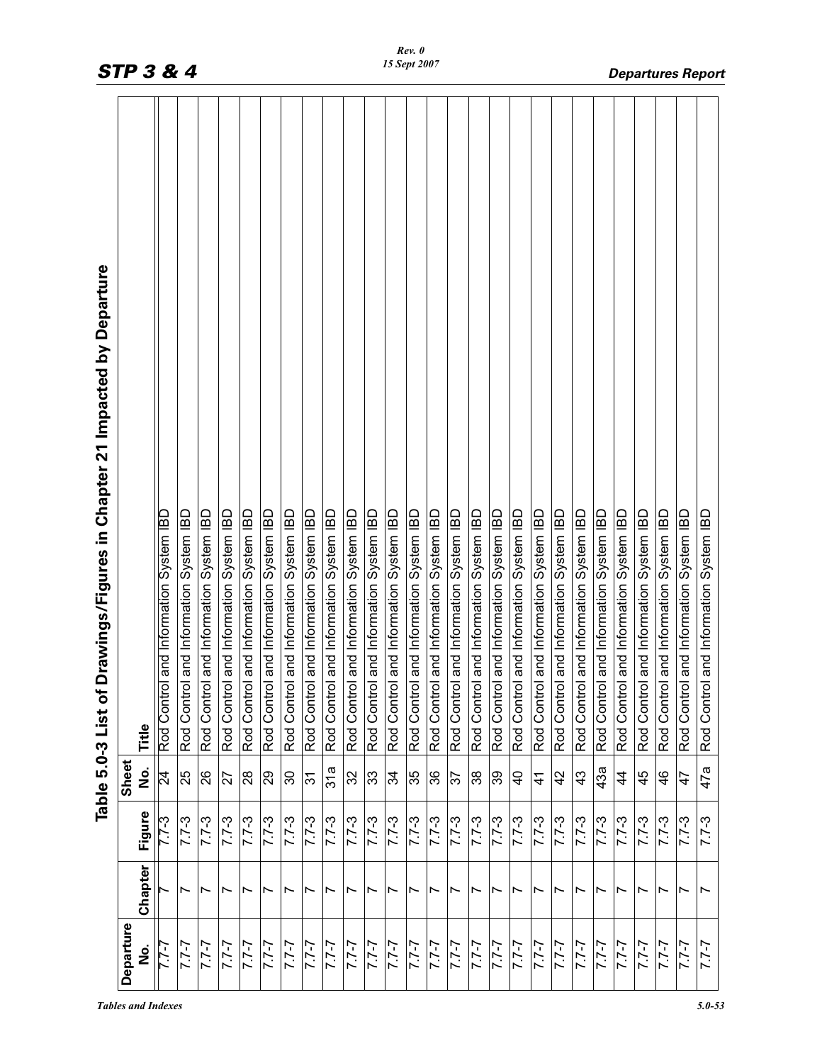## Table 5.0-3 List of Drawings/Figures in Chapter 21 Impacted by Departure

| Departure No. | Chapter | Figure | Sheet No. | Title |
|---|---|---|---|---|
| 7.7-7 | 7 | 7.7-3 | 24 | Rod Control and Information System IBD |
| 7.7-7 | 7 | 7.7-3 | 25 | Rod Control and Information System IBD |
| 7.7-7 | 7 | 7.7-3 | 26 | Rod Control and Information System IBD |
| 7.7-7 | 7 | 7.7-3 | 27 | Rod Control and Information System IBD |
| 7.7-7 | 7 | 7.7-3 | 28 | Rod Control and Information System IBD |
| 7.7-7 | 7 | 7.7-3 | 29 | Rod Control and Information System IBD |
| 7.7-7 | 7 | 7.7-3 | 30 | Rod Control and Information System IBD |
| 7.7-7 | 7 | 7.7-3 | 31 | Rod Control and Information System IBD |
| 7.7-7 | 7 | 7.7-3 | 31a | Rod Control and Information System IBD |
| 7.7-7 | 7 | 7.7-3 | 32 | Rod Control and Information System IBD |
| 7.7-7 | 7 | 7.7-3 | 33 | Rod Control and Information System IBD |
| 7.7-7 | 7 | 7.7-3 | 34 | Rod Control and Information System IBD |
| 7.7-7 | 7 | 7.7-3 | 35 | Rod Control and Information System IBD |
| 7.7-7 | 7 | 7.7-3 | 36 | Rod Control and Information System IBD |
| 7.7-7 | 7 | 7.7-3 | 37 | Rod Control and Information System IBD |
| 7.7-7 | 7 | 7.7-3 | 38 | Rod Control and Information System IBD |
| 7.7-7 | 7 | 7.7-3 | 39 | Rod Control and Information System IBD |
| 7.7-7 | 7 | 7.7-3 | 40 | Rod Control and Information System IBD |
| 7.7-7 | 7 | 7.7-3 | 41 | Rod Control and Information System IBD |
| 7.7-7 | 7 | 7.7-3 | 42 | Rod Control and Information System IBD |
| 7.7-7 | 7 | 7.7-3 | 43 | Rod Control and Information System IBD |
| 7.7-7 | 7 | 7.7-3 | 43a | Rod Control and Information System IBD |
| 7.7-7 | 7 | 7.7-3 | 44 | Rod Control and Information System IBD |
| 7.7-7 | 7 | 7.7-3 | 45 | Rod Control and Information System IBD |
| 7.7-7 | 7 | 7.7-3 | 46 | Rod Control and Information System IBD |
| 7.7-7 | 7 | 7.7-3 | 47 | Rod Control and Information System IBD |
| 7.7-7 | 7 | 7.7-3 | 47a | Rod Control and Information System IBD |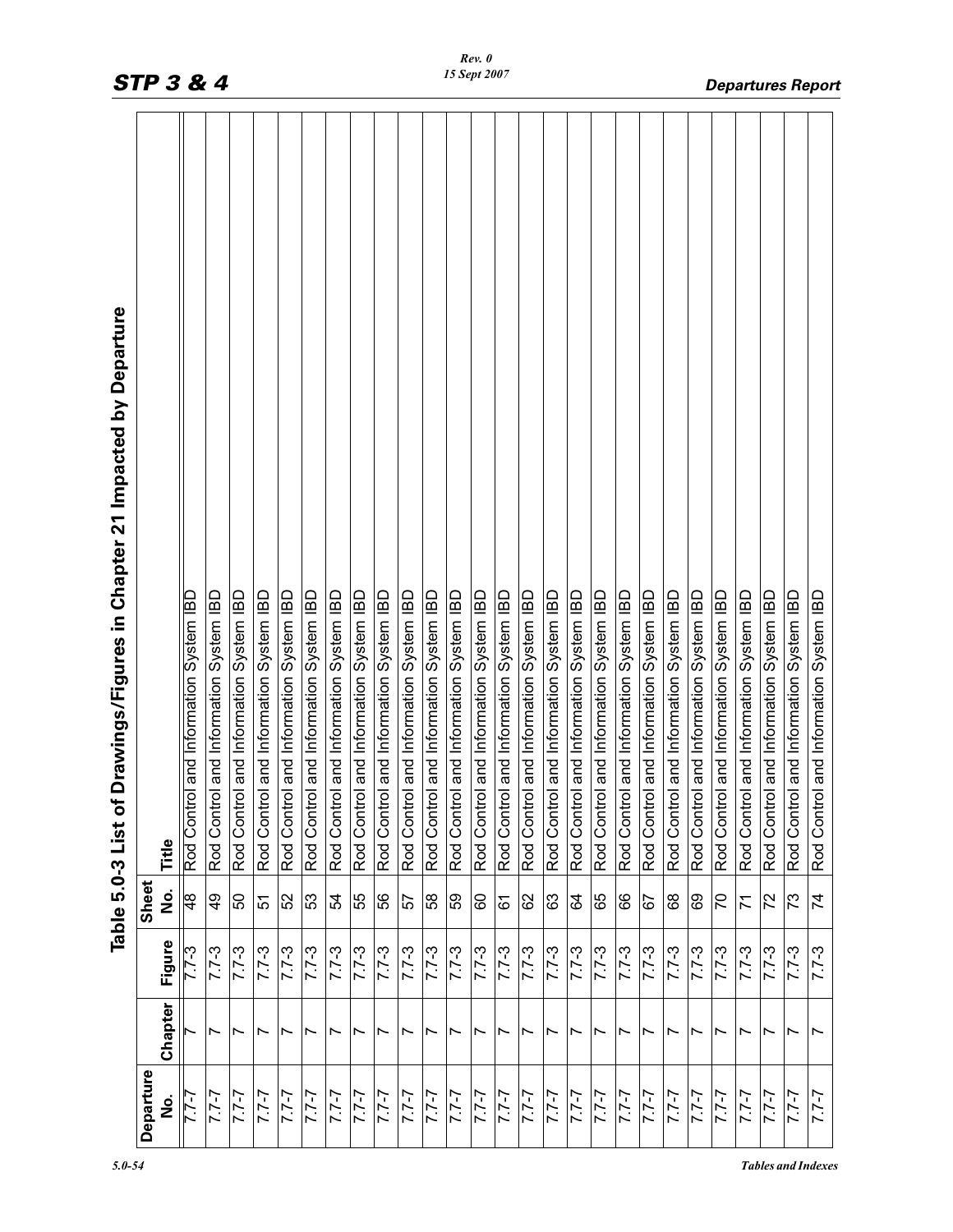## Table 5.0-3 List of Drawings/Figures in Chapter 21 Impacted by Departure

| Departure No. | Chapter | Figure | Sheet No. | Title |
|---|---|---|---|---|
| 7.7-7 | 7 | 7.7-3 | 48 | Rod Control and Information System IBD |
| 7.7-7 | 7 | 7.7-3 | 49 | Rod Control and Information System IBD |
| 7.7-7 | 7 | 7.7-3 | 50 | Rod Control and Information System IBD |
| 7.7-7 | 7 | 7.7-3 | 51 | Rod Control and Information System IBD |
| 7.7-7 | 7 | 7.7-3 | 52 | Rod Control and Information System IBD |
| 7.7-7 | 7 | 7.7-3 | 53 | Rod Control and Information System IBD |
| 7.7-7 | 7 | 7.7-3 | 54 | Rod Control and Information System IBD |
| 7.7-7 | 7 | 7.7-3 | 55 | Rod Control and Information System IBD |
| 7.7-7 | 7 | 7.7-3 | 56 | Rod Control and Information System IBD |
| 7.7-7 | 7 | 7.7-3 | 57 | Rod Control and Information System IBD |
| 7.7-7 | 7 | 7.7-3 | 58 | Rod Control and Information System IBD |
| 7.7-7 | 7 | 7.7-3 | 59 | Rod Control and Information System IBD |
| 7.7-7 | 7 | 7.7-3 | 60 | Rod Control and Information System IBD |
| 7.7-7 | 7 | 7.7-3 | 61 | Rod Control and Information System IBD |
| 7.7-7 | 7 | 7.7-3 | 62 | Rod Control and Information System IBD |
| 7.7-7 | 7 | 7.7-3 | 63 | Rod Control and Information System IBD |
| 7.7-7 | 7 | 7.7-3 | 64 | Rod Control and Information System IBD |
| 7.7-7 | 7 | 7.7-3 | 65 | Rod Control and Information System IBD |
| 7.7-7 | 7 | 7.7-3 | 66 | Rod Control and Information System IBD |
| 7.7-7 | 7 | 7.7-3 | 67 | Rod Control and Information System IBD |
| 7.7-7 | 7 | 7.7-3 | 68 | Rod Control and Information System IBD |
| 7.7-7 | 7 | 7.7-3 | 69 | Rod Control and Information System IBD |
| 7.7-7 | 7 | 7.7-3 | 70 | Rod Control and Information System IBD |
| 7.7-7 | 7 | 7.7-3 | 71 | Rod Control and Information System IBD |
| 7.7-7 | 7 | 7.7-3 | 72 | Rod Control and Information System IBD |
| 7.7-7 | 7 | 7.7-3 | 73 | Rod Control and Information System IBD |
| 7.7-7 | 7 | 7.7-3 | 74 | Rod Control and Information System IBD |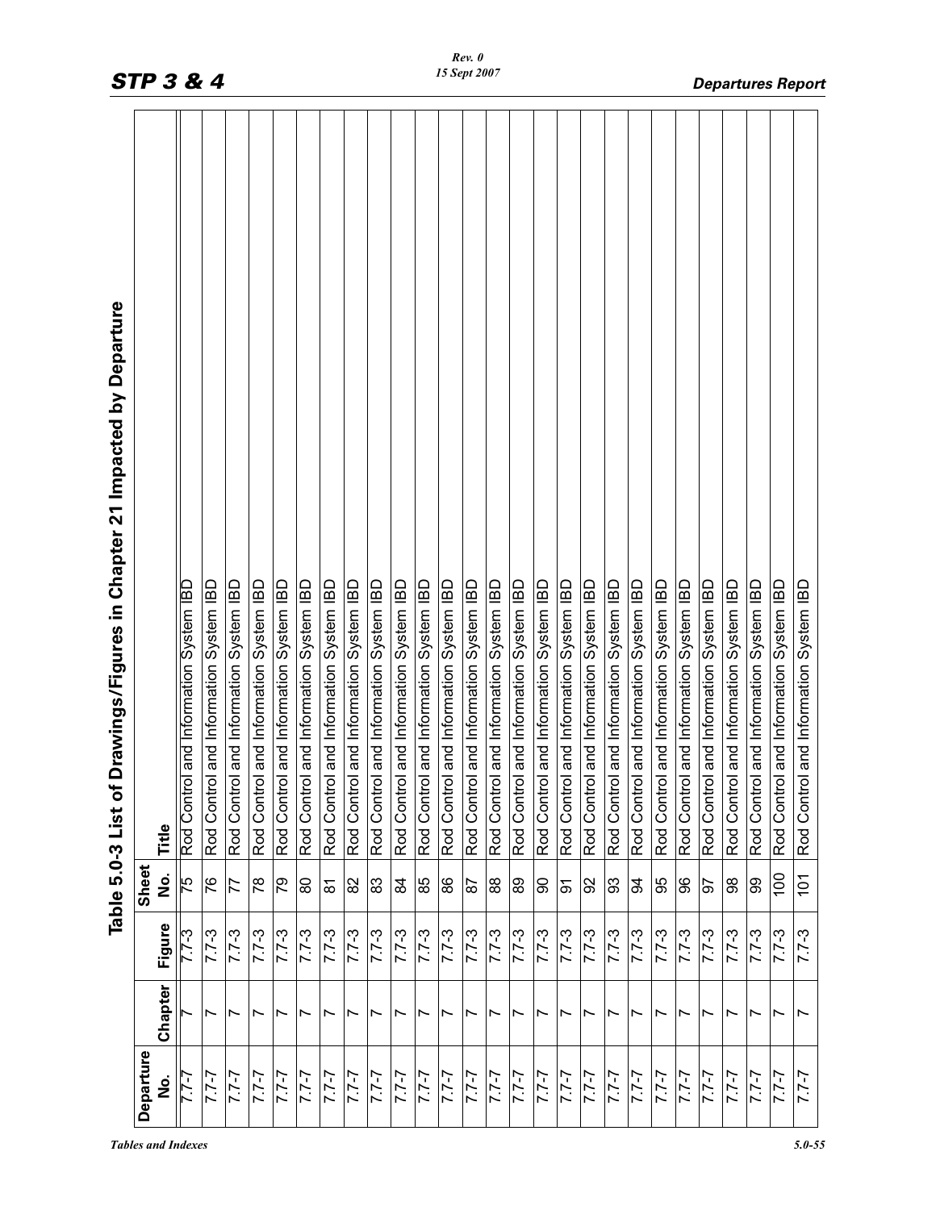## Table 5.0-3 List of Drawings/Figures in Chapter 21 Impacted by Departure

| Departure No. | Chapter | Figure | Sheet No. | Title |
|---|---|---|---|---|
| 7.7-7 | 7 | 7.7-3 | 75 | Rod Control and Information System IBD |
| 7.7-7 | 7 | 7.7-3 | 76 | Rod Control and Information System IBD |
| 7.7-7 | 7 | 7.7-3 | 77 | Rod Control and Information System IBD |
| 7.7-7 | 7 | 7.7-3 | 78 | Rod Control and Information System IBD |
| 7.7-7 | 7 | 7.7-3 | 79 | Rod Control and Information System IBD |
| 7.7-7 | 7 | 7.7-3 | 80 | Rod Control and Information System IBD |
| 7.7-7 | 7 | 7.7-3 | 81 | Rod Control and Information System IBD |
| 7.7-7 | 7 | 7.7-3 | 82 | Rod Control and Information System IBD |
| 7.7-7 | 7 | 7.7-3 | 83 | Rod Control and Information System IBD |
| 7.7-7 | 7 | 7.7-3 | 84 | Rod Control and Information System IBD |
| 7.7-7 | 7 | 7.7-3 | 85 | Rod Control and Information System IBD |
| 7.7-7 | 7 | 7.7-3 | 86 | Rod Control and Information System IBD |
| 7.7-7 | 7 | 7.7-3 | 87 | Rod Control and Information System IBD |
| 7.7-7 | 7 | 7.7-3 | 88 | Rod Control and Information System IBD |
| 7.7-7 | 7 | 7.7-3 | 89 | Rod Control and Information System IBD |
| 7.7-7 | 7 | 7.7-3 | 90 | Rod Control and Information System IBD |
| 7.7-7 | 7 | 7.7-3 | 91 | Rod Control and Information System IBD |
| 7.7-7 | 7 | 7.7-3 | 92 | Rod Control and Information System IBD |
| 7.7-7 | 7 | 7.7-3 | 93 | Rod Control and Information System IBD |
| 7.7-7 | 7 | 7.7-3 | 94 | Rod Control and Information System IBD |
| 7.7-7 | 7 | 7.7-3 | 95 | Rod Control and Information System IBD |
| 7.7-7 | 7 | 7.7-3 | 96 | Rod Control and Information System IBD |
| 7.7-7 | 7 | 7.7-3 | 97 | Rod Control and Information System IBD |
| 7.7-7 | 7 | 7.7-3 | 98 | Rod Control and Information System IBD |
| 7.7-7 | 7 | 7.7-3 | 99 | Rod Control and Information System IBD |
| 7.7-7 | 7 | 7.7-3 | 100 | Rod Control and Information System IBD |
| 7.7-7 | 7 | 7.7-3 | 101 | Rod Control and Information System IBD |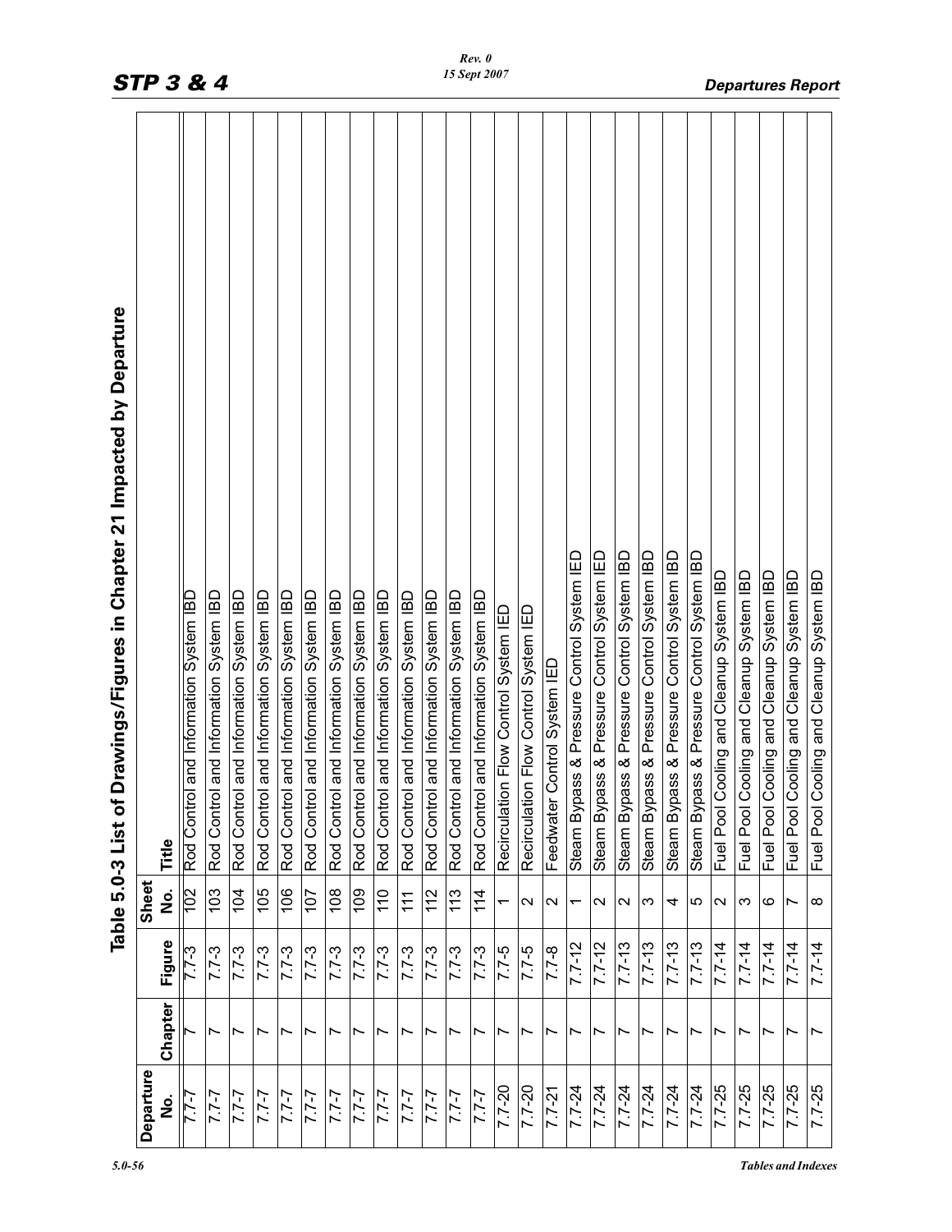## Table 5.0-3 List of Drawings/Figures in Chapter 21 Impacted by Departure

| Departure No. | Chapter | Figure | Sheet No. | Title |
|---|---|---|---|---|
| 7.7-7 | 7 | 7.7-3 | 102 | Rod Control and Information System IBD |
| 7.7-7 | 7 | 7.7-3 | 103 | Rod Control and Information System IBD |
| 7.7-7 | 7 | 7.7-3 | 104 | Rod Control and Information System IBD |
| 7.7-7 | 7 | 7.7-3 | 105 | Rod Control and Information System IBD |
| 7.7-7 | 7 | 7.7-3 | 106 | Rod Control and Information System IBD |
| 7.7-7 | 7 | 7.7-3 | 107 | Rod Control and Information System IBD |
| 7.7-7 | 7 | 7.7-3 | 108 | Rod Control and Information System IBD |
| 7.7-7 | 7 | 7.7-3 | 109 | Rod Control and Information System IBD |
| 7.7-7 | 7 | 7.7-3 | 110 | Rod Control and Information System IBD |
| 7.7-7 | 7 | 7.7-3 | 111 | Rod Control and Information System IBD |
| 7.7-7 | 7 | 7.7-3 | 112 | Rod Control and Information System IBD |
| 7.7-7 | 7 | 7.7-3 | 113 | Rod Control and Information System IBD |
| 7.7-7 | 7 | 7.7-3 | 114 | Rod Control and Information System IBD |
| 7.7-20 | 7 | 7.7-5 | 1 | Recirculation Flow Control System IED |
| 7.7-20 | 7 | 7.7-5 | 2 | Recirculation Flow Control System IED |
| 7.7-21 | 7 | 7.7-8 | 2 | Feedwater Control System IED |
| 7.7-24 | 7 | 7.7-12 | 1 | Steam Bypass & Pressure Control System IED |
| 7.7-24 | 7 | 7.7-12 | 2 | Steam Bypass & Pressure Control System IED |
| 7.7-24 | 7 | 7.7-13 | 2 | Steam Bypass & Pressure Control System IBD |
| 7.7-24 | 7 | 7.7-13 | 3 | Steam Bypass & Pressure Control System IBD |
| 7.7-24 | 7 | 7.7-13 | 4 | Steam Bypass & Pressure Control System IBD |
| 7.7-24 | 7 | 7.7-13 | 5 | Steam Bypass & Pressure Control System IBD |
| 7.7-25 | 7 | 7.7-14 | 2 | Fuel Pool Cooling and Cleanup System IBD |
| 7.7-25 | 7 | 7.7-14 | 3 | Fuel Pool Cooling and Cleanup System IBD |
| 7.7-25 | 7 | 7.7-14 | 6 | Fuel Pool Cooling and Cleanup System IBD |
| 7.7-25 | 7 | 7.7-14 | 7 | Fuel Pool Cooling and Cleanup System IBD |
| 7.7-25 | 7 | 7.7-14 | 8 | Fuel Pool Cooling and Cleanup System IBD |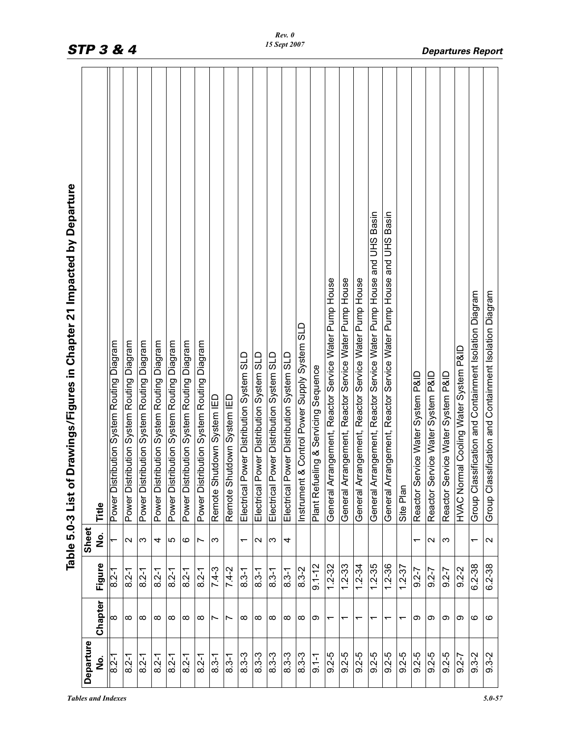## Table 5.0-3 List of Drawings/Figures in Chapter 21 Impacted by Departure

| Departure No. | Chapter | Figure | Sheet No. | Title |
|---|---|---|---|---|
| 8.2-1 | 8 | 8.2-1 | 1 | Power Distribution System Routing Diagram |
| 8.2-1 | 8 | 8.2-1 | 2 | Power Distribution System Routing Diagram |
| 8.2-1 | 8 | 8.2-1 | 3 | Power Distribution System Routing Diagram |
| 8.2-1 | 8 | 8.2-1 | 4 | Power Distribution System Routing Diagram |
| 8.2-1 | 8 | 8.2-1 | 5 | Power Distribution System Routing Diagram |
| 8.2-1 | 8 | 8.2-1 | 6 | Power Distribution System Routing Diagram |
| 8.2-1 | 8 | 8.2-1 | 7 | Power Distribution System Routing Diagram |
| 8.3-1 | 7 | 7.4-3 | 3 | Remote Shutdown System IED |
| 8.3-1 | 7 | 7.4-2 | | Remote Shutdown System IED |
| 8.3-3 | 8 | 8.3-1 | 1 | Electrical Power Distribution System SLD |
| 8.3-3 | 8 | 8.3-1 | 2 | Electrical Power Distribution System SLD |
| 8.3-3 | 8 | 8.3-1 | 3 | Electrical Power Distribution System SLD |
| 8.3-3 | 8 | 8.3-1 | 4 | Electrical Power Distribution System SLD |
| 8.3-3 | 8 | 8.3-2 | | Instrument & Control Power Supply System SLD |
| 9.1-1 | 9 | 9.1-12 | | Plant Refueling & Servicing Sequence |
| 9.2-5 | 1 | 1.2-32 | | General Arrangement, Reactor Service Water Pump House |
| 9.2-5 | 1 | 1.2-33 | | General Arrangement, Reactor Service Water Pump House |
| 9.2-5 | 1 | 1.2-34 | | General Arrangement, Reactor Service Water Pump House |
| 9.2-5 | 1 | 1.2-35 | | General Arrangement, Reactor Service Water Pump House and UHS Basin |
| 9.2-5 | 1 | 1.2-36 | | General Arrangement, Reactor Service Water Pump House and UHS Basin |
| 9.2-5 | 1 | 1.2-37 | | Site Plan |
| 9.2-5 | 9 | 9.2-7 | 1 | Reactor Service Water System P&ID |
| 9.2-5 | 9 | 9.2-7 | 2 | Reactor Service Water System P&ID |
| 9.2-5 | 9 | 9.2-7 | 3 | Reactor Service Water System P&ID |
| 9.2-7 | 9 | 9.2-2 | | HVAC Normal Cooling Water System P&ID |
| 9.3-2 | 6 | 6.2-38 | 1 | Group Classification and Containment Isolation Diagram |
| 9.3-2 | 6 | 6.2-38 | 2 | Group Classification and Containment Isolation Diagram |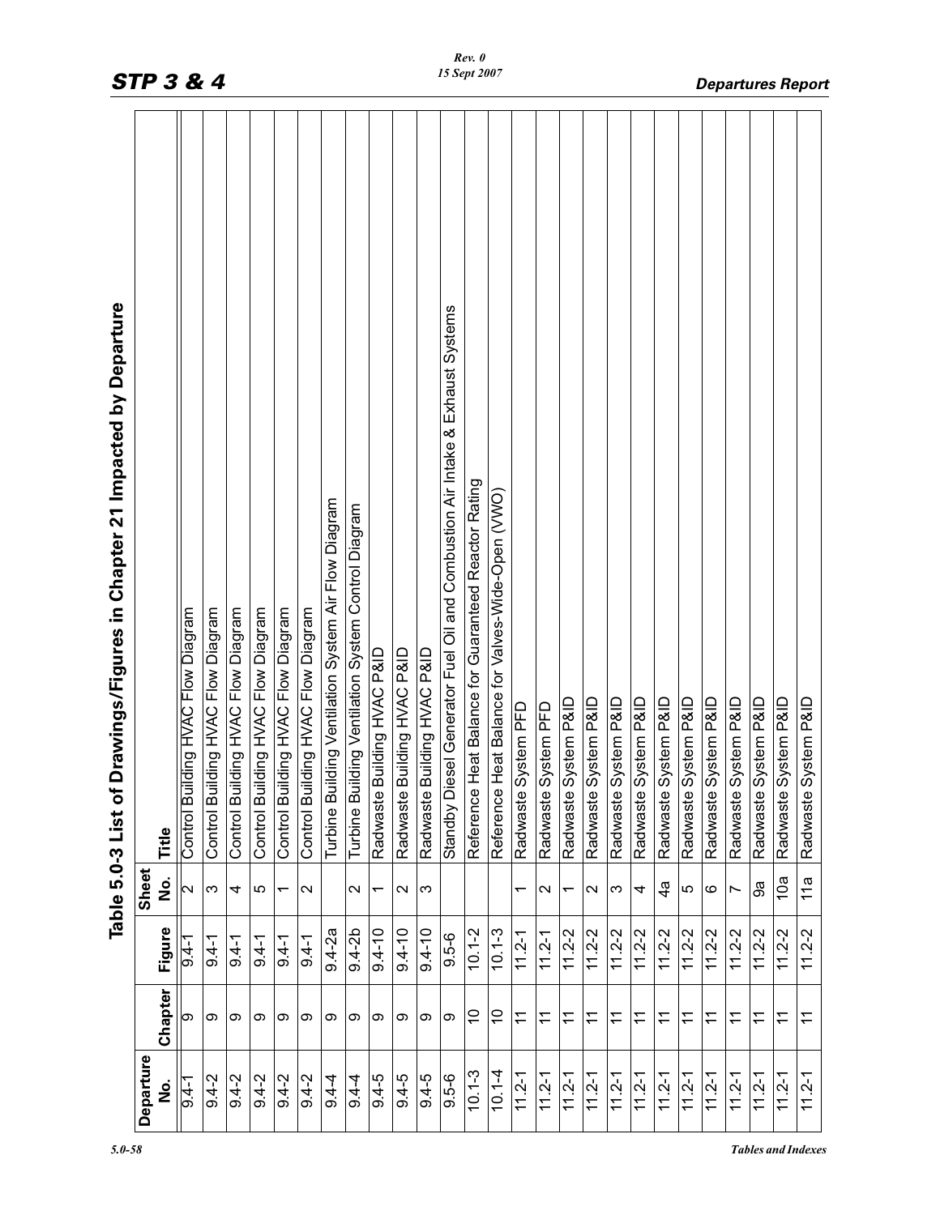# Table 5.0-3 List of Drawings/Figures in Chapter 21 Impacted by Departure

| Departure No. | Chapter | Figure | Sheet No. | Title |
|---|---|---|---|---|
| 9.4-1 | 9 | 9.4-1 | 2 | Control Building HVAC Flow Diagram |
| 9.4-2 | 9 | 9.4-1 | 3 | Control Building HVAC Flow Diagram |
| 9.4-2 | 9 | 9.4-1 | 4 | Control Building HVAC Flow Diagram |
| 9.4-2 | 9 | 9.4-1 | 5 | Control Building HVAC Flow Diagram |
| 9.4-2 | 9 | 9.4-1 | 1 | Control Building HVAC Flow Diagram |
| 9.4-2 | 9 | 9.4-1 | 2 | Control Building HVAC Flow Diagram |
| 9.4-4 | 9 | 9.4-2a | | Turbine Building Ventilation System Air Flow Diagram |
| 9.4-4 | 9 | 9.4-2b | 2 | Turbine Building Ventilation System Control Diagram |
| 9.4-5 | 9 | 9.4-10 | 1 | Radwaste Building HVAC P&ID |
| 9.4-5 | 9 | 9.4-10 | 2 | Radwaste Building HVAC P&ID |
| 9.4-5 | 9 | 9.4-10 | 3 | Radwaste Building HVAC P&ID |
| 9.5-6 | 9 | 9.5-6 | | Standby Diesel Generator Fuel Oil and Combustion Air Intake & Exhaust Systems |
| 10.1-3 | 10 | 10.1-2 | | Reference Heat Balance for Guaranteed Reactor Rating |
| 10.1-4 | 10 | 10.1-3 | | Reference Heat Balance for Valves-Wide-Open (VWO) |
| 11.2-1 | 11 | 11.2-1 | 1 | Radwaste System PFD |
| 11.2-1 | 11 | 11.2-1 | 2 | Radwaste System PFD |
| 11.2-1 | 11 | 11.2-2 | 1 | Radwaste System P&ID |
| 11.2-1 | 11 | 11.2-2 | 2 | Radwaste System P&ID |
| 11.2-1 | 11 | 11.2-2 | 3 | Radwaste System P&ID |
| 11.2-1 | 11 | 11.2-2 | 4 | Radwaste System P&ID |
| 11.2-1 | 11 | 11.2-2 | 4a | Radwaste System P&ID |
| 11.2-1 | 11 | 11.2-2 | 5 | Radwaste System P&ID |
| 11.2-1 | 11 | 11.2-2 | 6 | Radwaste System P&ID |
| 11.2-1 | 11 | 11.2-2 | 7 | Radwaste System P&ID |
| 11.2-1 | 11 | 11.2-2 | 9a | Radwaste System P&ID |
| 11.2-1 | 11 | 11.2-2 | 10a | Radwaste System P&ID |
| 11.2-1 | 11 | 11.2-2 | 11a | Radwaste System P&ID |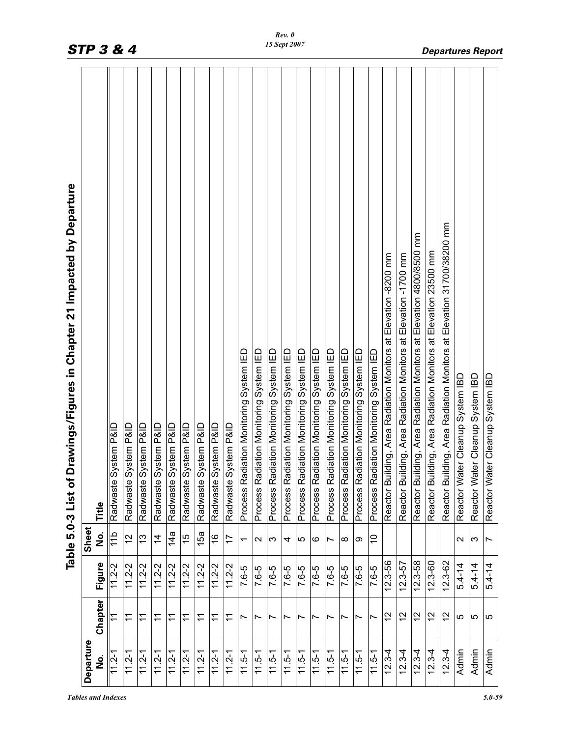## Table 5.0-3 List of Drawings/Figures in Chapter 21 Impacted by Departure

| Departure No. | Chapter | Figure | Sheet No. | Title |
|---|---|---|---|---|
| 11.2-1 | 11 | 11.2-2 | 11b | Radwaste System P&ID |
| 11.2-1 | 11 | 11.2-2 | 12 | Radwaste System P&ID |
| 11.2-1 | 11 | 11.2-2 | 13 | Radwaste System P&ID |
| 11.2-1 | 11 | 11.2-2 | 14 | Radwaste System P&ID |
| 11.2-1 | 11 | 11.2-2 | 14a | Radwaste System P&ID |
| 11.2-1 | 11 | 11.2-2 | 15 | Radwaste System P&ID |
| 11.2-1 | 11 | 11.2-2 | 15a | Radwaste System P&ID |
| 11.2-1 | 11 | 11.2-2 | 16 | Radwaste System P&ID |
| 11.2-1 | 11 | 11.2-2 | 17 | Radwaste System P&ID |
| 11.5-1 | 7 | 7.6-5 | 1 | Process Radiation Monitoring System IED |
| 11.5-1 | 7 | 7.6-5 | 2 | Process Radiation Monitoring System IED |
| 11.5-1 | 7 | 7.6-5 | 3 | Process Radiation Monitoring System IED |
| 11.5-1 | 7 | 7.6-5 | 4 | Process Radiation Monitoring System IED |
| 11.5-1 | 7 | 7.6-5 | 5 | Process Radiation Monitoring System IED |
| 11.5-1 | 7 | 7.6-5 | 6 | Process Radiation Monitoring System IED |
| 11.5-1 | 7 | 7.6-5 | 7 | Process Radiation Monitoring System IED |
| 11.5-1 | 7 | 7.6-5 | 8 | Process Radiation Monitoring System IED |
| 11.5-1 | 7 | 7.6-5 | 9 | Process Radiation Monitoring System IED |
| 11.5-1 | 7 | 7.6-5 | 10 | Process Radiation Monitoring System IED |
| 12.3-4 | 12 | 12.3-56 | | Reactor Building, Area Radiation Monitors at Elevation -8200 mm |
| 12.3-4 | 12 | 12.3-57 | | Reactor Building, Area Radiation Monitors at Elevation -1700 mm |
| 12.3-4 | 12 | 12.3-58 | | Reactor Building, Area Radiation Monitors at Elevation 4800/8500 mm |
| 12.3-4 | 12 | 12.3-60 | | Reactor Building, Area Radiation Monitors at Elevation 23500 mm |
| 12.3-4 | 12 | 12.3-62 | | Reactor Building, Area Radiation Monitors at Elevation 31700/38200 mm |
| Admin | 5 | 5.4-14 | 2 | Reactor Water Cleanup System IBD |
| Admin | 5 | 5.4-14 | 3 | Reactor Water Cleanup System IBD |
| Admin | 5 | 5.4-14 | 7 | Reactor Water Cleanup System IBD |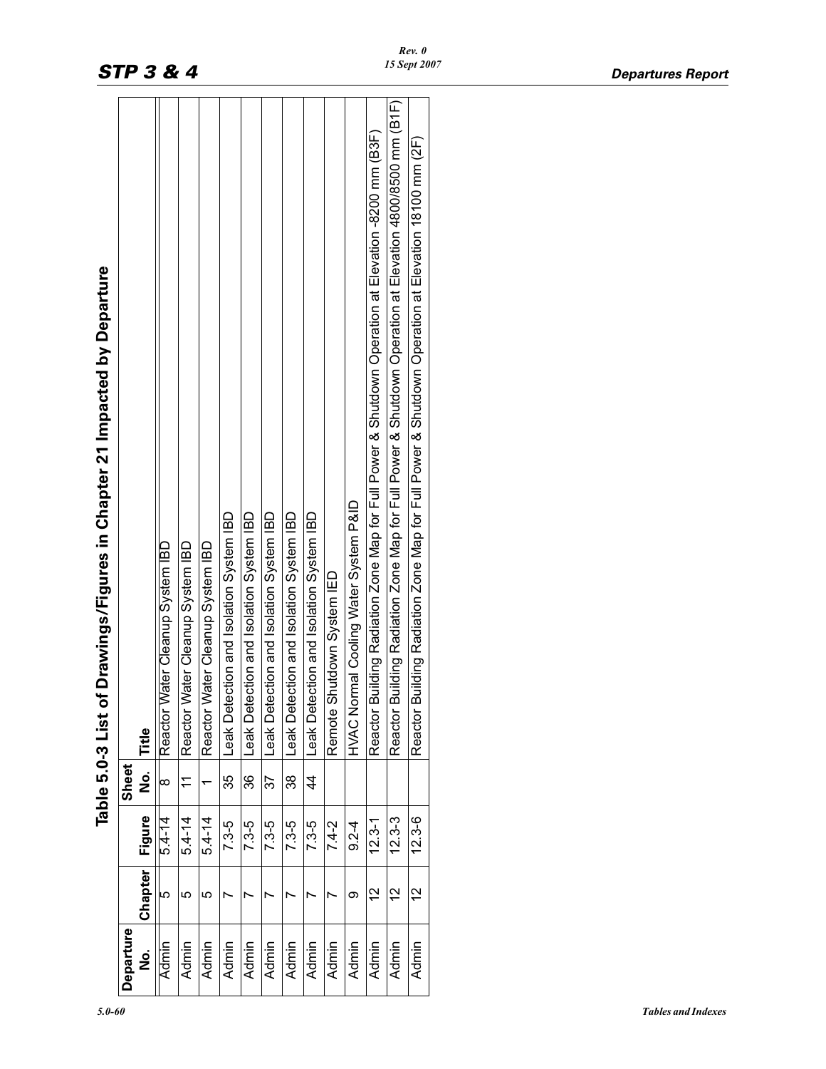## Table 5.0-3 List of Drawings/Figures in Chapter 21 Impacted by Departure

| Departure No. | Chapter | Figure | Sheet No. | Title |
|---|---|---|---|---|
| Admin | 5 | 5.4-14 | 8 | Reactor Water Cleanup System IBD |
| Admin | 5 | 5.4-14 | 11 | Reactor Water Cleanup System IBD |
| Admin | 5 | 5.4-14 | 1 | Reactor Water Cleanup System IBD |
| Admin | 7 | 7.3-5 | 35 | Leak Detection and Isolation System IBD |
| Admin | 7 | 7.3-5 | 36 | Leak Detection and Isolation System IBD |
| Admin | 7 | 7.3-5 | 37 | Leak Detection and Isolation System IBD |
| Admin | 7 | 7.3-5 | 38 | Leak Detection and Isolation System IBD |
| Admin | 7 | 7.3-5 | 44 | Leak Detection and Isolation System IBD |
| Admin | 7 | 7.4-2 | | Remote Shutdown System IED |
| Admin | 9 | 9.2-4 | | HVAC Normal Cooling Water System P&ID |
| Admin | 12 | 12.3-1 | | Reactor Building Radiation Zone Map for Full Power & Shutdown Operation at Elevation -8200 mm (B3F) |
| Admin | 12 | 12.3-3 | | Reactor Building Radiation Zone Map for Full Power & Shutdown Operation at Elevation 4800/8500 mm (B1F) |
| Admin | 12 | 12.3-6 | | Reactor Building Radiation Zone Map for Full Power & Shutdown Operation at Elevation 18100 mm (2F) |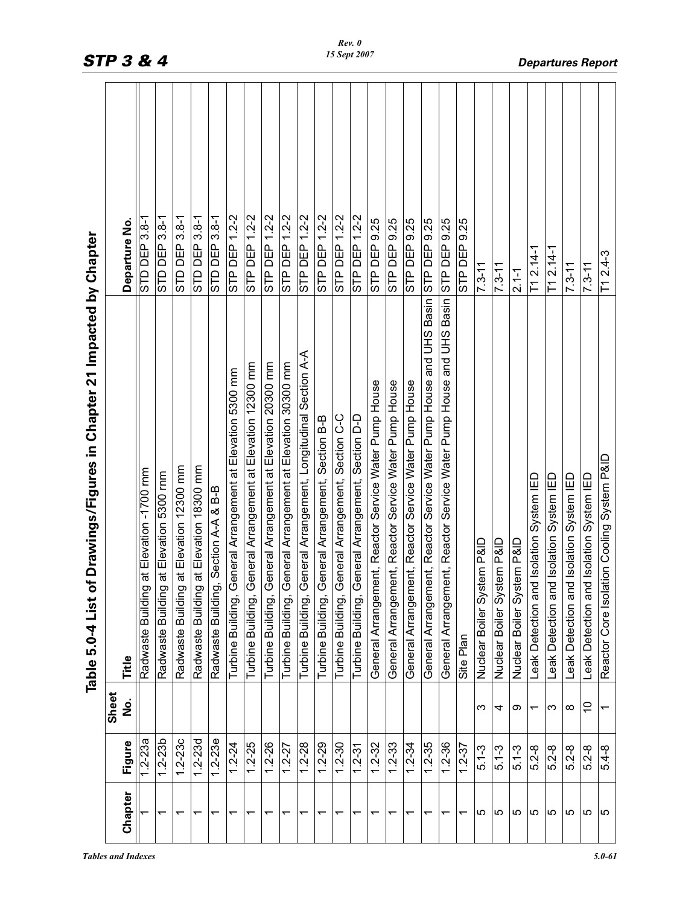## Table 5.0-4 List of Drawings/Figures in Chapter 21 Impacted by Chapter

| Chapter | Figure | Sheet No. | Title | Departure No. |
|---|---|---|---|---|
| 1 | 1.2-23a | | Radwaste Building at Elevation -1700 mm | STD DEP 3.8-1 |
| 1 | 1.2-23b | | Radwaste Building at Elevation 5300 mm | STD DEP 3.8-1 |
| 1 | 1.2-23c | | Radwaste Building at Elevation 12300 mm | STD DEP 3.8-1 |
| 1 | 1.2-23d | | Radwaste Building at Elevation 18300 mm | STD DEP 3.8-1 |
| 1 | 1.2-23e | | Radwaste Building, Section A-A & B-B | STD DEP 3.8-1 |
| 1 | 1.2-24 | | Turbine Building, General Arrangement at Elevation 5300 mm | STP DEP 1.2-2 |
| 1 | 1.2-25 | | Turbine Building, General Arrangement at Elevation 12300 mm | STP DEP 1.2-2 |
| 1 | 1.2-26 | | Turbine Building, General Arrangement at Elevation 20300 mm | STP DEP 1.2-2 |
| 1 | 1.2-27 | | Turbine Building, General Arrangement at Elevation 30300 mm | STP DEP 1.2-2 |
| 1 | 1.2-28 | | Turbine Building, General Arrangement, Longitudinal Section A-A | STP DEP 1.2-2 |
| 1 | 1.2-29 | | Turbine Building, General Arrangement, Section B-B | STP DEP 1.2-2 |
| 1 | 1.2-30 | | Turbine Building, General Arrangement, Section C-C | STP DEP 1.2-2 |
| 1 | 1.2-31 | | Turbine Building, General Arrangement, Section D-D | STP DEP 1.2-2 |
| 1 | 1.2-32 | | General Arrangement, Reactor Service Water Pump House | STP DEP 9.25 |
| 1 | 1.2-33 | | General Arrangement, Reactor Service Water Pump House | STP DEP 9.25 |
| 1 | 1.2-34 | | General Arrangement, Reactor Service Water Pump House | STP DEP 9.25 |
| 1 | 1.2-35 | | General Arrangement, Reactor Service Water Pump House and UHS Basin | STP DEP 9.25 |
| 1 | 1.2-36 | | General Arrangement, Reactor Service Water Pump House and UHS Basin | STP DEP 9.25 |
| 1 | 1.2-37 | | Site Plan | STP DEP 9.25 |
| 5 | 5.1-3 | 3 | Nuclear Boiler System P&ID | 7.3-11 |
| 5 | 5.1-3 | 4 | Nuclear Boiler System P&ID | 7.3-11 |
| 5 | 5.1-3 | 9 | Nuclear Boiler System P&ID | 2.1-1 |
| 5 | 5.2-8 | 1 | Leak Detection and Isolation System IED | T1 2.14-1 |
| 5 | 5.2-8 | 3 | Leak Detection and Isolation System IED | T1 2.14-1 |
| 5 | 5.2-8 | 8 | Leak Detection and Isolation System IED | 7.3-11 |
| 5 | 5.2-8 | 10 | Leak Detection and Isolation System IED | 7.3-11 |
| 5 | 5.4-8 | 1 | Reactor Core Isolation Cooling System P&ID | T1 2.4-3 |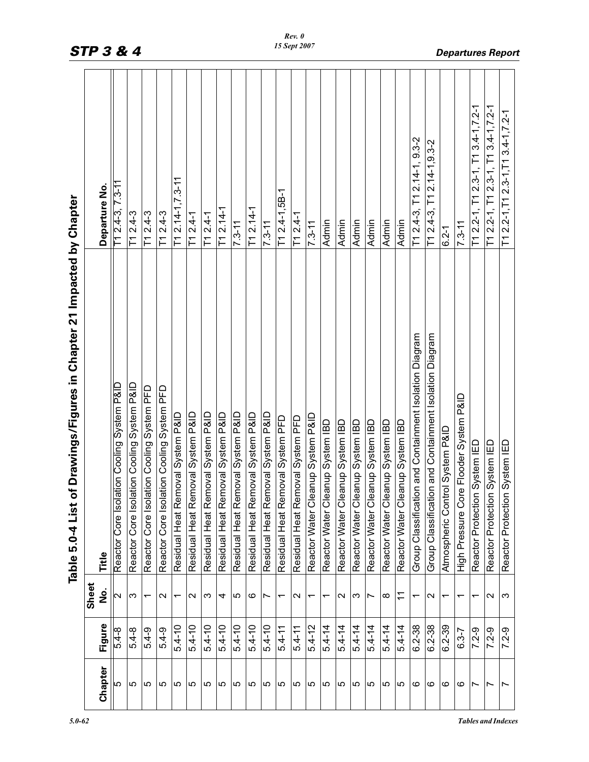## Table 5.0-4 List of Drawings/Figures in Chapter 21 Impacted by Chapter

| Chapter | Figure | Sheet No. | Title | Departure No. |
|---|---|---|---|---|
| 5 | 5.4-8 | 2 | Reactor Core Isolation Cooling System P&ID | T1 2.4-3, 7.3-11 |
| 5 | 5.4-8 | 3 | Reactor Core Isolation Cooling System P&ID | T1 2.4-3 |
| 5 | 5.4-9 | 1 | Reactor Core Isolation Cooling System PFD | T1 2.4-3 |
| 5 | 5.4-9 | 2 | Reactor Core Isolation Cooling System PFD | T1 2.4-3 |
| 5 | 5.4-10 | 1 | Residual Heat Removal System P&ID | T1 2.14-1,7.3-11 |
| 5 | 5.4-10 | 2 | Residual Heat Removal System P&ID | T1 2.4-1 |
| 5 | 5.4-10 | 3 | Residual Heat Removal System P&ID | T1 2.4-1 |
| 5 | 5.4-10 | 4 | Residual Heat Removal System P&ID | T1 2.14-1 |
| 5 | 5.4-10 | 5 | Residual Heat Removal System P&ID | 7.3-11 |
| 5 | 5.4-10 | 6 | Residual Heat Removal System P&ID | T1 2.14-1 |
| 5 | 5.4-10 | 7 | Residual Heat Removal System P&ID | 7.3-11 |
| 5 | 5.4-11 | 1 | Residual Heat Removal System PFD | T1 2.4-1,5B-1 |
| 5 | 5.4-11 | 2 | Residual Heat Removal System PFD | T1 2.4-1 |
| 5 | 5.4-12 | 1 | Reactor Water Cleanup System P&ID | 7.3-11 |
| 5 | 5.4-14 | 1 | Reactor Water Cleanup System IBD | Admin |
| 5 | 5.4-14 | 2 | Reactor Water Cleanup System IBD | Admin |
| 5 | 5.4-14 | 3 | Reactor Water Cleanup System IBD | Admin |
| 5 | 5.4-14 | 7 | Reactor Water Cleanup System IBD | Admin |
| 5 | 5.4-14 | 8 | Reactor Water Cleanup System IBD | Admin |
| 5 | 5.4-14 | 11 | Reactor Water Cleanup System IBD | Admin |
| 6 | 6.2-38 | 1 | Group Classification and Containment Isolation Diagram | T1 2.4-3, T1 2.14-1, 9.3-2 |
| 6 | 6.2-38 | 2 | Group Classification and Containment Isolation Diagram | T1 2.4-3, T1 2.14-1,9.3-2 |
| 6 | 6.2-39 | 1 | Atmospheric Control System P&ID | 6.2-1 |
| 6 | 6.3-7 | 1 | High Pressure Core Flooder System P&ID | 7.3-11 |
| 7 | 7.2-9 | 1 | Reactor Protection System IED | T1 2.2-1, T1 2.3-1, T1 3.4-1,7.2-1 |
| 7 | 7.2-9 | 2 | Reactor Protection System IED | T1 2.2-1, T1 2.3-1, T1 3.4-1,7.2-1 |
| 7 | 7.2-9 | 3 | Reactor Protection System IED | T1 2.2-1,T1 2.3-1,T1 3.4-1,7.2-1 |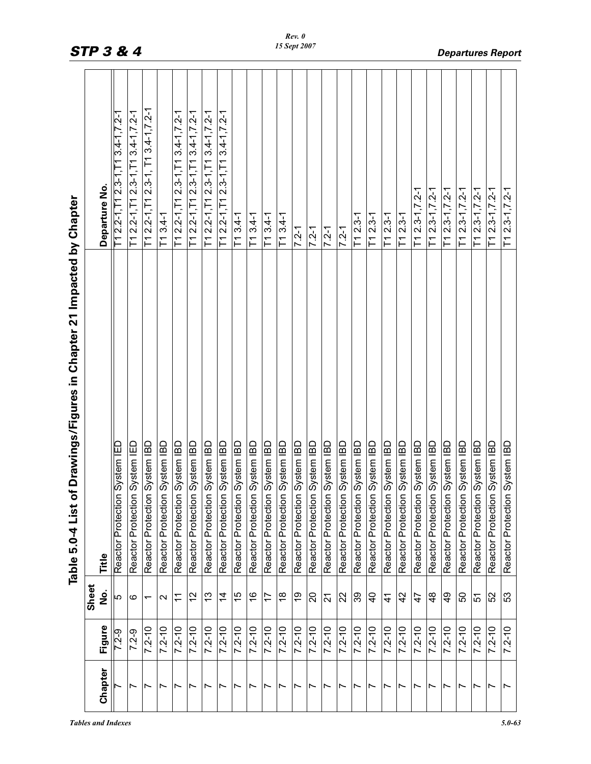# Table 5.0-4 List of Drawings/Figures in Chapter 21 Impacted by Chapter

| Chapter | Figure | Sheet No. | Title | Departure No. |
|---|---|---|---|---|
| 7 | 7.2-9 | 5 | Reactor Protection System IED | T1 2.2-1,T1 2.3-1,T1 3.4-1,7.2-1 |
| 7 | 7.2-9 | 6 | Reactor Protection System IED | T1 2.2-1,T1 2.3-1,T1 3.4-1,7.2-1 |
| 7 | 7.2-10 | 1 | Reactor Protection System IBD | T1 2.2-1,T1 2.3-1, T1 3.4-1,7.2-1 |
| 7 | 7.2-10 | 2 | Reactor Protection System IBD | T1 3.4-1 |
| 7 | 7.2-10 | 11 | Reactor Protection System IBD | T1 2.2-1,T1 2.3-1,T1 3.4-1,7.2-1 |
| 7 | 7.2-10 | 12 | Reactor Protection System IBD | T1 2.2-1,T1 2.3-1,T1 3.4-1,7.2-1 |
| 7 | 7.2-10 | 13 | Reactor Protection System IBD | T1 2.2-1,T1 2.3-1,T1 3.4-1,7.2-1 |
| 7 | 7.2-10 | 14 | Reactor Protection System IBD | T1 2.2-1,T1 2.3-1,T1 3.4-1,7.2-1 |
| 7 | 7.2-10 | 15 | Reactor Protection System IBD | T1 3.4-1 |
| 7 | 7.2-10 | 16 | Reactor Protection System IBD | T1 3.4-1 |
| 7 | 7.2-10 | 17 | Reactor Protection System IBD | T1 3.4-1 |
| 7 | 7.2-10 | 18 | Reactor Protection System IBD | T1 3.4-1 |
| 7 | 7.2-10 | 19 | Reactor Protection System IBD | 7.2-1 |
| 7 | 7.2-10 | 20 | Reactor Protection System IBD | 7.2-1 |
| 7 | 7.2-10 | 21 | Reactor Protection System IBD | 7.2-1 |
| 7 | 7.2-10 | 22 | Reactor Protection System IBD | 7.2-1 |
| 7 | 7.2-10 | 39 | Reactor Protection System IBD | T1 2.3-1 |
| 7 | 7.2-10 | 40 | Reactor Protection System IBD | T1 2.3-1 |
| 7 | 7.2-10 | 41 | Reactor Protection System IBD | T1 2.3-1 |
| 7 | 7.2-10 | 42 | Reactor Protection System IBD | T1 2.3-1 |
| 7 | 7.2-10 | 47 | Reactor Protection System IBD | T1 2.3-1,7.2-1 |
| 7 | 7.2-10 | 48 | Reactor Protection System IBD | T1 2.3-1,7.2-1 |
| 7 | 7.2-10 | 49 | Reactor Protection System IBD | T1 2.3-1,7.2-1 |
| 7 | 7.2-10 | 50 | Reactor Protection System IBD | T1 2.3-1,7.2-1 |
| 7 | 7.2-10 | 51 | Reactor Protection System IBD | T1 2.3-1,7.2-1 |
| 7 | 7.2-10 | 52 | Reactor Protection System IBD | T1 2.3-1,7.2-1 |
| 7 | 7.2-10 | 53 | Reactor Protection System IBD | T1 2.3-1,7.2-1 |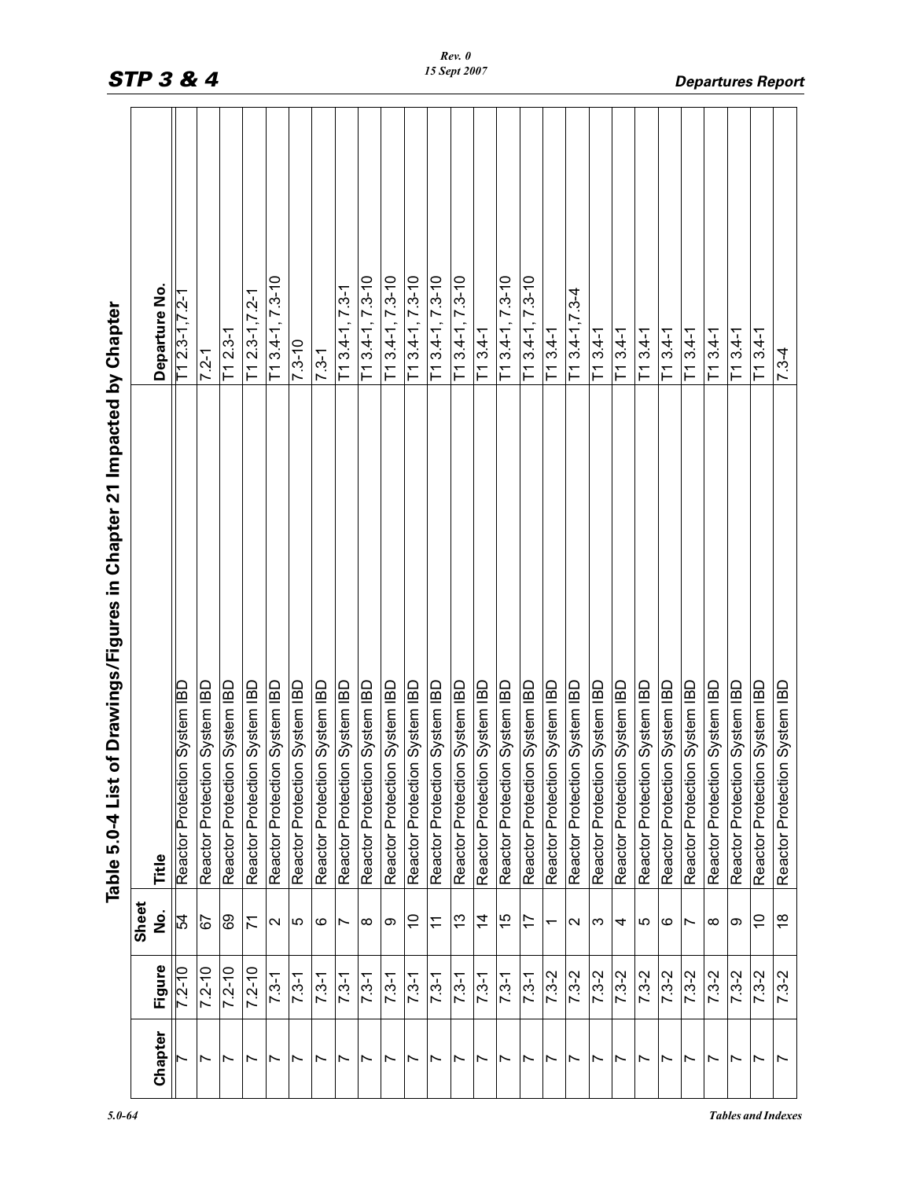## Table 5.0-4 List of Drawings/Figures in Chapter 21 Impacted by Chapter

| Chapter | Figure | Sheet No. | Title | Departure No. |
|---|---|---|---|---|
| 7 | 7.2-10 | 54 | Reactor Protection System IBD | T1 2.3-1, 7.2-1 |
| 7 | 7.2-10 | 67 | Reactor Protection System IBD | 7.2-1 |
| 7 | 7.2-10 | 69 | Reactor Protection System IBD | T1 2.3-1 |
| 7 | 7.2-10 | 71 | Reactor Protection System IBD | T1 2.3-1, 7.2-1 |
| 7 | 7.3-1 | 2 | Reactor Protection System IBD | T1 3.4-1, 7.3-10 |
| 7 | 7.3-1 | 5 | Reactor Protection System IBD | 7.3-10 |
| 7 | 7.3-1 | 6 | Reactor Protection System IBD | 7.3-1 |
| 7 | 7.3-1 | 7 | Reactor Protection System IBD | T1 3.4-1, 7.3-1 |
| 7 | 7.3-1 | 8 | Reactor Protection System IBD | T1 3.4-1, 7.3-10 |
| 7 | 7.3-1 | 9 | Reactor Protection System IBD | T1 3.4-1, 7.3-10 |
| 7 | 7.3-1 | 10 | Reactor Protection System IBD | T1 3.4-1, 7.3-10 |
| 7 | 7.3-1 | 11 | Reactor Protection System IBD | T1 3.4-1, 7.3-10 |
| 7 | 7.3-1 | 13 | Reactor Protection System IBD | T1 3.4-1, 7.3-10 |
| 7 | 7.3-1 | 14 | Reactor Protection System IBD | T1 3.4-1 |
| 7 | 7.3-1 | 15 | Reactor Protection System IBD | T1 3.4-1, 7.3-10 |
| 7 | 7.3-1 | 17 | Reactor Protection System IBD | T1 3.4-1, 7.3-10 |
| 7 | 7.3-2 | 1 | Reactor Protection System IBD | T1 3.4-1 |
| 7 | 7.3-2 | 2 | Reactor Protection System IBD | T1 3.4-1, 7.3-4 |
| 7 | 7.3-2 | 3 | Reactor Protection System IBD | T1 3.4-1 |
| 7 | 7.3-2 | 4 | Reactor Protection System IBD | T1 3.4-1 |
| 7 | 7.3-2 | 5 | Reactor Protection System IBD | T1 3.4-1 |
| 7 | 7.3-2 | 6 | Reactor Protection System IBD | T1 3.4-1 |
| 7 | 7.3-2 | 7 | Reactor Protection System IBD | T1 3.4-1 |
| 7 | 7.3-2 | 8 | Reactor Protection System IBD | T1 3.4-1 |
| 7 | 7.3-2 | 9 | Reactor Protection System IBD | T1 3.4-1 |
| 7 | 7.3-2 | 10 | Reactor Protection System IBD | T1 3.4-1 |
| 7 | 7.3-2 | 18 | Reactor Protection System IBD | 7.3-4 |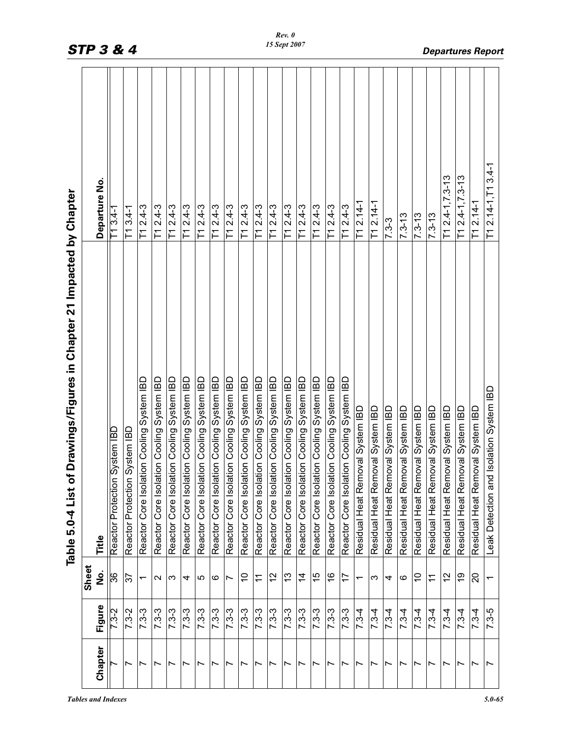## Table 5.0-4 List of Drawings/Figures in Chapter 21 Impacted by Chapter

| Chapter | Figure | Sheet No. | Title | Departure No. |
|---|---|---|---|---|
| 7 | 7.3-2 | 36 | Reactor Protection System IBD | T1 3.4-1 |
| 7 | 7.3-2 | 37 | Reactor Protection System IBD | T1 3.4-1 |
| 7 | 7.3-3 | 1 | Reactor Core Isolation Cooling System IBD | T1 2.4-3 |
| 7 | 7.3-3 | 2 | Reactor Core Isolation Cooling System IBD | T1 2.4-3 |
| 7 | 7.3-3 | 3 | Reactor Core Isolation Cooling System IBD | T1 2.4-3 |
| 7 | 7.3-3 | 4 | Reactor Core Isolation Cooling System IBD | T1 2.4-3 |
| 7 | 7.3-3 | 5 | Reactor Core Isolation Cooling System IBD | T1 2.4-3 |
| 7 | 7.3-3 | 6 | Reactor Core Isolation Cooling System IBD | T1 2.4-3 |
| 7 | 7.3-3 | 7 | Reactor Core Isolation Cooling System IBD | T1 2.4-3 |
| 7 | 7.3-3 | 10 | Reactor Core Isolation Cooling System IBD | T1 2.4-3 |
| 7 | 7.3-3 | 11 | Reactor Core Isolation Cooling System IBD | T1 2.4-3 |
| 7 | 7.3-3 | 12 | Reactor Core Isolation Cooling System IBD | T1 2.4-3 |
| 7 | 7.3-3 | 13 | Reactor Core Isolation Cooling System IBD | T1 2.4-3 |
| 7 | 7.3-3 | 14 | Reactor Core Isolation Cooling System IBD | T1 2.4-3 |
| 7 | 7.3-3 | 15 | Reactor Core Isolation Cooling System IBD | T1 2.4-3 |
| 7 | 7.3-3 | 16 | Reactor Core Isolation Cooling System IBD | T1 2.4-3 |
| 7 | 7.3-3 | 17 | Reactor Core Isolation Cooling System IBD | T1 2.4-3 |
| 7 | 7.3-4 | 1 | Residual Heat Removal System IBD | T1 2.14-1 |
| 7 | 7.3-4 | 3 | Residual Heat Removal System IBD | T1 2.14-1 |
| 7 | 7.3-4 | 4 | Residual Heat Removal System IBD | 7.3-3 |
| 7 | 7.3-4 | 6 | Residual Heat Removal System IBD | 7.3-13 |
| 7 | 7.3-4 | 10 | Residual Heat Removal System IBD | 7.3-13 |
| 7 | 7.3-4 | 11 | Residual Heat Removal System IBD | 7.3-13 |
| 7 | 7.3-4 | 12 | Residual Heat Removal System IBD | T1 2.4-1,7.3-13 |
| 7 | 7.3-4 | 19 | Residual Heat Removal System IBD | T1 2.4-1,7.3-13 |
| 7 | 7.3-4 | 20 | Residual Heat Removal System IBD | T1 2.14-1 |
| 7 | 7.3-5 | 1 | Leak Detection and Isolation System IBD | T1 2.14-1,T1 3.4-1 |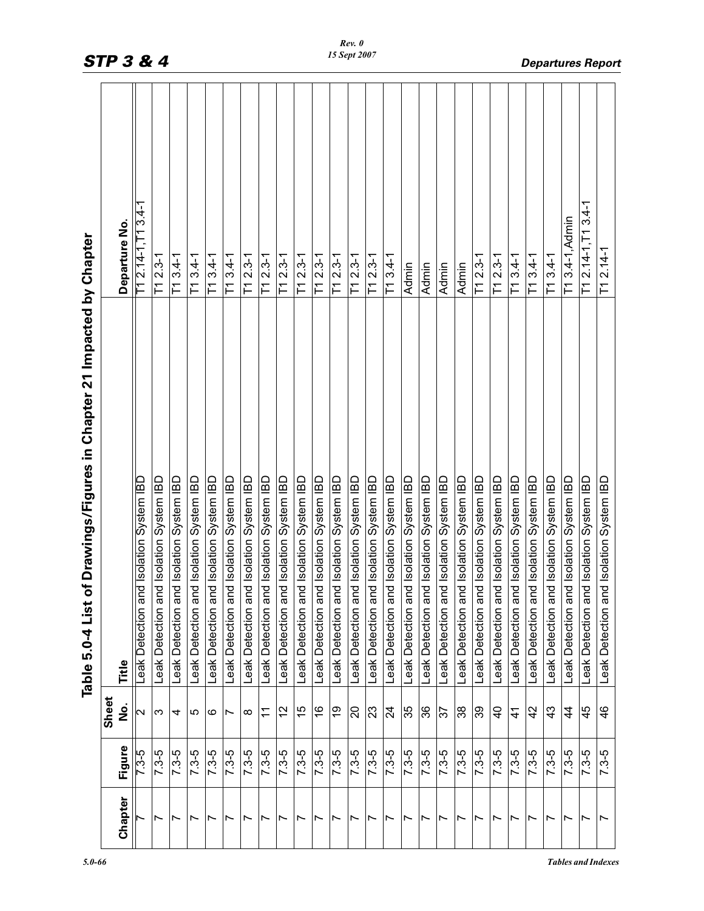## Table 5.0-4 List of Drawings/Figures in Chapter 21 Impacted by Chapter

| Chapter | Figure | Sheet No. | Title | Departure No. |
|---|---|---|---|---|
| 7 | 7.3-5 | 2 | Leak Detection and Isolation System IBD | T1 2.14-1,T1 3.4-1 |
| 7 | 7.3-5 | 3 | Leak Detection and Isolation System IBD | T1 2.3-1 |
| 7 | 7.3-5 | 4 | Leak Detection and Isolation System IBD | T1 3.4-1 |
| 7 | 7.3-5 | 5 | Leak Detection and Isolation System IBD | T1 3.4-1 |
| 7 | 7.3-5 | 6 | Leak Detection and Isolation System IBD | T1 3.4-1 |
| 7 | 7.3-5 | 7 | Leak Detection and Isolation System IBD | T1 3.4-1 |
| 7 | 7.3-5 | 8 | Leak Detection and Isolation System IBD | T1 2.3-1 |
| 7 | 7.3-5 | 11 | Leak Detection and Isolation System IBD | T1 2.3-1 |
| 7 | 7.3-5 | 12 | Leak Detection and Isolation System IBD | T1 2.3-1 |
| 7 | 7.3-5 | 15 | Leak Detection and Isolation System IBD | T1 2.3-1 |
| 7 | 7.3-5 | 16 | Leak Detection and Isolation System IBD | T1 2.3-1 |
| 7 | 7.3-5 | 19 | Leak Detection and Isolation System IBD | T1 2.3-1 |
| 7 | 7.3-5 | 20 | Leak Detection and Isolation System IBD | T1 2.3-1 |
| 7 | 7.3-5 | 23 | Leak Detection and Isolation System IBD | T1 2.3-1 |
| 7 | 7.3-5 | 24 | Leak Detection and Isolation System IBD | T1 3.4-1 |
| 7 | 7.3-5 | 35 | Leak Detection and Isolation System IBD | Admin |
| 7 | 7.3-5 | 36 | Leak Detection and Isolation System IBD | Admin |
| 7 | 7.3-5 | 37 | Leak Detection and Isolation System IBD | Admin |
| 7 | 7.3-5 | 38 | Leak Detection and Isolation System IBD | Admin |
| 7 | 7.3-5 | 39 | Leak Detection and Isolation System IBD | T1 2.3-1 |
| 7 | 7.3-5 | 40 | Leak Detection and Isolation System IBD | T1 2.3-1 |
| 7 | 7.3-5 | 41 | Leak Detection and Isolation System IBD | T1 3.4-1 |
| 7 | 7.3-5 | 42 | Leak Detection and Isolation System IBD | T1 3.4-1 |
| 7 | 7.3-5 | 43 | Leak Detection and Isolation System IBD | T1 3.4-1 |
| 7 | 7.3-5 | 44 | Leak Detection and Isolation System IBD | T1 3.4-1,Admin |
| 7 | 7.3-5 | 45 | Leak Detection and Isolation System IBD | T1 2.14-1,T1 3.4-1 |
| 7 | 7.3-5 | 46 | Leak Detection and Isolation System IBD | T1 2.14-1 |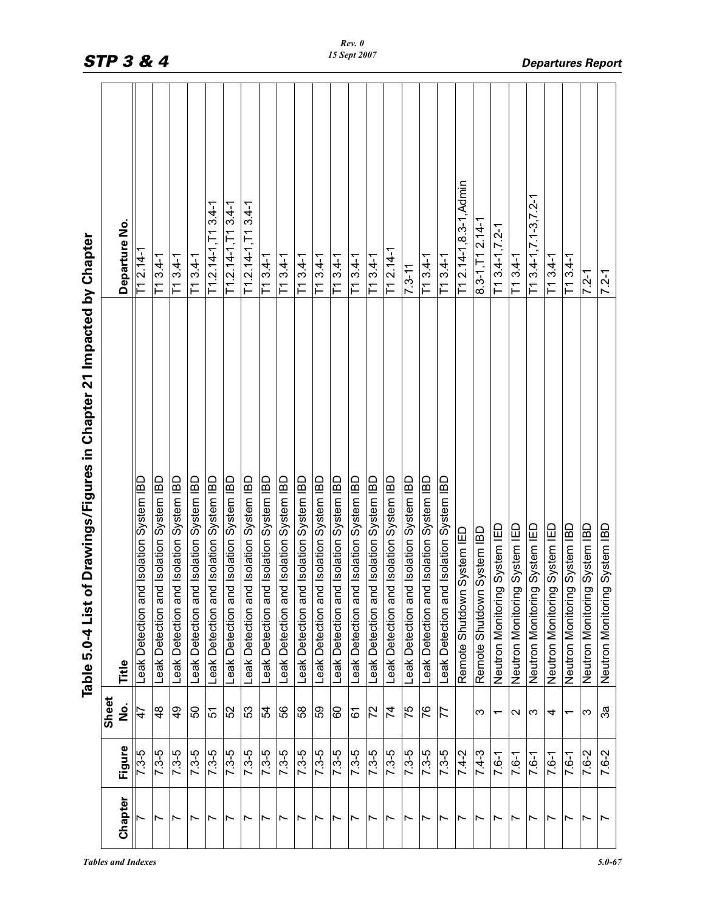## Table 5.0-4 List of Drawings/Figures in Chapter 21 Impacted by Chapter

| Chapter | Figure | Sheet No. | Title | Departure No. |
|---|---|---|---|---|
| 7 | 7.3-5 | 47 | Leak Detection and Isolation System IBD | T1 2.14-1 |
| 7 | 7.3-5 | 48 | Leak Detection and Isolation System IBD | T1 3.4-1 |
| 7 | 7.3-5 | 49 | Leak Detection and Isolation System IBD | T1 3.4-1 |
| 7 | 7.3-5 | 50 | Leak Detection and Isolation System IBD | T1 3.4-1 |
| 7 | 7.3-5 | 51 | Leak Detection and Isolation System IBD | T1.2.14-1,T1 3.4-1 |
| 7 | 7.3-5 | 52 | Leak Detection and Isolation System IBD | T1.2.14-1,T1 3.4-1 |
| 7 | 7.3-5 | 53 | Leak Detection and Isolation System IBD | T1.2.14-1,T1 3.4-1 |
| 7 | 7.3-5 | 54 | Leak Detection and Isolation System IBD | T1 3.4-1 |
| 7 | 7.3-5 | 56 | Leak Detection and Isolation System IBD | T1 3.4-1 |
| 7 | 7.3-5 | 58 | Leak Detection and Isolation System IBD | T1 3.4-1 |
| 7 | 7.3-5 | 59 | Leak Detection and Isolation System IBD | T1 3.4-1 |
| 7 | 7.3-5 | 60 | Leak Detection and Isolation System IBD | T1 3.4-1 |
| 7 | 7.3-5 | 61 | Leak Detection and Isolation System IBD | T1 3.4-1 |
| 7 | 7.3-5 | 72 | Leak Detection and Isolation System IBD | T1 3.4-1 |
| 7 | 7.3-5 | 74 | Leak Detection and Isolation System IBD | T1 2.14-1 |
| 7 | 7.3-5 | 75 | Leak Detection and Isolation System IBD | 7.3-11 |
| 7 | 7.3-5 | 76 | Leak Detection and Isolation System IBD | T1 3.4-1 |
| 7 | 7.3-5 | 77 | Leak Detection and Isolation System IBD | T1 3.4-1 |
| 7 | 7.4-2 | | Remote Shutdown System IED | T1 2.14-1,8.3-1,Admin |
| 7 | 7.4-3 | 3 | Remote Shutdown System IBD | 8.3-1,T1 2.14-1 |
| 7 | 7.6-1 | 1 | Neutron Monitoring System IED | T1 3.4-1,7.2-1 |
| 7 | 7.6-1 | 2 | Neutron Monitoring System IED | T1 3.4-1 |
| 7 | 7.6-1 | 3 | Neutron Monitoring System IED | T1 3.4-1,7.1-3,7.2-1 |
| 7 | 7.6-1 | 4 | Neutron Monitoring System IED | T1 3.4-1 |
| 7 | 7.6-1 | 1 | Neutron Monitoring System IBD | T1 3.4-1 |
| 7 | 7.6-2 | 3 | Neutron Monitoring System IBD | 7.2-1 |
| 7 | 7.6-2 | 3a | Neutron Monitoring System IBD | 7.2-1 |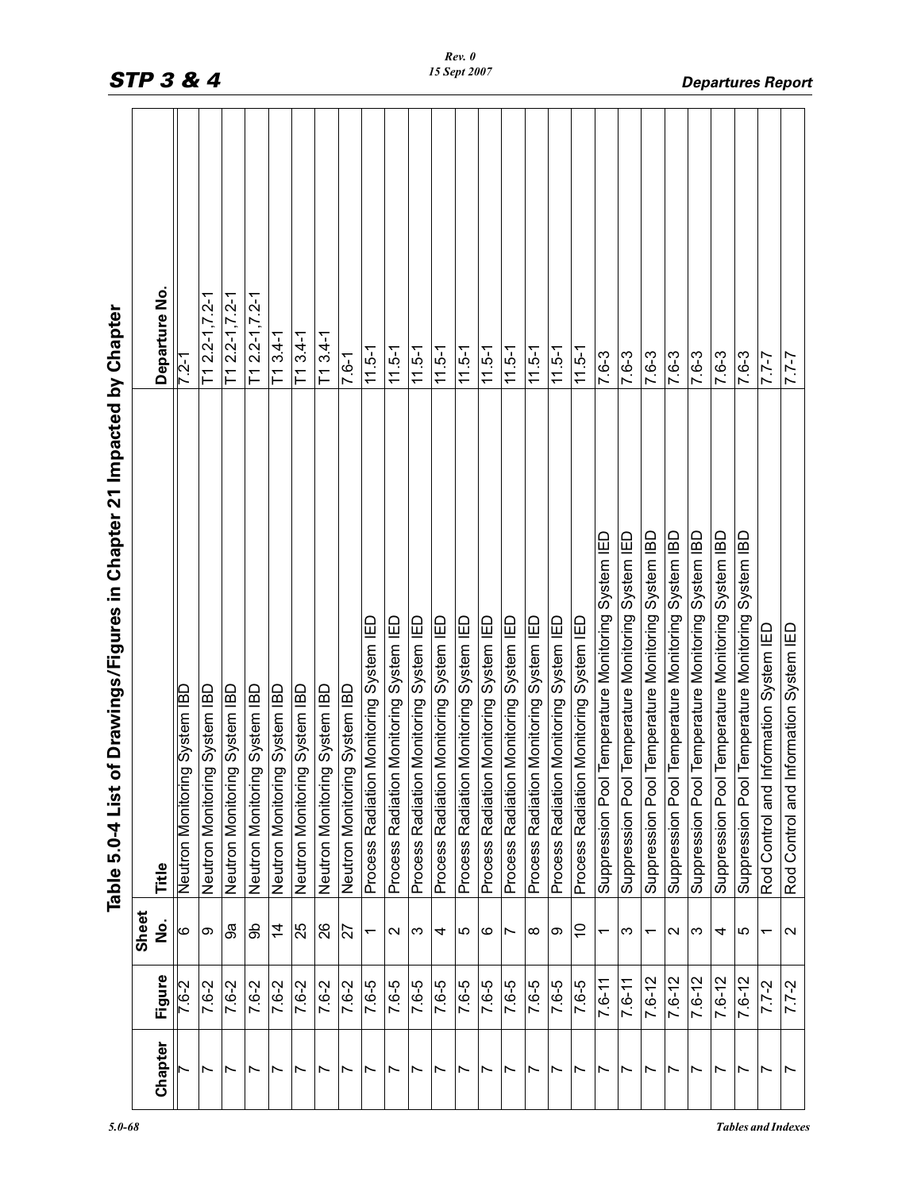## Table 5.0-4 List of Drawings/Figures in Chapter 21 Impacted by Chapter

| Chapter | Figure | Sheet No. | Title | Departure No. |
|---|---|---|---|---|
| 7 | 7.6-2 | 6 | Neutron Monitoring System IBD | 7.2-1 |
| 7 | 7.6-2 | 9 | Neutron Monitoring System IBD | T1 2.2-1,7.2-1 |
| 7 | 7.6-2 | 9a | Neutron Monitoring System IBD | T1 2.2-1,7.2-1 |
| 7 | 7.6-2 | 9b | Neutron Monitoring System IBD | T1 2.2-1,7.2-1 |
| 7 | 7.6-2 | 14 | Neutron Monitoring System IBD | T1 3.4-1 |
| 7 | 7.6-2 | 25 | Neutron Monitoring System IBD | T1 3.4-1 |
| 7 | 7.6-2 | 26 | Neutron Monitoring System IBD | T1 3.4-1 |
| 7 | 7.6-2 | 27 | Neutron Monitoring System IBD | 7.6-1 |
| 7 | 7.6-5 | 1 | Process Radiation Monitoring System IED | 11.5-1 |
| 7 | 7.6-5 | 2 | Process Radiation Monitoring System IED | 11.5-1 |
| 7 | 7.6-5 | 3 | Process Radiation Monitoring System IED | 11.5-1 |
| 7 | 7.6-5 | 4 | Process Radiation Monitoring System IED | 11.5-1 |
| 7 | 7.6-5 | 5 | Process Radiation Monitoring System IED | 11.5-1 |
| 7 | 7.6-5 | 6 | Process Radiation Monitoring System IED | 11.5-1 |
| 7 | 7.6-5 | 7 | Process Radiation Monitoring System IED | 11.5-1 |
| 7 | 7.6-5 | 8 | Process Radiation Monitoring System IED | 11.5-1 |
| 7 | 7.6-5 | 9 | Process Radiation Monitoring System IED | 11.5-1 |
| 7 | 7.6-5 | 10 | Process Radiation Monitoring System IED | 11.5-1 |
| 7 | 7.6-11 | 1 | Suppression Pool Temperature Monitoring System IED | 7.6-3 |
| 7 | 7.6-11 | 3 | Suppression Pool Temperature Monitoring System IED | 7.6-3 |
| 7 | 7.6-12 | 1 | Suppression Pool Temperature Monitoring System IBD | 7.6-3 |
| 7 | 7.6-12 | 2 | Suppression Pool Temperature Monitoring System IBD | 7.6-3 |
| 7 | 7.6-12 | 3 | Suppression Pool Temperature Monitoring System IBD | 7.6-3 |
| 7 | 7.6-12 | 4 | Suppression Pool Temperature Monitoring System IBD | 7.6-3 |
| 7 | 7.6-12 | 5 | Suppression Pool Temperature Monitoring System IBD | 7.6-3 |
| 7 | 7.7-2 | 1 | Rod Control and Information System IED | 7.7-7 |
| 7 | 7.7-2 | 2 | Rod Control and Information System IED | 7.7-7 |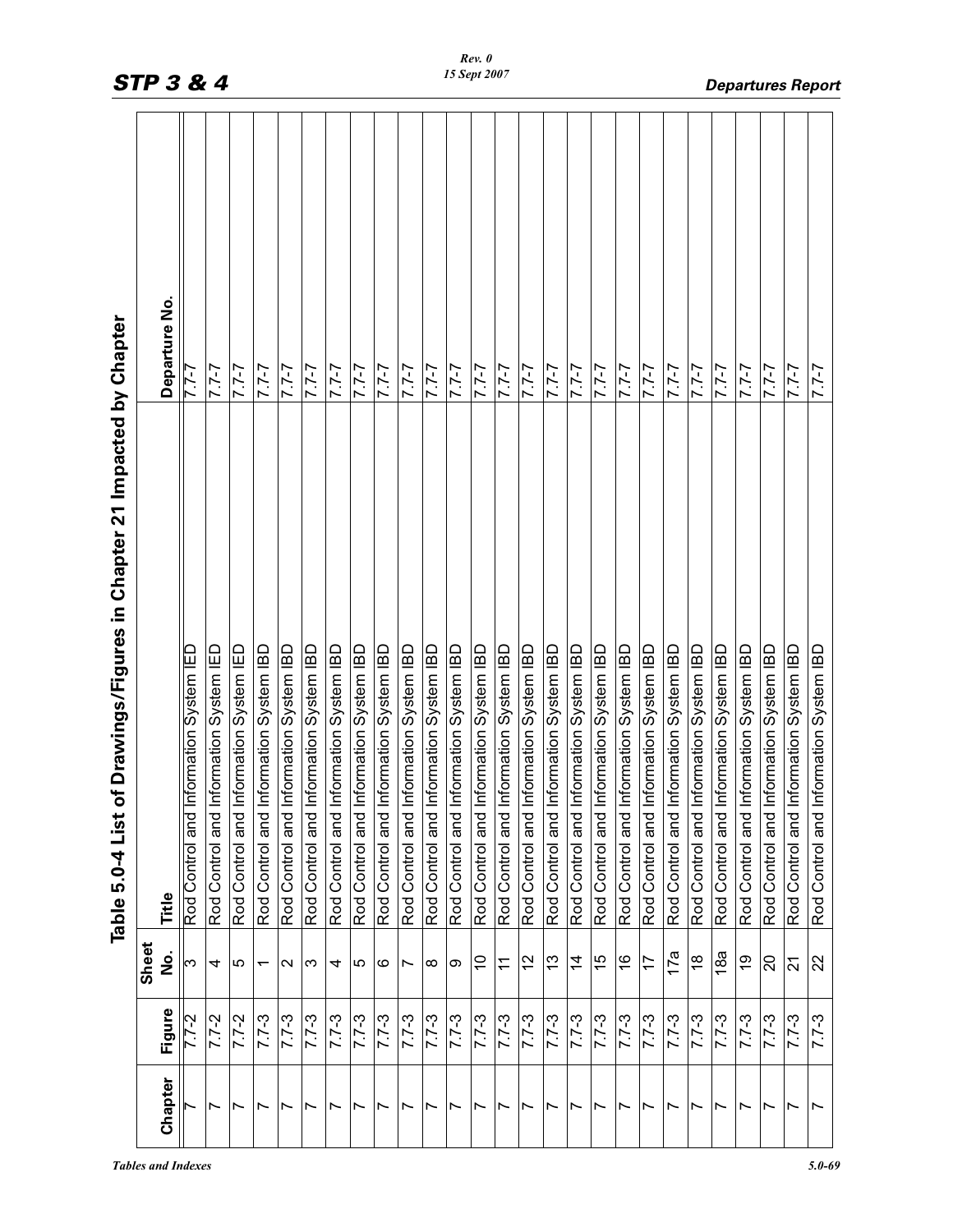## Table 5.0-4 List of Drawings/Figures in Chapter 21 Impacted by Chapter

| Chapter | Figure | Sheet No. | Title | Departure No. |
|---|---|---|---|---|
| 7 | 7.7-2 | 3 | Rod Control and Information System IED | 7.7-7 |
| 7 | 7.7-2 | 4 | Rod Control and Information System IED | 7.7-7 |
| 7 | 7.7-2 | 5 | Rod Control and Information System IED | 7.7-7 |
| 7 | 7.7-3 | 1 | Rod Control and Information System IBD | 7.7-7 |
| 7 | 7.7-3 | 2 | Rod Control and Information System IBD | 7.7-7 |
| 7 | 7.7-3 | 3 | Rod Control and Information System IBD | 7.7-7 |
| 7 | 7.7-3 | 4 | Rod Control and Information System IBD | 7.7-7 |
| 7 | 7.7-3 | 5 | Rod Control and Information System IBD | 7.7-7 |
| 7 | 7.7-3 | 6 | Rod Control and Information System IBD | 7.7-7 |
| 7 | 7.7-3 | 7 | Rod Control and Information System IBD | 7.7-7 |
| 7 | 7.7-3 | 8 | Rod Control and Information System IBD | 7.7-7 |
| 7 | 7.7-3 | 9 | Rod Control and Information System IBD | 7.7-7 |
| 7 | 7.7-3 | 10 | Rod Control and Information System IBD | 7.7-7 |
| 7 | 7.7-3 | 11 | Rod Control and Information System IBD | 7.7-7 |
| 7 | 7.7-3 | 12 | Rod Control and Information System IBD | 7.7-7 |
| 7 | 7.7-3 | 13 | Rod Control and Information System IBD | 7.7-7 |
| 7 | 7.7-3 | 14 | Rod Control and Information System IBD | 7.7-7 |
| 7 | 7.7-3 | 15 | Rod Control and Information System IBD | 7.7-7 |
| 7 | 7.7-3 | 16 | Rod Control and Information System IBD | 7.7-7 |
| 7 | 7.7-3 | 17 | Rod Control and Information System IBD | 7.7-7 |
| 7 | 7.7-3 | 17a | Rod Control and Information System IBD | 7.7-7 |
| 7 | 7.7-3 | 18 | Rod Control and Information System IBD | 7.7-7 |
| 7 | 7.7-3 | 18a | Rod Control and Information System IBD | 7.7-7 |
| 7 | 7.7-3 | 19 | Rod Control and Information System IBD | 7.7-7 |
| 7 | 7.7-3 | 20 | Rod Control and Information System IBD | 7.7-7 |
| 7 | 7.7-3 | 21 | Rod Control and Information System IBD | 7.7-7 |
| 7 | 7.7-3 | 22 | Rod Control and Information System IBD | 7.7-7 |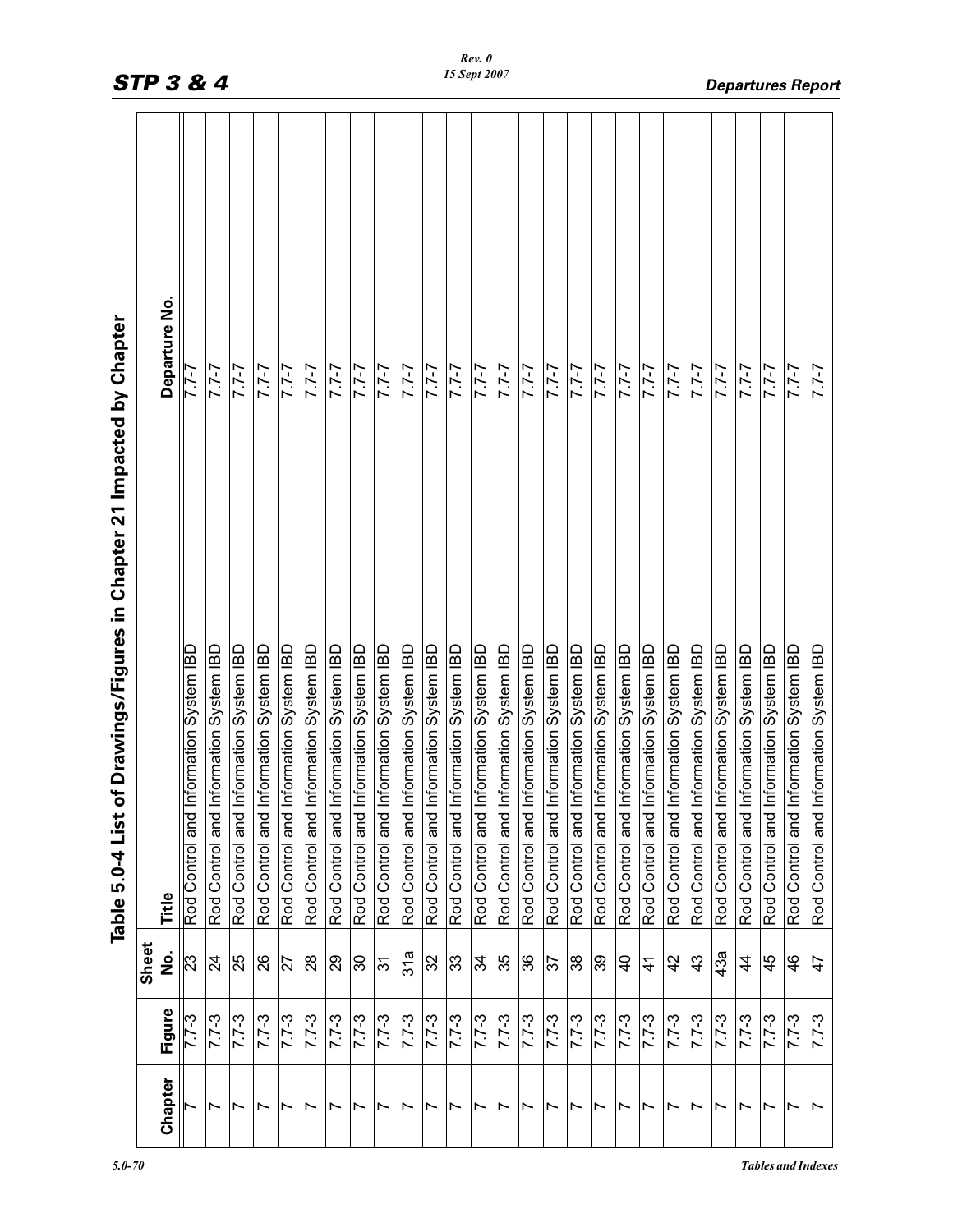## Table 5.0-4 List of Drawings/Figures in Chapter 21 Impacted by Chapter

| Chapter | Figure | Sheet No. | Title | Departure No. |
|---|---|---|---|---|
| 7 | 7.7-3 | 23 | Rod Control and Information System IBD | 7.7-7 |
| 7 | 7.7-3 | 24 | Rod Control and Information System IBD | 7.7-7 |
| 7 | 7.7-3 | 25 | Rod Control and Information System IBD | 7.7-7 |
| 7 | 7.7-3 | 26 | Rod Control and Information System IBD | 7.7-7 |
| 7 | 7.7-3 | 27 | Rod Control and Information System IBD | 7.7-7 |
| 7 | 7.7-3 | 28 | Rod Control and Information System IBD | 7.7-7 |
| 7 | 7.7-3 | 29 | Rod Control and Information System IBD | 7.7-7 |
| 7 | 7.7-3 | 30 | Rod Control and Information System IBD | 7.7-7 |
| 7 | 7.7-3 | 31 | Rod Control and Information System IBD | 7.7-7 |
| 7 | 7.7-3 | 31a | Rod Control and Information System IBD | 7.7-7 |
| 7 | 7.7-3 | 32 | Rod Control and Information System IBD | 7.7-7 |
| 7 | 7.7-3 | 33 | Rod Control and Information System IBD | 7.7-7 |
| 7 | 7.7-3 | 34 | Rod Control and Information System IBD | 7.7-7 |
| 7 | 7.7-3 | 35 | Rod Control and Information System IBD | 7.7-7 |
| 7 | 7.7-3 | 36 | Rod Control and Information System IBD | 7.7-7 |
| 7 | 7.7-3 | 37 | Rod Control and Information System IBD | 7.7-7 |
| 7 | 7.7-3 | 38 | Rod Control and Information System IBD | 7.7-7 |
| 7 | 7.7-3 | 39 | Rod Control and Information System IBD | 7.7-7 |
| 7 | 7.7-3 | 40 | Rod Control and Information System IBD | 7.7-7 |
| 7 | 7.7-3 | 41 | Rod Control and Information System IBD | 7.7-7 |
| 7 | 7.7-3 | 42 | Rod Control and Information System IBD | 7.7-7 |
| 7 | 7.7-3 | 43 | Rod Control and Information System IBD | 7.7-7 |
| 7 | 7.7-3 | 43a | Rod Control and Information System IBD | 7.7-7 |
| 7 | 7.7-3 | 44 | Rod Control and Information System IBD | 7.7-7 |
| 7 | 7.7-3 | 45 | Rod Control and Information System IBD | 7.7-7 |
| 7 | 7.7-3 | 46 | Rod Control and Information System IBD | 7.7-7 |
| 7 | 7.7-3 | 47 | Rod Control and Information System IBD | 7.7-7 |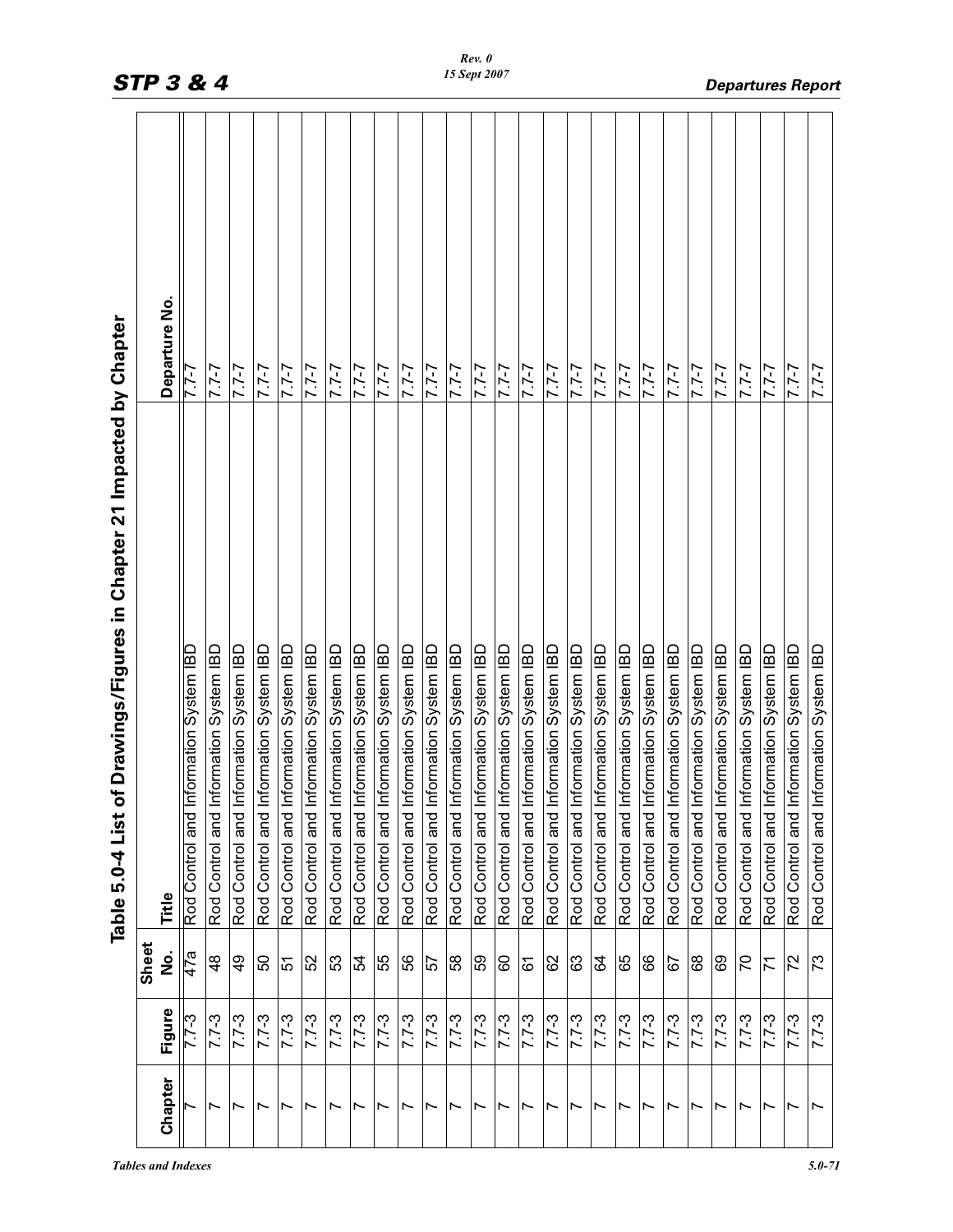## Table 5.0-4 List of Drawings/Figures in Chapter 21 Impacted by Chapter

| Chapter | Figure | Sheet No. | Title | Departure No. |
|---|---|---|---|---|
| 7 | 7.7-3 | 47a | Rod Control and Information System IBD | 7.7-7 |
| 7 | 7.7-3 | 48 | Rod Control and Information System IBD | 7.7-7 |
| 7 | 7.7-3 | 49 | Rod Control and Information System IBD | 7.7-7 |
| 7 | 7.7-3 | 50 | Rod Control and Information System IBD | 7.7-7 |
| 7 | 7.7-3 | 51 | Rod Control and Information System IBD | 7.7-7 |
| 7 | 7.7-3 | 52 | Rod Control and Information System IBD | 7.7-7 |
| 7 | 7.7-3 | 53 | Rod Control and Information System IBD | 7.7-7 |
| 7 | 7.7-3 | 54 | Rod Control and Information System IBD | 7.7-7 |
| 7 | 7.7-3 | 55 | Rod Control and Information System IBD | 7.7-7 |
| 7 | 7.7-3 | 56 | Rod Control and Information System IBD | 7.7-7 |
| 7 | 7.7-3 | 57 | Rod Control and Information System IBD | 7.7-7 |
| 7 | 7.7-3 | 58 | Rod Control and Information System IBD | 7.7-7 |
| 7 | 7.7-3 | 59 | Rod Control and Information System IBD | 7.7-7 |
| 7 | 7.7-3 | 60 | Rod Control and Information System IBD | 7.7-7 |
| 7 | 7.7-3 | 61 | Rod Control and Information System IBD | 7.7-7 |
| 7 | 7.7-3 | 62 | Rod Control and Information System IBD | 7.7-7 |
| 7 | 7.7-3 | 63 | Rod Control and Information System IBD | 7.7-7 |
| 7 | 7.7-3 | 64 | Rod Control and Information System IBD | 7.7-7 |
| 7 | 7.7-3 | 65 | Rod Control and Information System IBD | 7.7-7 |
| 7 | 7.7-3 | 66 | Rod Control and Information System IBD | 7.7-7 |
| 7 | 7.7-3 | 67 | Rod Control and Information System IBD | 7.7-7 |
| 7 | 7.7-3 | 68 | Rod Control and Information System IBD | 7.7-7 |
| 7 | 7.7-3 | 69 | Rod Control and Information System IBD | 7.7-7 |
| 7 | 7.7-3 | 70 | Rod Control and Information System IBD | 7.7-7 |
| 7 | 7.7-3 | 71 | Rod Control and Information System IBD | 7.7-7 |
| 7 | 7.7-3 | 72 | Rod Control and Information System IBD | 7.7-7 |
| 7 | 7.7-3 | 73 | Rod Control and Information System IBD | 7.7-7 |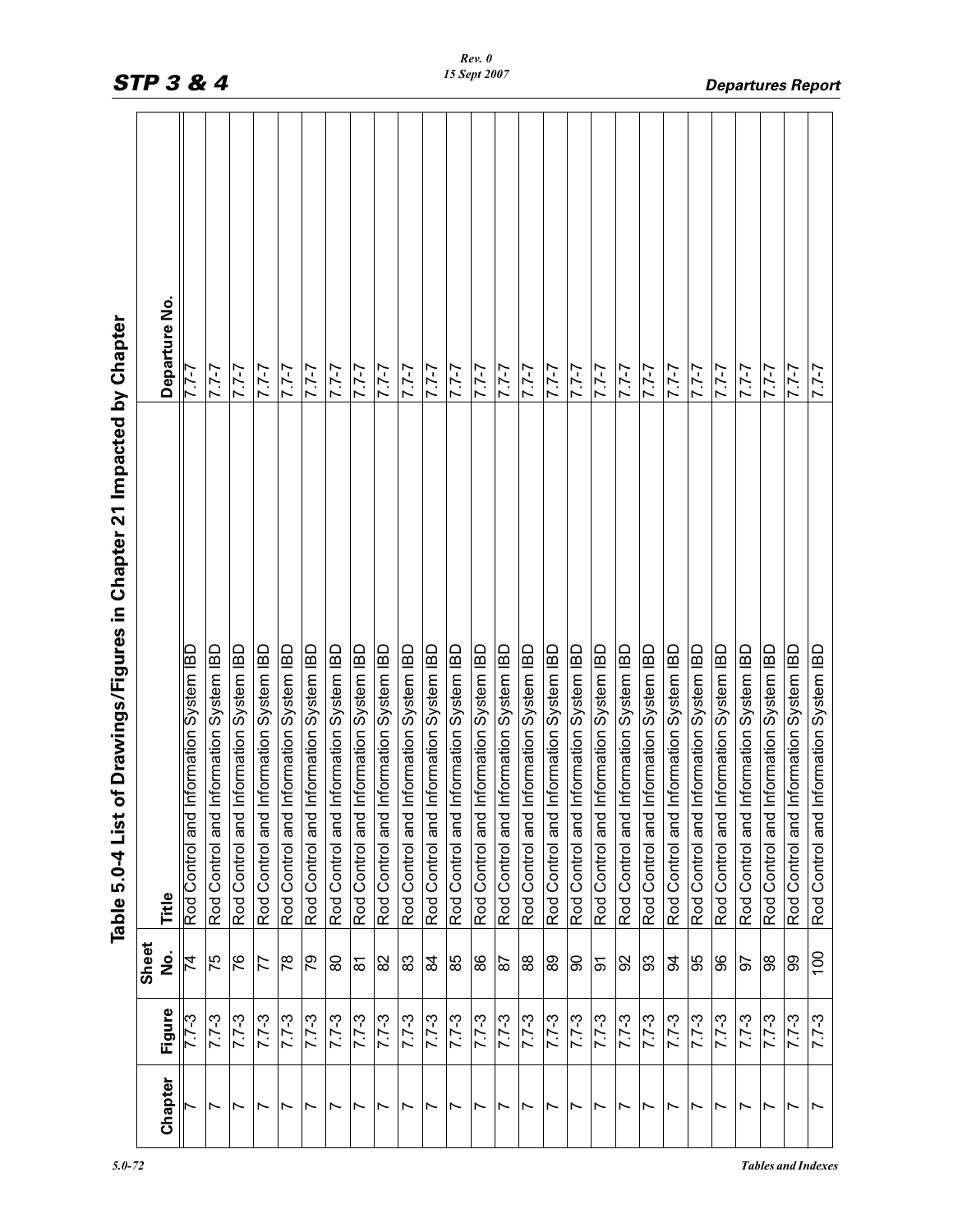## Table 5.0-4 List of Drawings/Figures in Chapter 21 Impacted by Chapter

| Chapter | Figure | Sheet No. | Title | Departure No. |
|---|---|---|---|---|
| 7 | 7.7-3 | 74 | Rod Control and Information System IBD | 7.7-7 |
| 7 | 7.7-3 | 75 | Rod Control and Information System IBD | 7.7-7 |
| 7 | 7.7-3 | 76 | Rod Control and Information System IBD | 7.7-7 |
| 7 | 7.7-3 | 77 | Rod Control and Information System IBD | 7.7-7 |
| 7 | 7.7-3 | 78 | Rod Control and Information System IBD | 7.7-7 |
| 7 | 7.7-3 | 79 | Rod Control and Information System IBD | 7.7-7 |
| 7 | 7.7-3 | 80 | Rod Control and Information System IBD | 7.7-7 |
| 7 | 7.7-3 | 81 | Rod Control and Information System IBD | 7.7-7 |
| 7 | 7.7-3 | 82 | Rod Control and Information System IBD | 7.7-7 |
| 7 | 7.7-3 | 83 | Rod Control and Information System IBD | 7.7-7 |
| 7 | 7.7-3 | 84 | Rod Control and Information System IBD | 7.7-7 |
| 7 | 7.7-3 | 85 | Rod Control and Information System IBD | 7.7-7 |
| 7 | 7.7-3 | 86 | Rod Control and Information System IBD | 7.7-7 |
| 7 | 7.7-3 | 87 | Rod Control and Information System IBD | 7.7-7 |
| 7 | 7.7-3 | 88 | Rod Control and Information System IBD | 7.7-7 |
| 7 | 7.7-3 | 89 | Rod Control and Information System IBD | 7.7-7 |
| 7 | 7.7-3 | 90 | Rod Control and Information System IBD | 7.7-7 |
| 7 | 7.7-3 | 91 | Rod Control and Information System IBD | 7.7-7 |
| 7 | 7.7-3 | 92 | Rod Control and Information System IBD | 7.7-7 |
| 7 | 7.7-3 | 93 | Rod Control and Information System IBD | 7.7-7 |
| 7 | 7.7-3 | 94 | Rod Control and Information System IBD | 7.7-7 |
| 7 | 7.7-3 | 95 | Rod Control and Information System IBD | 7.7-7 |
| 7 | 7.7-3 | 96 | Rod Control and Information System IBD | 7.7-7 |
| 7 | 7.7-3 | 97 | Rod Control and Information System IBD | 7.7-7 |
| 7 | 7.7-3 | 98 | Rod Control and Information System IBD | 7.7-7 |
| 7 | 7.7-3 | 99 | Rod Control and Information System IBD | 7.7-7 |
| 7 | 7.7-3 | 100 | Rod Control and Information System IBD | 7.7-7 |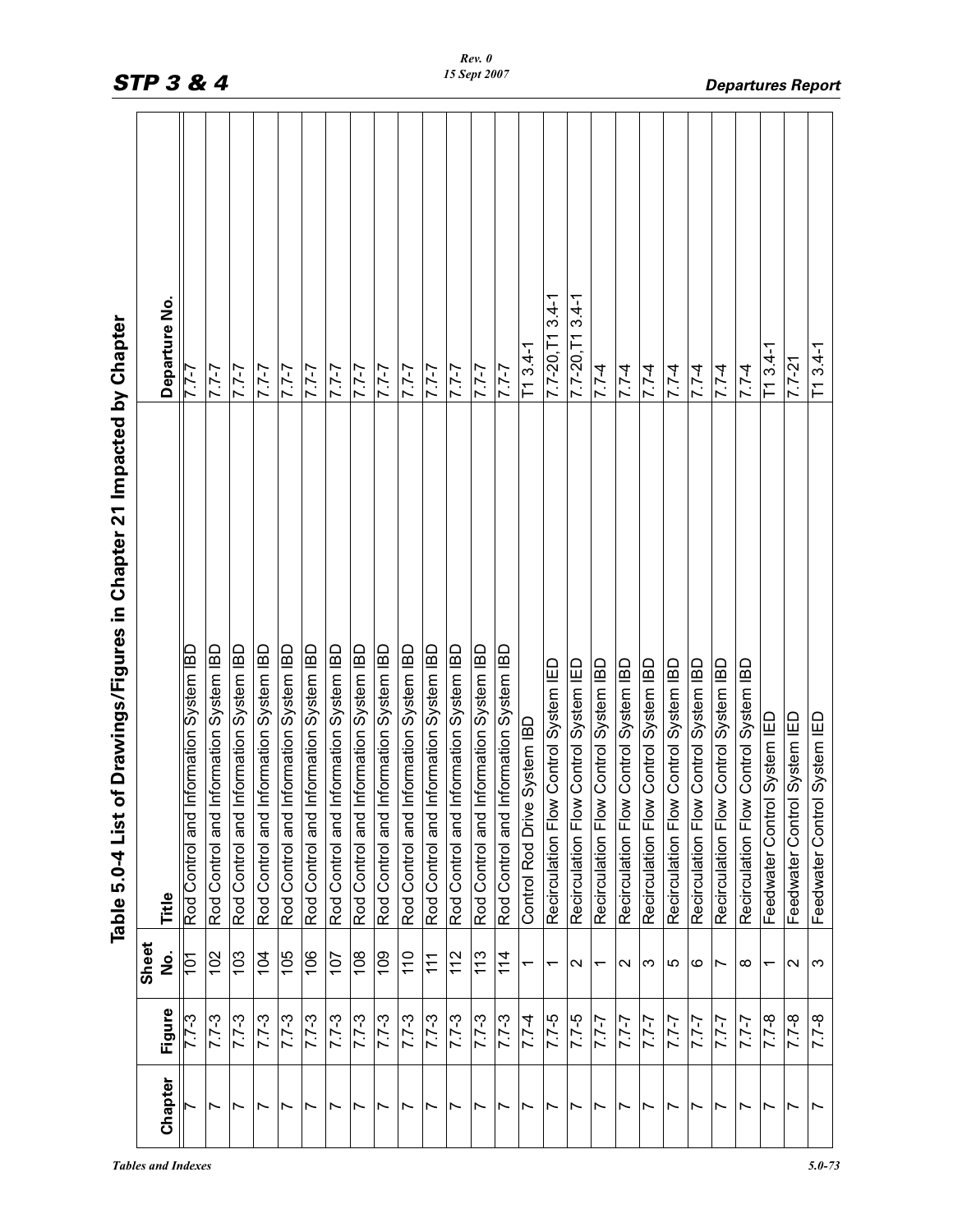# Table 5.0-4 List of Drawings/Figures in Chapter 21 Impacted by Chapter

| Chapter | Figure | Sheet No. | Title | Departure No. |
|---|---|---|---|---|
| 7 | 7.7-3 | 101 | Rod Control and Information System IBD | 7.7-7 |
| 7 | 7.7-3 | 102 | Rod Control and Information System IBD | 7.7-7 |
| 7 | 7.7-3 | 103 | Rod Control and Information System IBD | 7.7-7 |
| 7 | 7.7-3 | 104 | Rod Control and Information System IBD | 7.7-7 |
| 7 | 7.7-3 | 105 | Rod Control and Information System IBD | 7.7-7 |
| 7 | 7.7-3 | 106 | Rod Control and Information System IBD | 7.7-7 |
| 7 | 7.7-3 | 107 | Rod Control and Information System IBD | 7.7-7 |
| 7 | 7.7-3 | 108 | Rod Control and Information System IBD | 7.7-7 |
| 7 | 7.7-3 | 109 | Rod Control and Information System IBD | 7.7-7 |
| 7 | 7.7-3 | 110 | Rod Control and Information System IBD | 7.7-7 |
| 7 | 7.7-3 | 111 | Rod Control and Information System IBD | 7.7-7 |
| 7 | 7.7-3 | 112 | Rod Control and Information System IBD | 7.7-7 |
| 7 | 7.7-3 | 113 | Rod Control and Information System IBD | 7.7-7 |
| 7 | 7.7-3 | 114 | Rod Control and Information System IBD | 7.7-7 |
| 7 | 7.7-4 | 1 | Control Rod Drive System IBD | T1 3.4-1 |
| 7 | 7.7-5 | 1 | Recirculation Flow Control System IED | 7.7-20,T1 3.4-1 |
| 7 | 7.7-5 | 2 | Recirculation Flow Control System IED | 7.7-20,T1 3.4-1 |
| 7 | 7.7-7 | 1 | Recirculation Flow Control System IBD | 7.7-4 |
| 7 | 7.7-7 | 2 | Recirculation Flow Control System IBD | 7.7-4 |
| 7 | 7.7-7 | 3 | Recirculation Flow Control System IBD | 7.7-4 |
| 7 | 7.7-7 | 5 | Recirculation Flow Control System IBD | 7.7-4 |
| 7 | 7.7-7 | 6 | Recirculation Flow Control System IBD | 7.7-4 |
| 7 | 7.7-7 | 7 | Recirculation Flow Control System IBD | 7.7-4 |
| 7 | 7.7-7 | 8 | Recirculation Flow Control System IBD | 7.7-4 |
| 7 | 7.7-8 | 1 | Feedwater Control System IED | T1 3.4-1 |
| 7 | 7.7-8 | 2 | Feedwater Control System IED | 7.7-21 |
| 7 | 7.7-8 | 3 | Feedwater Control System IED | T1 3.4-1 |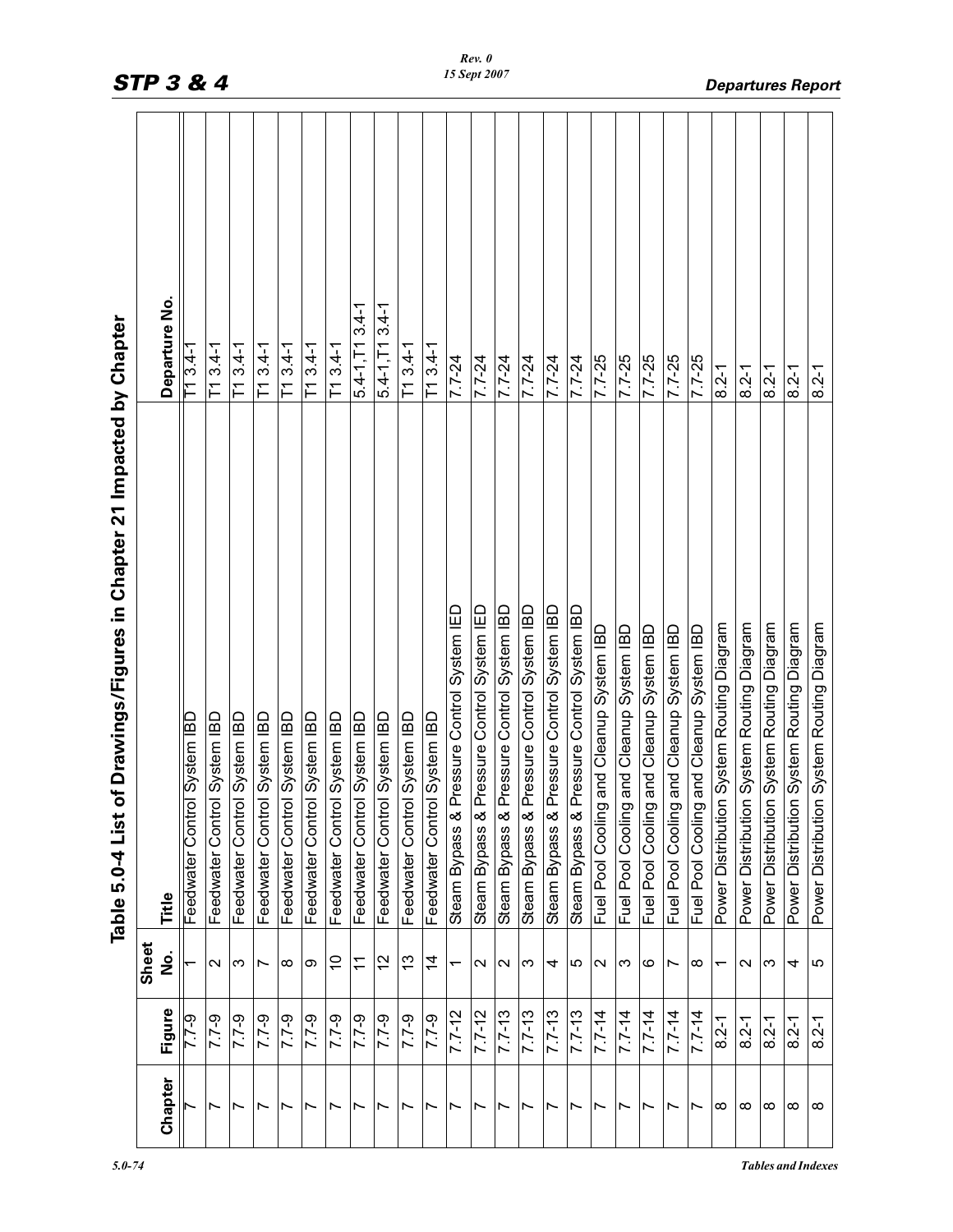## Table 5.0-4 List of Drawings/Figures in Chapter 21 Impacted by Chapter

| Chapter | Figure | Sheet No. | Title | Departure No. |
|---|---|---|---|---|
| 7 | 7.7-9 | 1 | Feedwater Control System IBD | T1 3.4-1 |
| 7 | 7.7-9 | 2 | Feedwater Control System IBD | T1 3.4-1 |
| 7 | 7.7-9 | 3 | Feedwater Control System IBD | T1 3.4-1 |
| 7 | 7.7-9 | 7 | Feedwater Control System IBD | T1 3.4-1 |
| 7 | 7.7-9 | 8 | Feedwater Control System IBD | T1 3.4-1 |
| 7 | 7.7-9 | 9 | Feedwater Control System IBD | T1 3.4-1 |
| 7 | 7.7-9 | 10 | Feedwater Control System IBD | T1 3.4-1 |
| 7 | 7.7-9 | 11 | Feedwater Control System IBD | 5.4-1,T1 3.4-1 |
| 7 | 7.7-9 | 12 | Feedwater Control System IBD | 5.4-1,T1 3.4-1 |
| 7 | 7.7-9 | 13 | Feedwater Control System IBD | T1 3.4-1 |
| 7 | 7.7-9 | 14 | Feedwater Control System IBD | T1 3.4-1 |
| 7 | 7.7-12 | 1 | Steam Bypass & Pressure Control System IED | 7.7-24 |
| 7 | 7.7-12 | 2 | Steam Bypass & Pressure Control System IED | 7.7-24 |
| 7 | 7.7-13 | 2 | Steam Bypass & Pressure Control System IBD | 7.7-24 |
| 7 | 7.7-13 | 3 | Steam Bypass & Pressure Control System IBD | 7.7-24 |
| 7 | 7.7-13 | 4 | Steam Bypass & Pressure Control System IBD | 7.7-24 |
| 7 | 7.7-13 | 5 | Steam Bypass & Pressure Control System IBD | 7.7-24 |
| 7 | 7.7-14 | 2 | Fuel Pool Cooling and Cleanup System IBD | 7.7-25 |
| 7 | 7.7-14 | 3 | Fuel Pool Cooling and Cleanup System IBD | 7.7-25 |
| 7 | 7.7-14 | 6 | Fuel Pool Cooling and Cleanup System IBD | 7.7-25 |
| 7 | 7.7-14 | 7 | Fuel Pool Cooling and Cleanup System IBD | 7.7-25 |
| 7 | 7.7-14 | 8 | Fuel Pool Cooling and Cleanup System IBD | 7.7-25 |
| 8 | 8.2-1 | 1 | Power Distribution System Routing Diagram | 8.2-1 |
| 8 | 8.2-1 | 2 | Power Distribution System Routing Diagram | 8.2-1 |
| 8 | 8.2-1 | 3 | Power Distribution System Routing Diagram | 8.2-1 |
| 8 | 8.2-1 | 4 | Power Distribution System Routing Diagram | 8.2-1 |
| 8 | 8.2-1 | 5 | Power Distribution System Routing Diagram | 8.2-1 |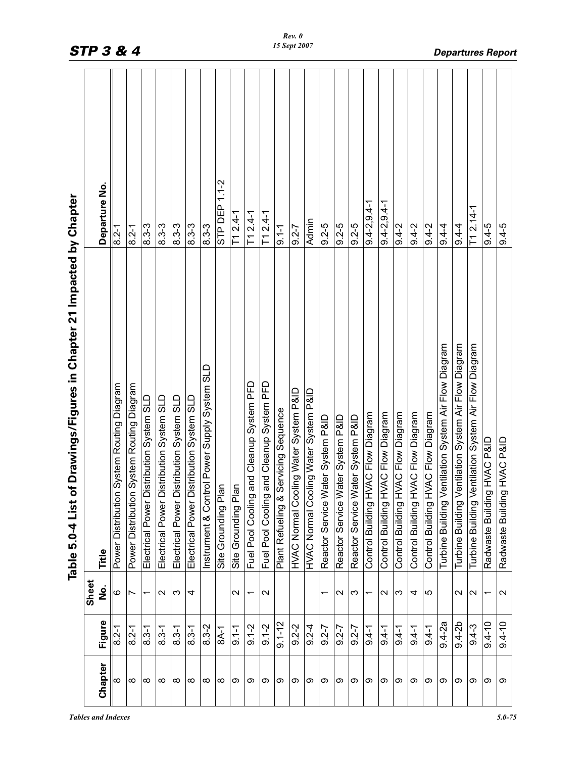## Table 5.0-4 List of Drawings/Figures in Chapter 21 Impacted by Chapter

| Chapter | Figure | Sheet No. | Title | Departure No. |
|---|---|---|---|---|
| 8 | 8.2-1 | 6 | Power Distribution System Routing Diagram | 8.2-1 |
| 8 | 8.2-1 | 7 | Power Distribution System Routing Diagram | 8.2-1 |
| 8 | 8.3-1 | 1 | Electrical Power Distribution System SLD | 8.3-3 |
| 8 | 8.3-1 | 2 | Electrical Power Distribution System SLD | 8.3-3 |
| 8 | 8.3-1 | 3 | Electrical Power Distribution System SLD | 8.3-3 |
| 8 | 8.3-1 | 4 | Electrical Power Distribution System SLD | 8.3-3 |
| 8 | 8.3-2 | | Instrument & Control Power Supply System SLD | 8.3-3 |
| 8 | 8A-1 | | Site Grounding Plan | STP DEP 1.1-2 |
| 9 | 9.1-1 | 2 | Site Grounding Plan | T1 2.4-1 |
| 9 | 9.1-2 | 1 | Fuel Pool Cooling and Cleanup System PFD | T1 2.4-1 |
| 9 | 9.1-2 | 2 | Fuel Pool Cooling and Cleanup System PFD | T1 2.4-1 |
| 9 | 9.1-12 | | Plant Refueling & Servicing Sequence | 9.1-1 |
| 9 | 9.2-2 | | HVAC Normal Cooling Water System P&ID | 9.2-7 |
| 9 | 9.2-4 | | HVAC Normal Cooling Water System P&ID | Admin |
| 9 | 9.2-7 | 1 | Reactor Service Water System P&ID | 9.2-5 |
| 9 | 9.2-7 | 2 | Reactor Service Water System P&ID | 9.2-5 |
| 9 | 9.2-7 | 3 | Reactor Service Water System P&ID | 9.2-5 |
| 9 | 9.4-1 | 1 | Control Building HVAC Flow Diagram | 9.4-2,9.4-1 |
| 9 | 9.4-1 | 2 | Control Building HVAC Flow Diagram | 9.4-2,9.4-1 |
| 9 | 9.4-1 | 3 | Control Building HVAC Flow Diagram | 9.4-2 |
| 9 | 9.4-1 | 4 | Control Building HVAC Flow Diagram | 9.4-2 |
| 9 | 9.4-1 | 5 | Control Building HVAC Flow Diagram | 9.4-2 |
| 9 | 9.4-2a | | Turbine Building Ventilation System Air Flow Diagram | 9.4-4 |
| 9 | 9.4-2b | 2 | Turbine Building Ventilation System Air Flow Diagram | 9.4-4 |
| 9 | 9.4-3 | 2 | Turbine Building Ventilation System Air Flow Diagram | T1 2.14-1 |
| 9 | 9.4-10 | 1 | Radwaste Building HVAC P&ID | 9.4-5 |
| 9 | 9.4-10 | 2 | Radwaste Building HVAC P&ID | 9.4-5 |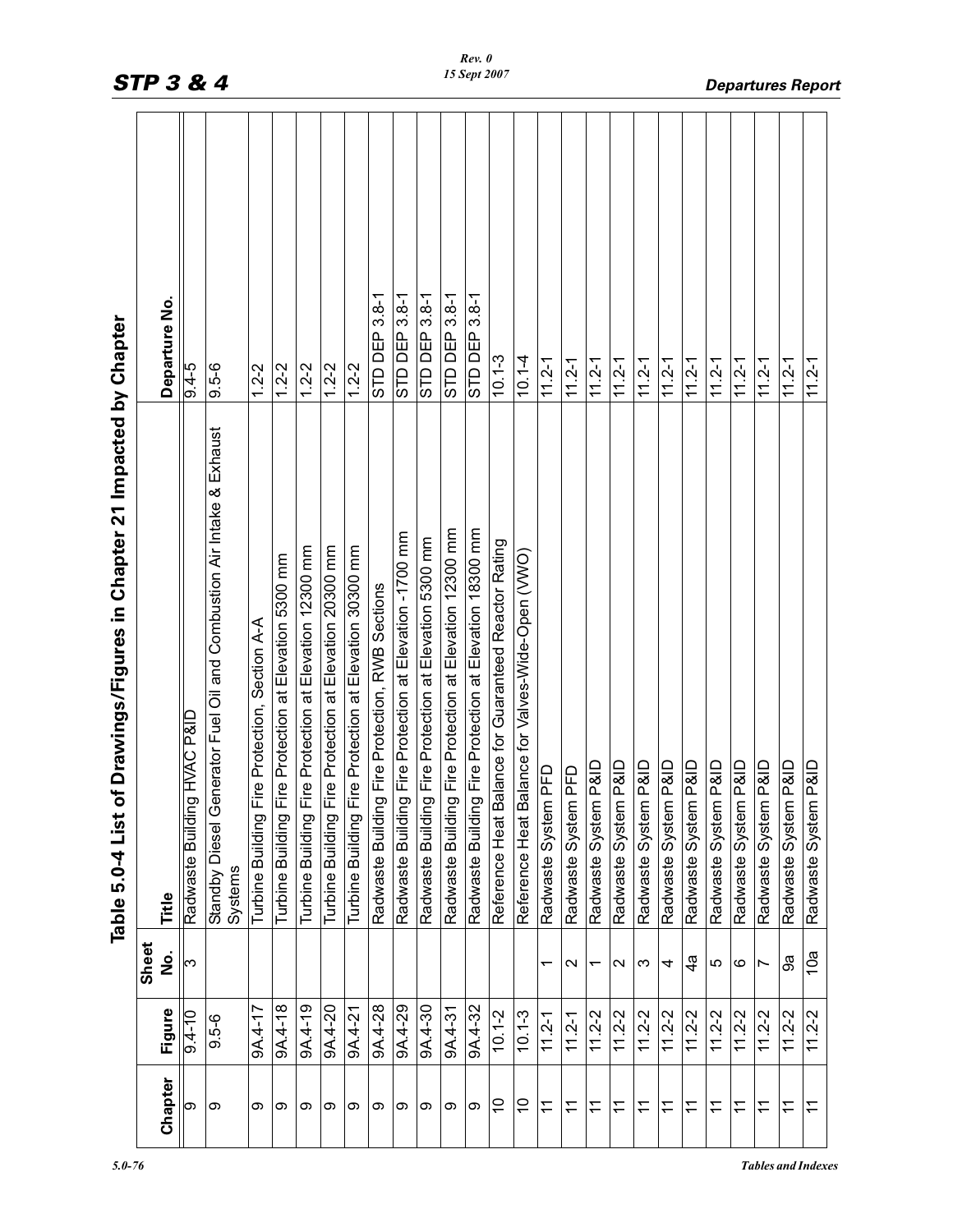## Table 5.0-4 List of Drawings/Figures in Chapter 21 Impacted by Chapter

| Chapter | Figure | Sheet No. | Title | Departure No. |
|---|---|---|---|---|
| 9 | 9.4-10 | 3 | Radwaste Building HVAC P&ID | 9.4-5 |
| 9 | 9.5-6 | | Standby Diesel Generator Fuel Oil and Combustion Air Intake & Exhaust Systems | 9.5-6 |
| 9 | 9A.4-17 | | Turbine Building Fire Protection, Section A-A | 1.2-2 |
| 9 | 9A.4-18 | | Turbine Building Fire Protection at Elevation 5300 mm | 1.2-2 |
| 9 | 9A.4-19 | | Turbine Building Fire Protection at Elevation 12300 mm | 1.2-2 |
| 9 | 9A.4-20 | | Turbine Building Fire Protection at Elevation 20300 mm | 1.2-2 |
| 9 | 9A.4-21 | | Turbine Building Fire Protection at Elevation 30300 mm | 1.2-2 |
| 9 | 9A.4-28 | | Radwaste Building Fire Protection, RWB Sections | STD DEP 3.8-1 |
| 9 | 9A.4-29 | | Radwaste Building Fire Protection at Elevation -1700 mm | STD DEP 3.8-1 |
| 9 | 9A.4-30 | | Radwaste Building Fire Protection at Elevation 5300 mm | STD DEP 3.8-1 |
| 9 | 9A.4-31 | | Radwaste Building Fire Protection at Elevation 12300 mm | STD DEP 3.8-1 |
| 9 | 9A.4-32 | | Radwaste Building Fire Protection at Elevation 18300 mm | STD DEP 3.8-1 |
| 10 | 10.1-2 | | Reference Heat Balance for Guaranteed Reactor Rating | 10.1-3 |
| 10 | 10.1-3 | | Reference Heat Balance for Valves-Wide-Open (VWO) | 10.1-4 |
| 11 | 11.2-1 | 1 | Radwaste System PFD | 11.2-1 |
| 11 | 11.2-1 | 2 | Radwaste System PFD | 11.2-1 |
| 11 | 11.2-2 | 1 | Radwaste System P&ID | 11.2-1 |
| 11 | 11.2-2 | 2 | Radwaste System P&ID | 11.2-1 |
| 11 | 11.2-2 | 3 | Radwaste System P&ID | 11.2-1 |
| 11 | 11.2-2 | 4 | Radwaste System P&ID | 11.2-1 |
| 11 | 11.2-2 | 4a | Radwaste System P&ID | 11.2-1 |
| 11 | 11.2-2 | 5 | Radwaste System P&ID | 11.2-1 |
| 11 | 11.2-2 | 6 | Radwaste System P&ID | 11.2-1 |
| 11 | 11.2-2 | 7 | Radwaste System P&ID | 11.2-1 |
| 11 | 11.2-2 | 9a | Radwaste System P&ID | 11.2-1 |
| 11 | 11.2-2 | 10a | Radwaste System P&ID | 11.2-1 |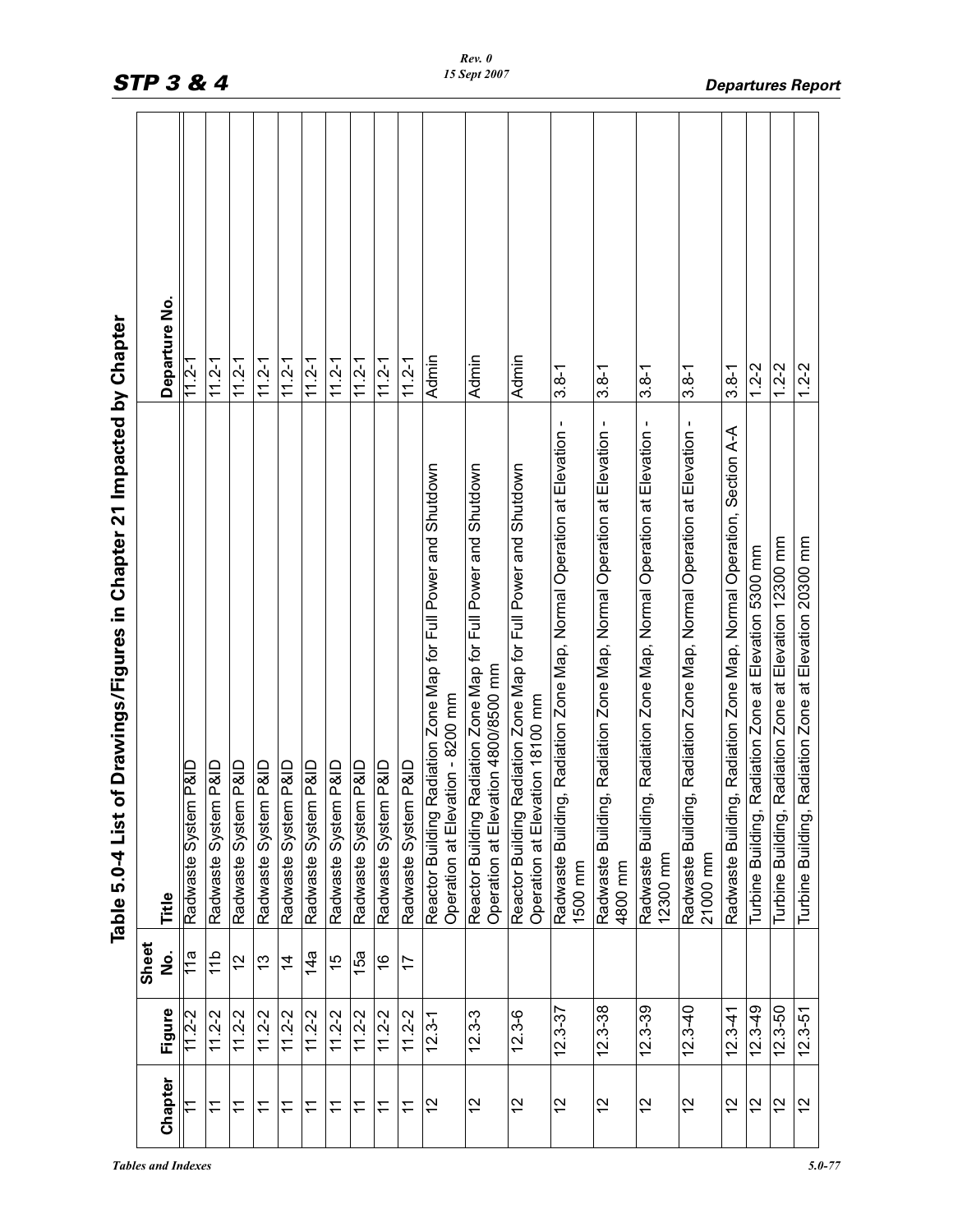## Table 5.0-4 List of Drawings/Figures in Chapter 21 Impacted by Chapter

| Chapter | Figure | Sheet No. | Title | Departure No. |
|---|---|---|---|---|
| 11 | 11.2-2 | 11a | Radwaste System P&ID | 11.2-1 |
| 11 | 11.2-2 | 11b | Radwaste System P&ID | 11.2-1 |
| 11 | 11.2-2 | 12 | Radwaste System P&ID | 11.2-1 |
| 11 | 11.2-2 | 13 | Radwaste System P&ID | 11.2-1 |
| 11 | 11.2-2 | 14 | Radwaste System P&ID | 11.2-1 |
| 11 | 11.2-2 | 14a | Radwaste System P&ID | 11.2-1 |
| 11 | 11.2-2 | 15 | Radwaste System P&ID | 11.2-1 |
| 11 | 11.2-2 | 15a | Radwaste System P&ID | 11.2-1 |
| 11 | 11.2-2 | 16 | Radwaste System P&ID | 11.2-1 |
| 11 | 11.2-2 | 17 | Radwaste System P&ID | 11.2-1 |
| 12 | 12.3-1 | | Reactor Building Radiation Zone Map for Full Power and Shutdown Operation at Elevation - 8200 mm | Admin |
| 12 | 12.3-3 | | Reactor Building Radiation Zone Map for Full Power and Shutdown Operation at Elevation 4800/8500 mm | Admin |
| 12 | 12.3-6 | | Reactor Building Radiation Zone Map for Full Power and Shutdown Operation at Elevation 18100 mm | Admin |
| 12 | 12.3-37 | | Radwaste Building, Radiation Zone Map, Normal Operation at Elevation - 1500 mm | 3.8-1 |
| 12 | 12.3-38 | | Radwaste Building, Radiation Zone Map, Normal Operation at Elevation - 4800 mm | 3.8-1 |
| 12 | 12.3-39 | | Radwaste Building, Radiation Zone Map, Normal Operation at Elevation - 12300 mm | 3.8-1 |
| 12 | 12.3-40 | | Radwaste Building, Radiation Zone Map, Normal Operation at Elevation - 21000 mm | 3.8-1 |
| 12 | 12.3-41 | | Radwaste Building, Radiation Zone Map, Normal Operation, Section A-A | 3.8-1 |
| 12 | 12.3-49 | | Turbine Building, Radiation Zone at Elevation 5300 mm | 1.2-2 |
| 12 | 12.3-50 | | Turbine Building, Radiation Zone at Elevation 12300 mm | 1.2-2 |
| 12 | 12.3-51 | | Turbine Building, Radiation Zone at Elevation 20300 mm | 1.2-2 |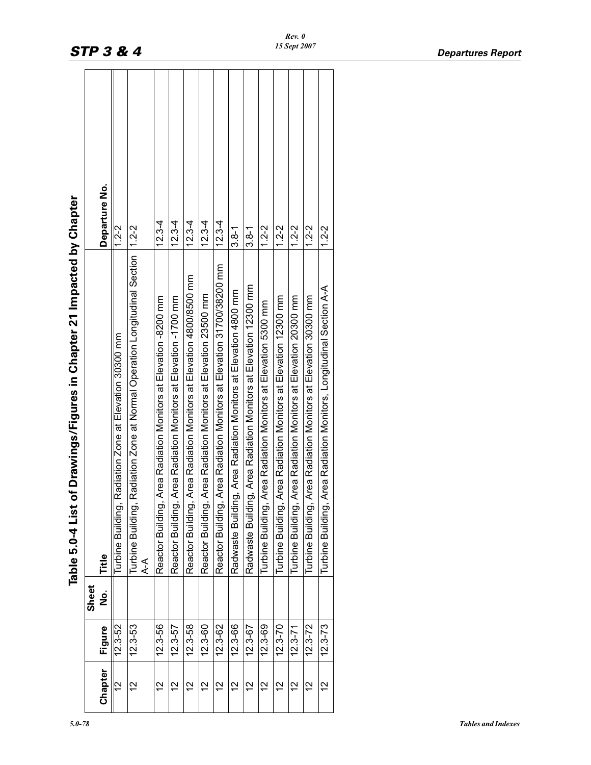## Table 5.0-4 List of Drawings/Figures in Chapter 21 Impacted by Chapter

| Chapter | Figure | Sheet No. | Title | Departure No. |
|---|---|---|---|---|
| 12 | 12.3-52 | | Turbine Building, Radiation Zone at Elevation 30300 mm | 1.2-2 |
| 12 | 12.3-53 | | Turbine Building, Radiation Zone at Normal Operation Longitudinal Section A-A | 1.2-2 |
| 12 | 12.3-56 | | Reactor Building, Area Radiation Monitors at Elevation -8200 mm | 12.3-4 |
| 12 | 12.3-57 | | Reactor Building, Area Radiation Monitors at Elevation -1700 mm | 12.3-4 |
| 12 | 12.3-58 | | Reactor Building, Area Radiation Monitors at Elevation 4800/8500 mm | 12.3-4 |
| 12 | 12.3-60 | | Reactor Building, Area Radiation Monitors at Elevation 23500 mm | 12.3-4 |
| 12 | 12.3-62 | | Reactor Building, Area Radiation Monitors at Elevation 31700/38200 mm | 12.3-4 |
| 12 | 12.3-66 | | Radwaste Building, Area Radiation Monitors at Elevation 4800 mm | 3.8-1 |
| 12 | 12.3-67 | | Radwaste Building, Area Radiation Monitors at Elevation 12300 mm | 3.8-1 |
| 12 | 12.3-69 | | Turbine Building, Area Radiation Monitors at Elevation 5300 mm | 1.2-2 |
| 12 | 12.3-70 | | Turbine Building, Area Radiation Monitors at Elevation 12300 mm | 1.2-2 |
| 12 | 12.3-71 | | Turbine Building, Area Radiation Monitors at Elevation 20300 mm | 1.2-2 |
| 12 | 12.3-72 | | Turbine Building, Area Radiation Monitors at Elevation 30300 mm | 1.2-2 |
| 12 | 12.3-73 | | Turbine Building, Area Radiation Monitors, Longitudinal Section A-A | 1.2-2 |